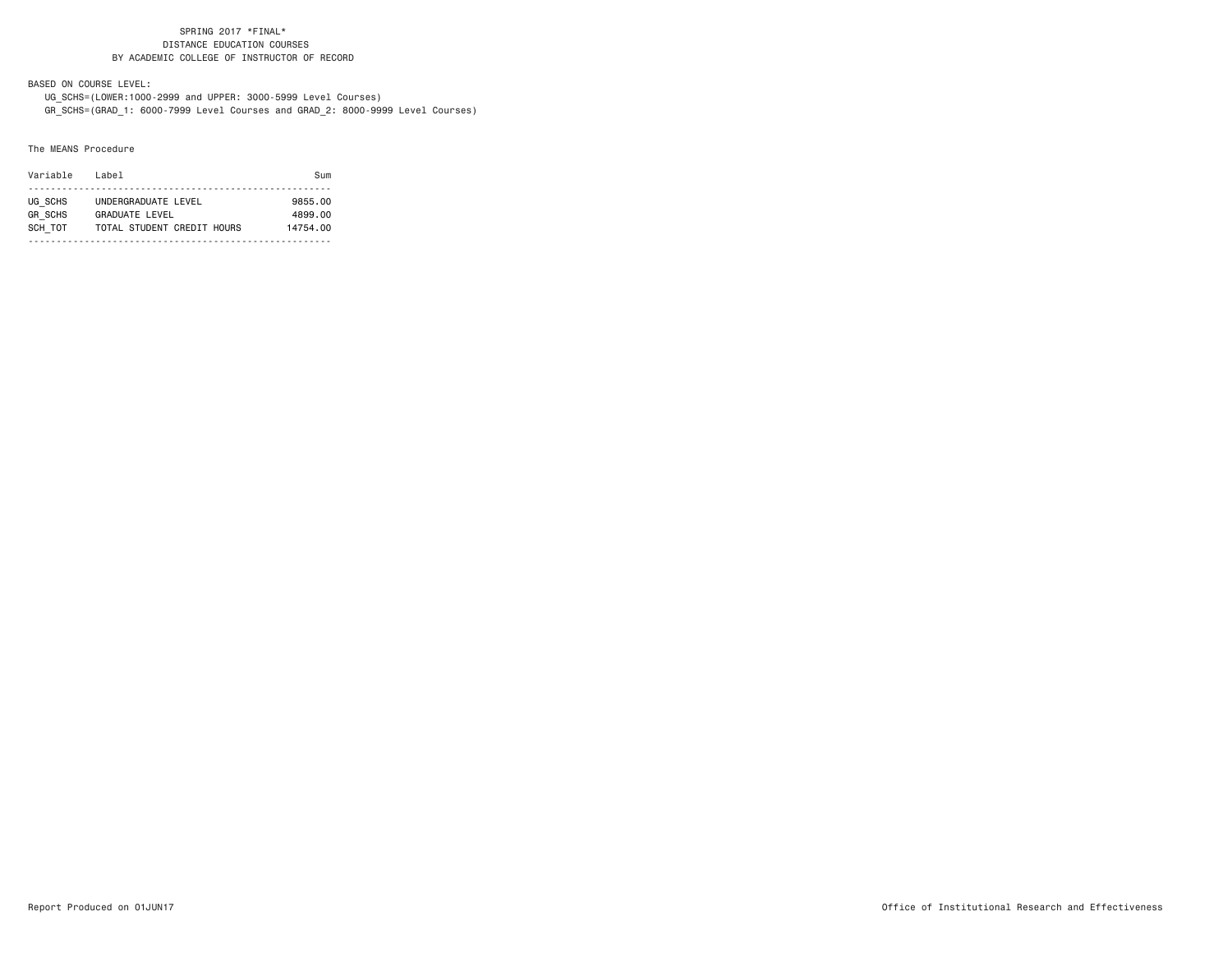SPRING 2017 *FINAL*
DISTANCE EDUCATION COURSES
BY ACADEMIC COLLEGE OF INSTRUCTOR OF RECORD

BASED ON COURSE LEVEL:
UG_SCHS=(LOWER:1000-2999 and UPPER: 3000-5999 Level Courses)
GR_SCHS=(GRAD_1: 6000-7999 Level Courses and GRAD_2: 8000-9999 Level Courses)

The MEANS Procedure

| Variable | Label | Sum |
|---|---|---|
| UG_SCHS | UNDERGRADUATE LEVEL | 9855.00 |
| GR_SCHS | GRADUATE LEVEL | 4899.00 |
| SCH_TOT | TOTAL STUDENT CREDIT HOURS | 14754.00 |

Report Produced on 01JUN17

Office of Institutional Research and Effectiveness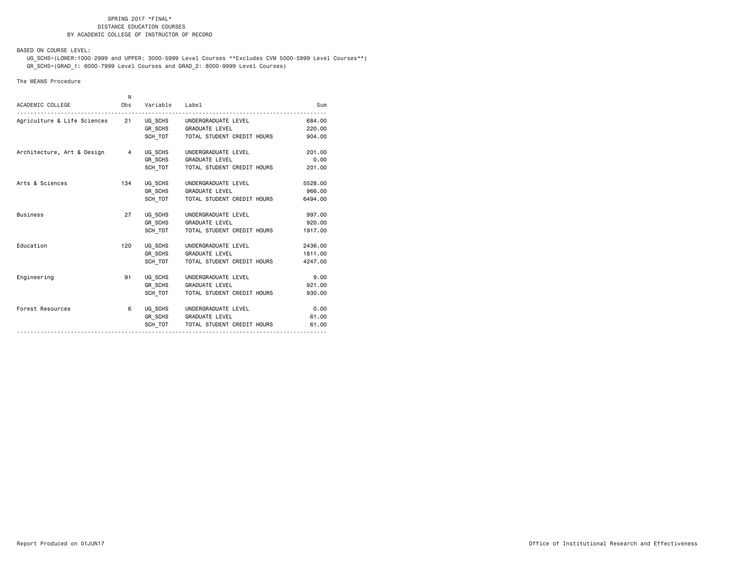SPRING 2017 *FINAL*
DISTANCE EDUCATION COURSES
BY ACADEMIC COLLEGE OF INSTRUCTOR OF RECORD

BASED ON COURSE LEVEL:
UG_SCHS=(LOWER:1000-2999 and UPPER: 3000-5999 Level Courses **Excludes CVM 5000-5999 Level Courses**)
GR_SCHS=(GRAD_1: 6000-7999 Level Courses and GRAD_2: 8000-9999 Level Courses)

The MEANS Procedure

| ACADEMIC COLLEGE | N Obs | Variable | Label | Sum |
|---|---|---|---|---|
| Agriculture & Life Sciences | 21 | UG_SCHS | UNDERGRADUATE LEVEL | 684.00 |
| | | GR_SCHS | GRADUATE LEVEL | 220.00 |
| | | SCH_TOT | TOTAL STUDENT CREDIT HOURS | 904.00 |
| Architecture, Art & Design | 4 | UG_SCHS | UNDERGRADUATE LEVEL | 201.00 |
| | | GR_SCHS | GRADUATE LEVEL | 0.00 |
| | | SCH_TOT | TOTAL STUDENT CREDIT HOURS | 201.00 |
| Arts & Sciences | 134 | UG_SCHS | UNDERGRADUATE LEVEL | 5528.00 |
| | | GR_SCHS | GRADUATE LEVEL | 966.00 |
| | | SCH_TOT | TOTAL STUDENT CREDIT HOURS | 6494.00 |
| Business | 27 | UG_SCHS | UNDERGRADUATE LEVEL | 997.00 |
| | | GR_SCHS | GRADUATE LEVEL | 920.00 |
| | | SCH_TOT | TOTAL STUDENT CREDIT HOURS | 1917.00 |
| Education | 120 | UG_SCHS | UNDERGRADUATE LEVEL | 2436.00 |
| | | GR_SCHS | GRADUATE LEVEL | 1811.00 |
| | | SCH_TOT | TOTAL STUDENT CREDIT HOURS | 4247.00 |
| Engineering | 91 | UG_SCHS | UNDERGRADUATE LEVEL | 9.00 |
| | | GR_SCHS | GRADUATE LEVEL | 921.00 |
| | | SCH_TOT | TOTAL STUDENT CREDIT HOURS | 930.00 |
| Forest Resources | 6 | UG_SCHS | UNDERGRADUATE LEVEL | 0.00 |
| | | GR_SCHS | GRADUATE LEVEL | 61.00 |
| | | SCH_TOT | TOTAL STUDENT CREDIT HOURS | 61.00 |

Report Produced on 01JUN17

Office of Institutional Research and Effectiveness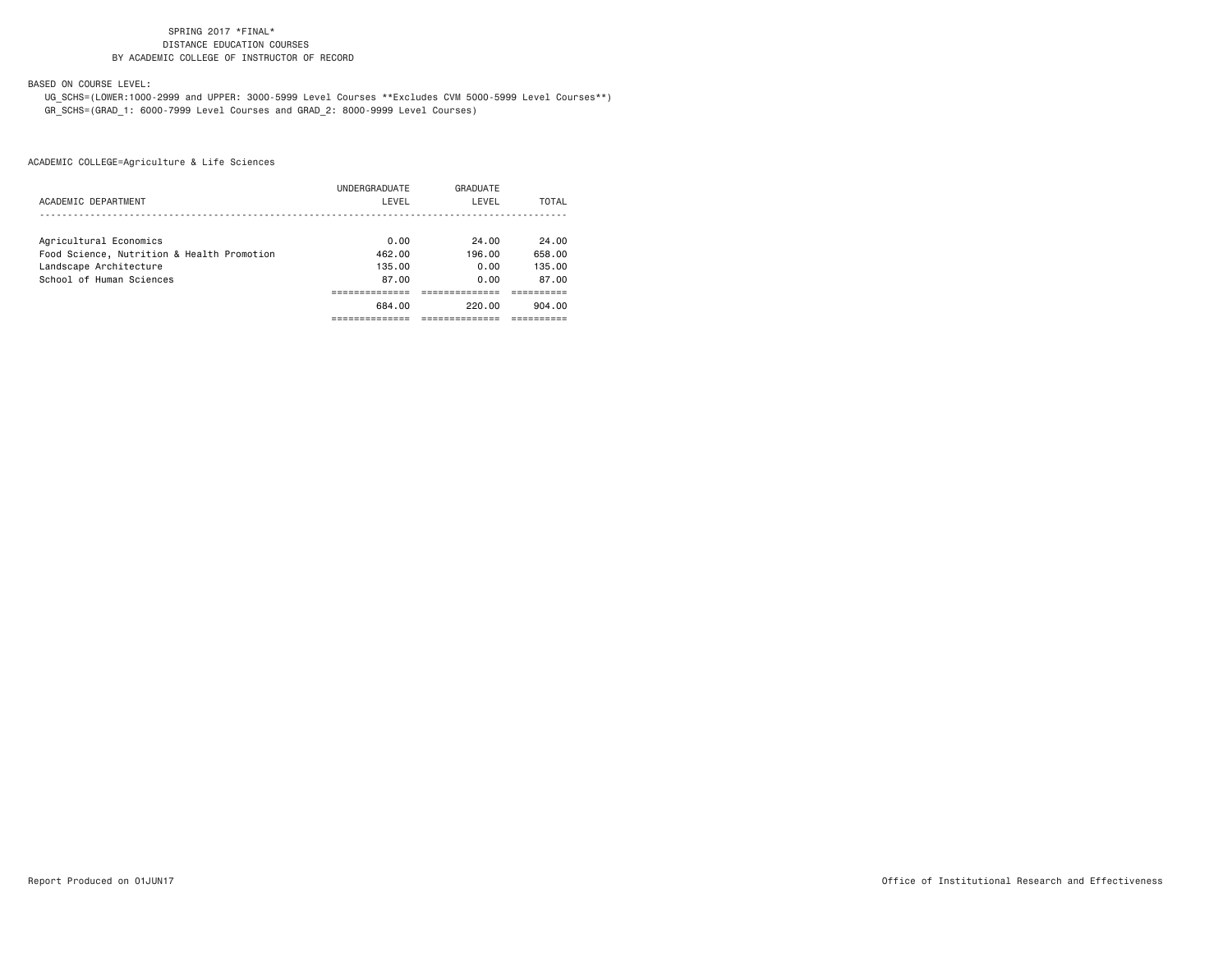SPRING 2017 *FINAL*
DISTANCE EDUCATION COURSES
BY ACADEMIC COLLEGE OF INSTRUCTOR OF RECORD

BASED ON COURSE LEVEL:

UG_SCHS=(LOWER:1000-2999 and UPPER: 3000-5999 Level Courses **Excludes CVM 5000-5999 Level Courses**)
GR_SCHS=(GRAD_1: 6000-7999 Level Courses and GRAD_2: 8000-9999 Level Courses)

ACADEMIC COLLEGE=Agriculture & Life Sciences

| ACADEMIC DEPARTMENT | UNDERGRADUATE LEVEL | GRADUATE LEVEL | TOTAL |
|---|---|---|---|
| Agricultural Economics | 0.00 | 24.00 | 24.00 |
| Food Science, Nutrition & Health Promotion | 462.00 | 196.00 | 658.00 |
| Landscape Architecture | 135.00 | 0.00 | 135.00 |
| School of Human Sciences | 87.00 | 0.00 | 87.00 |
| | 684.00 | 220.00 | 904.00 |

Report Produced on 01JUN17

Office of Institutional Research and Effectiveness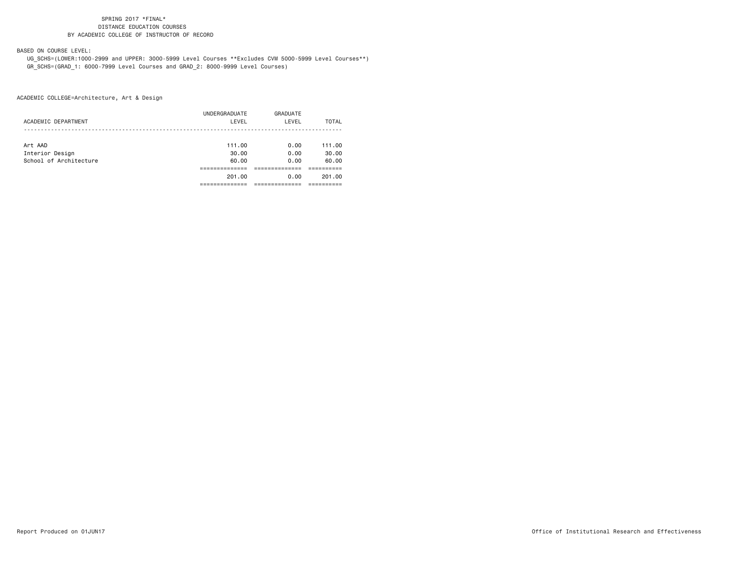SPRING 2017 *FINAL*
DISTANCE EDUCATION COURSES
BY ACADEMIC COLLEGE OF INSTRUCTOR OF RECORD

BASED ON COURSE LEVEL:
UG_SCHS=(LOWER:1000-2999 and UPPER: 3000-5999 Level Courses **Excludes CVM 5000-5999 Level Courses**)
GR_SCHS=(GRAD_1: 6000-7999 Level Courses and GRAD_2: 8000-9999 Level Courses)

ACADEMIC COLLEGE=Architecture, Art & Design

| ACADEMIC DEPARTMENT | UNDERGRADUATE LEVEL | GRADUATE LEVEL | TOTAL |
|---|---|---|---|
| Art AAD | 111.00 | 0.00 | 111.00 |
| Interior Design | 30.00 | 0.00 | 30.00 |
| School of Architecture | 60.00 | 0.00 | 60.00 |
| | 201.00 | 0.00 | 201.00 |

Report Produced on 01JUN17

Office of Institutional Research and Effectiveness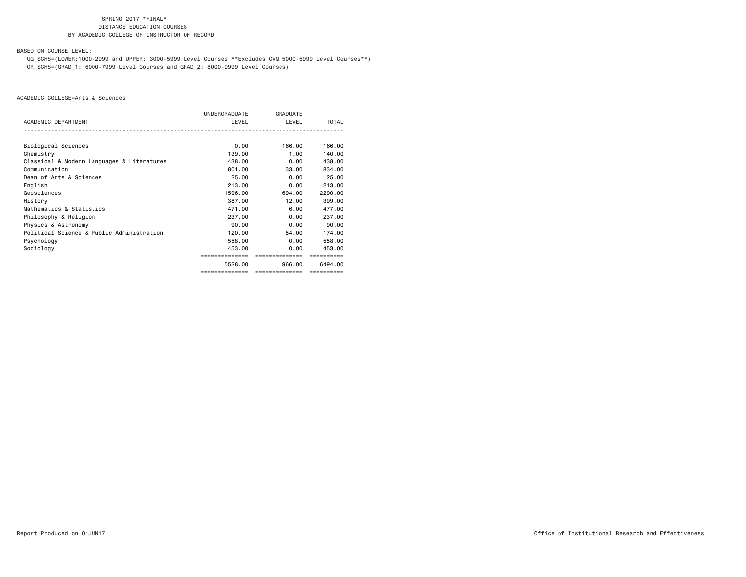SPRING 2017 *FINAL*
DISTANCE EDUCATION COURSES
BY ACADEMIC COLLEGE OF INSTRUCTOR OF RECORD

BASED ON COURSE LEVEL:

UG_SCHS=(LOWER:1000-2999 and UPPER: 3000-5999 Level Courses **Excludes CVM 5000-5999 Level Courses**)
GR_SCHS=(GRAD_1: 6000-7999 Level Courses and GRAD_2: 8000-9999 Level Courses)

ACADEMIC COLLEGE=Arts & Sciences

| ACADEMIC DEPARTMENT | UNDERGRADUATE LEVEL | GRADUATE LEVEL | TOTAL |
|---|---|---|---|
| Biological Sciences | 0.00 | 166.00 | 166.00 |
| Chemistry | 139.00 | 1.00 | 140.00 |
| Classical & Modern Languages & Literatures | 438.00 | 0.00 | 438.00 |
| Communication | 801.00 | 33.00 | 834.00 |
| Dean of Arts & Sciences | 25.00 | 0.00 | 25.00 |
| English | 213.00 | 0.00 | 213.00 |
| Geosciences | 1596.00 | 694.00 | 2290.00 |
| History | 387.00 | 12.00 | 399.00 |
| Mathematics & Statistics | 471.00 | 6.00 | 477.00 |
| Philosophy & Religion | 237.00 | 0.00 | 237.00 |
| Physics & Astronomy | 90.00 | 0.00 | 90.00 |
| Political Science & Public Administration | 120.00 | 54.00 | 174.00 |
| Psychology | 558.00 | 0.00 | 558.00 |
| Sociology | 453.00 | 0.00 | 453.00 |
| | 5528.00 | 966.00 | 6494.00 |

Report Produced on 01JUN17

Office of Institutional Research and Effectiveness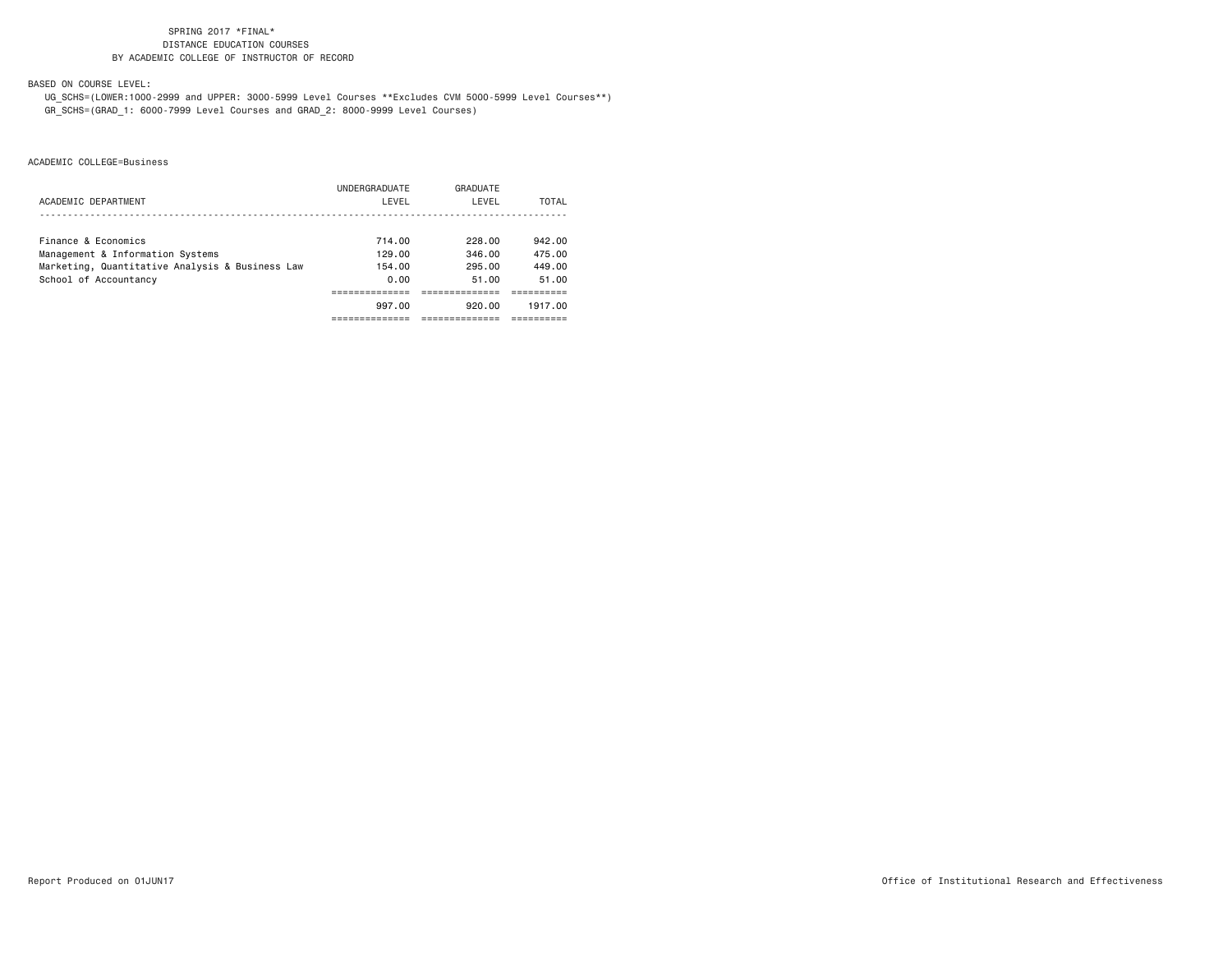SPRING 2017 *FINAL*
DISTANCE EDUCATION COURSES
BY ACADEMIC COLLEGE OF INSTRUCTOR OF RECORD

BASED ON COURSE LEVEL:
UG_SCHS=(LOWER:1000-2999 and UPPER: 3000-5999 Level Courses **Excludes CVM 5000-5999 Level Courses**)
GR_SCHS=(GRAD_1: 6000-7999 Level Courses and GRAD_2: 8000-9999 Level Courses)

ACADEMIC COLLEGE=Business

| ACADEMIC DEPARTMENT | UNDERGRADUATE LEVEL | GRADUATE LEVEL | TOTAL |
|---|---|---|---|
| Finance & Economics | 714.00 | 228.00 | 942.00 |
| Management & Information Systems | 129.00 | 346.00 | 475.00 |
| Marketing, Quantitative Analysis & Business Law | 154.00 | 295.00 | 449.00 |
| School of Accountancy | 0.00 | 51.00 | 51.00 |
| | 997.00 | 920.00 | 1917.00 |

Report Produced on 01JUN17

Office of Institutional Research and Effectiveness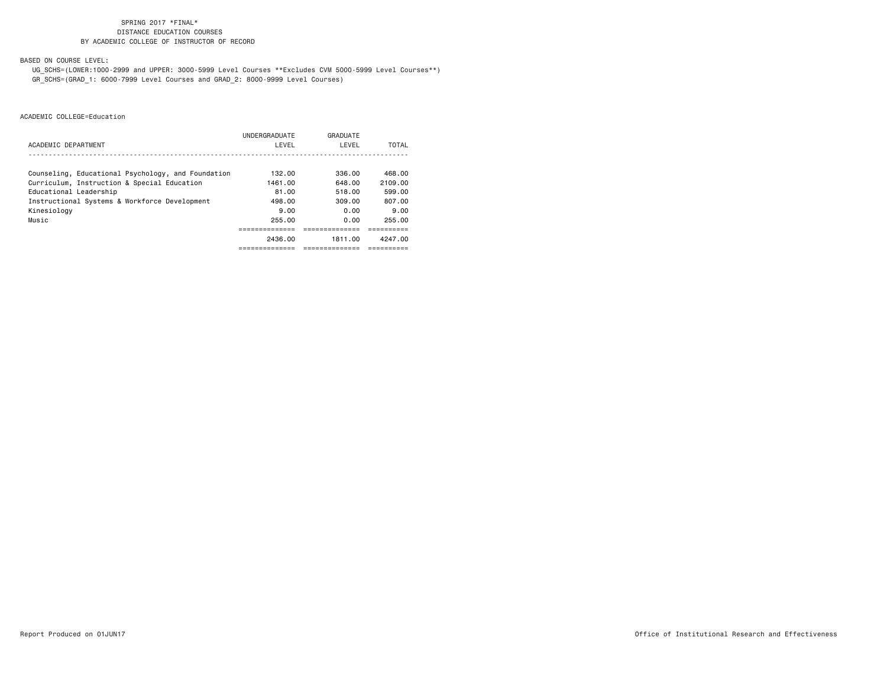SPRING 2017 *FINAL*
DISTANCE EDUCATION COURSES
BY ACADEMIC COLLEGE OF INSTRUCTOR OF RECORD

BASED ON COURSE LEVEL:
UG_SCHS=(LOWER:1000-2999 and UPPER: 3000-5999 Level Courses **Excludes CVM 5000-5999 Level Courses**)
GR_SCHS=(GRAD_1: 6000-7999 Level Courses and GRAD_2: 8000-9999 Level Courses)

ACADEMIC COLLEGE=Education

| ACADEMIC DEPARTMENT | UNDERGRADUATE LEVEL | GRADUATE LEVEL | TOTAL |
|---|---|---|---|
| Counseling, Educational Psychology, and Foundation | 132.00 | 336.00 | 468.00 |
| Curriculum, Instruction & Special Education | 1461.00 | 648.00 | 2109.00 |
| Educational Leadership | 81.00 | 518.00 | 599.00 |
| Instructional Systems & Workforce Development | 498.00 | 309.00 | 807.00 |
| Kinesiology | 9.00 | 0.00 | 9.00 |
| Music | 255.00 | 0.00 | 255.00 |
| | 2436.00 | 1811.00 | 4247.00 |

Report Produced on 01JUN17

Office of Institutional Research and Effectiveness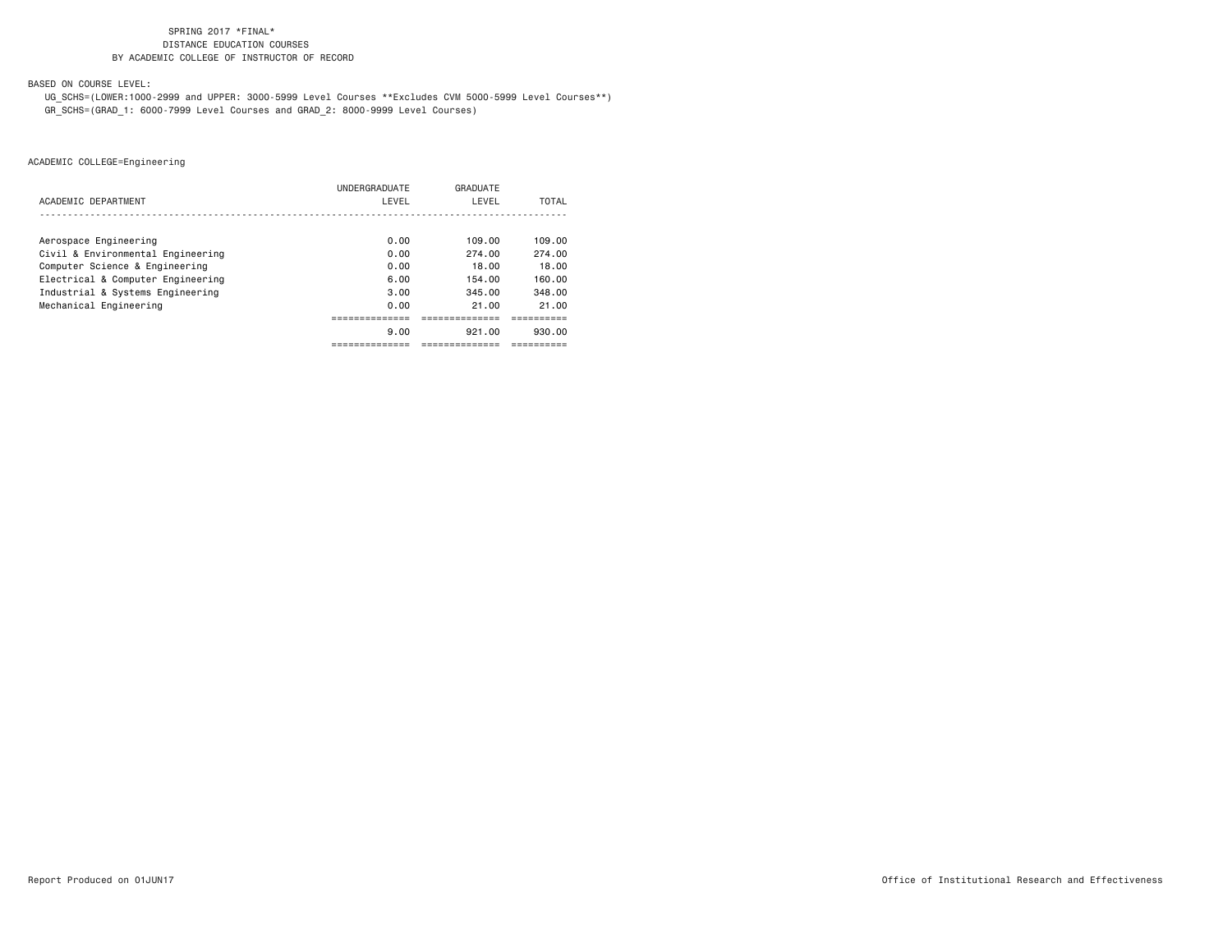SPRING 2017 *FINAL*
DISTANCE EDUCATION COURSES
BY ACADEMIC COLLEGE OF INSTRUCTOR OF RECORD

BASED ON COURSE LEVEL:
UG_SCHS=(LOWER:1000-2999 and UPPER: 3000-5999 Level Courses **Excludes CVM 5000-5999 Level Courses**)
GR_SCHS=(GRAD_1: 6000-7999 Level Courses and GRAD_2: 8000-9999 Level Courses)

ACADEMIC COLLEGE=Engineering

| ACADEMIC DEPARTMENT | UNDERGRADUATE LEVEL | GRADUATE LEVEL | TOTAL |
|---|---|---|---|
| Aerospace Engineering | 0.00 | 109.00 | 109.00 |
| Civil & Environmental Engineering | 0.00 | 274.00 | 274.00 |
| Computer Science & Engineering | 0.00 | 18.00 | 18.00 |
| Electrical & Computer Engineering | 6.00 | 154.00 | 160.00 |
| Industrial & Systems Engineering | 3.00 | 345.00 | 348.00 |
| Mechanical Engineering | 0.00 | 21.00 | 21.00 |
| | 9.00 | 921.00 | 930.00 |

Report Produced on 01JUN17

Office of Institutional Research and Effectiveness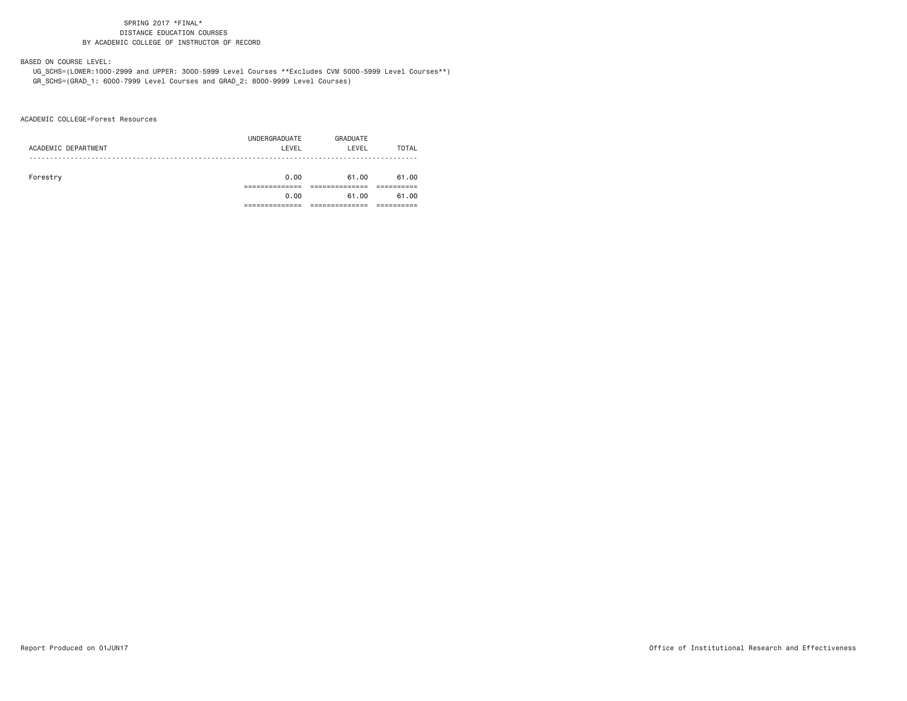SPRING 2017 *FINAL*
DISTANCE EDUCATION COURSES
BY ACADEMIC COLLEGE OF INSTRUCTOR OF RECORD

BASED ON COURSE LEVEL:
UG_SCHS=(LOWER:1000-2999 and UPPER: 3000-5999 Level Courses **Excludes CVM 5000-5999 Level Courses**)
GR_SCHS=(GRAD_1: 6000-7999 Level Courses and GRAD_2: 8000-9999 Level Courses)

ACADEMIC COLLEGE=Forest Resources

| ACADEMIC DEPARTMENT | UNDERGRADUATE LEVEL | GRADUATE LEVEL | TOTAL |
|---|---|---|---|
| Forestry | 0.00 | 61.00 | 61.00 |
| | 0.00 | 61.00 | 61.00 |

Report Produced on 01JUN17

Office of Institutional Research and Effectiveness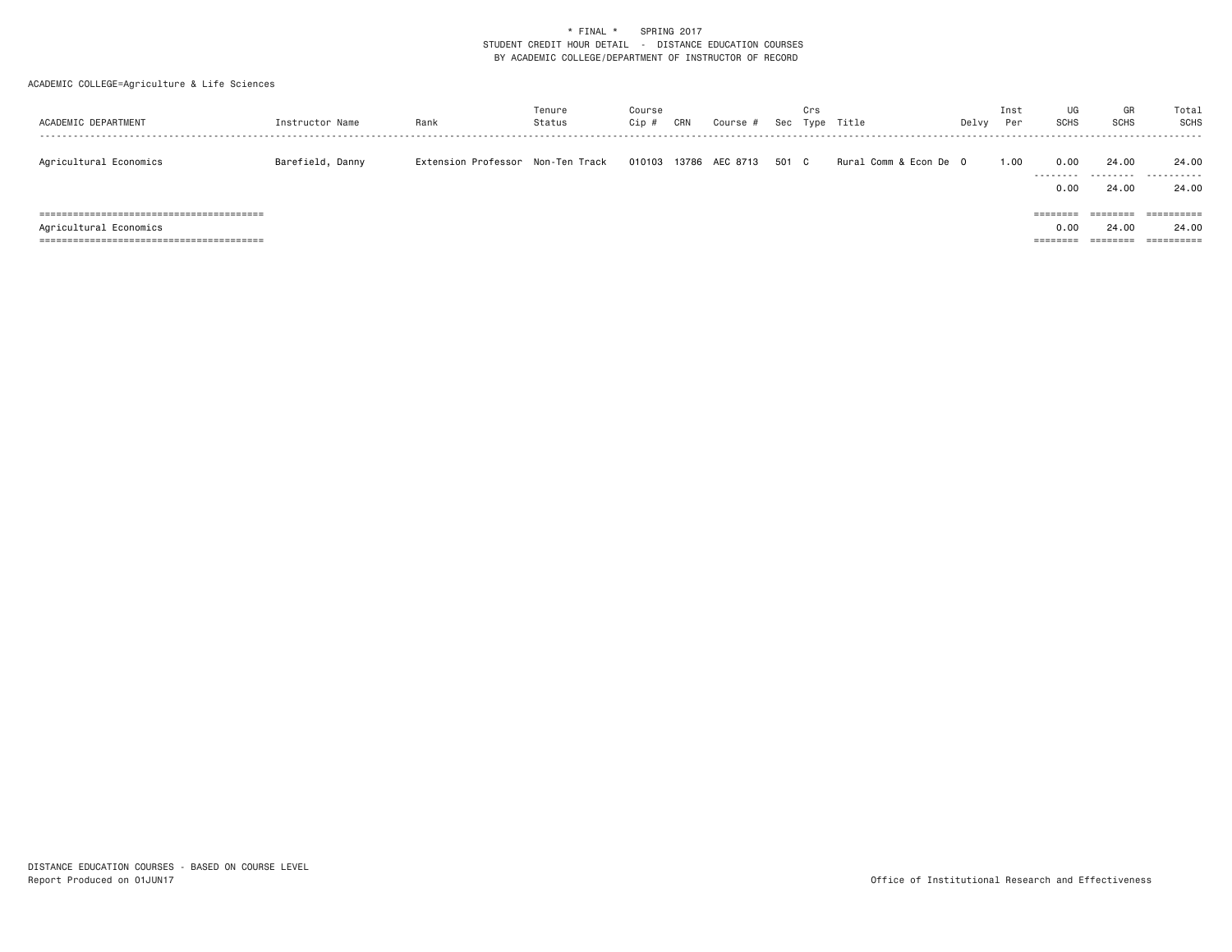\* FINAL \* SPRING 2017
STUDENT CREDIT HOUR DETAIL - DISTANCE EDUCATION COURSES
BY ACADEMIC COLLEGE/DEPARTMENT OF INSTRUCTOR OF RECORD

ACADEMIC COLLEGE=Agriculture & Life Sciences

| ACADEMIC DEPARTMENT | Instructor Name | Rank | Tenure Status | Course Cip # | CRN | Course # | Sec | Crs Type | Title | Delvy | Inst Per | UG SCHS | GR SCHS | Total SCHS |
|---|---|---|---|---|---|---|---|---|---|---|---|---|---|---|
| Agricultural Economics | Barefield, Danny | Extension Professor | Non-Ten Track | 010103 | 13786 | AEC 8713 | 501 | C | Rural Comm & Econ De | O | 1.00 | 0.00 | 24.00 | 24.00 |
| | | | | | | | | | | | | 0.00 | 24.00 | 24.00 |
| Agricultural Economics | | | | | | | | | | | | 0.00 | 24.00 | 24.00 |

DISTANCE EDUCATION COURSES - BASED ON COURSE LEVEL
Report Produced on 01JUN17

Office of Institutional Research and Effectiveness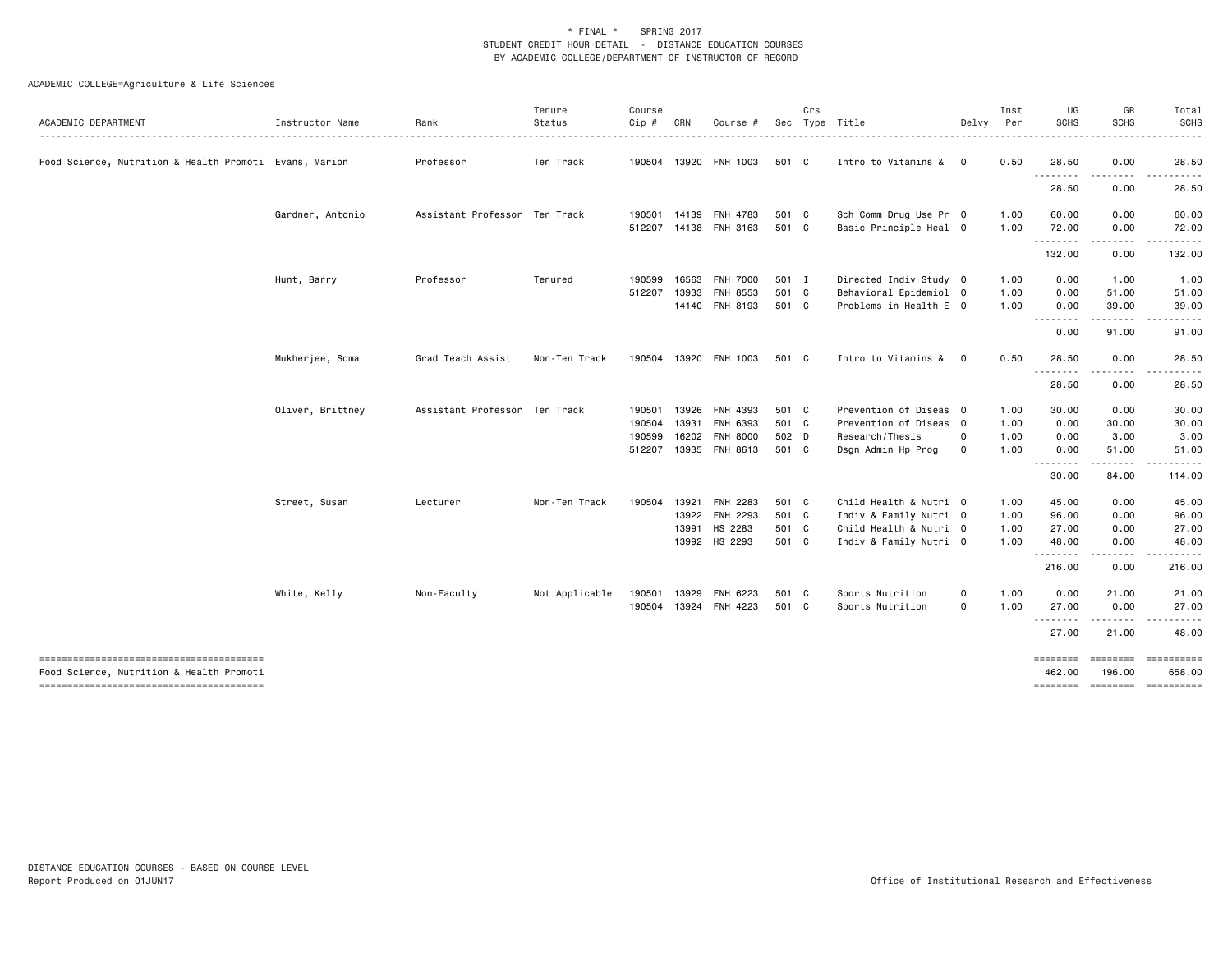\* FINAL \*    SPRING 2017
STUDENT CREDIT HOUR DETAIL - DISTANCE EDUCATION COURSES
BY ACADEMIC COLLEGE/DEPARTMENT OF INSTRUCTOR OF RECORD

ACADEMIC COLLEGE=Agriculture & Life Sciences

| ACADEMIC DEPARTMENT | Instructor Name | Rank | Tenure Status | Course Cip # | CRN | Course # | Sec | Crs Type | Title | Delvy | Inst Per | UG SCHS | GR SCHS | Total SCHS |
|---|---|---|---|---|---|---|---|---|---|---|---|---|---|---|
| Food Science, Nutrition & Health Promoti | Evans, Marion | Professor | Ten Track | 190504 | 13920 | FNH 1003 | 501 | C | Intro to Vitamins & | O | 0.50 | 28.50 | 0.00 | 28.50 |
| | | | | | | | | | | | | 28.50 | 0.00 | 28.50 |
| | Gardner, Antonio | Assistant Professor | Ten Track | 190501 | 14139 | FNH 4783 | 501 | C | Sch Comm Drug Use Pr | O | 1.00 | 60.00 | 0.00 | 60.00 |
| | | | | 512207 | 14138 | FNH 3163 | 501 | C | Basic Principle Heal | O | 1.00 | 72.00 | 0.00 | 72.00 |
| | | | | | | | | | | | | 132.00 | 0.00 | 132.00 |
| | Hunt, Barry | Professor | Tenured | 190599 | 16563 | FNH 7000 | 501 | I | Directed Indiv Study | O | 1.00 | 0.00 | 1.00 | 1.00 |
| | | | | 512207 | 13933 | FNH 8553 | 501 | C | Behavioral Epidemiol | O | 1.00 | 0.00 | 51.00 | 51.00 |
| | | | | | 14140 | FNH 8193 | 501 | C | Problems in Health E | O | 1.00 | 0.00 | 39.00 | 39.00 |
| | | | | | | | | | | | | 0.00 | 91.00 | 91.00 |
| | Mukherjee, Soma | Grad Teach Assist | Non-Ten Track | 190504 | 13920 | FNH 1003 | 501 | C | Intro to Vitamins & | O | 0.50 | 28.50 | 0.00 | 28.50 |
| | | | | | | | | | | | | 28.50 | 0.00 | 28.50 |
| | Oliver, Brittney | Assistant Professor | Ten Track | 190501 | 13926 | FNH 4393 | 501 | C | Prevention of Diseas | O | 1.00 | 30.00 | 0.00 | 30.00 |
| | | | | 190504 | 13931 | FNH 6393 | 501 | C | Prevention of Diseas | O | 1.00 | 0.00 | 30.00 | 30.00 |
| | | | | 190599 | 16202 | FNH 8000 | 502 | D | Research/Thesis | O | 1.00 | 0.00 | 3.00 | 3.00 |
| | | | | 512207 | 13935 | FNH 8613 | 501 | C | Dsgn Admin Hp Prog | O | 1.00 | 0.00 | 51.00 | 51.00 |
| | | | | | | | | | | | | 30.00 | 84.00 | 114.00 |
| | Street, Susan | Lecturer | Non-Ten Track | 190504 | 13921 | FNH 2283 | 501 | C | Child Health & Nutri | O | 1.00 | 45.00 | 0.00 | 45.00 |
| | | | | | 13922 | FNH 2293 | 501 | C | Indiv & Family Nutri | O | 1.00 | 96.00 | 0.00 | 96.00 |
| | | | | | 13991 | HS 2283 | 501 | C | Child Health & Nutri | O | 1.00 | 27.00 | 0.00 | 27.00 |
| | | | | | 13992 | HS 2293 | 501 | C | Indiv & Family Nutri | O | 1.00 | 48.00 | 0.00 | 48.00 |
| | | | | | | | | | | | | 216.00 | 0.00 | 216.00 |
| | White, Kelly | Non-Faculty | Not Applicable | 190501 | 13929 | FNH 6223 | 501 | C | Sports Nutrition | O | 1.00 | 0.00 | 21.00 | 21.00 |
| | | | | 190504 | 13924 | FNH 4223 | 501 | C | Sports Nutrition | O | 1.00 | 27.00 | 0.00 | 27.00 |
| | | | | | | | | | | | | 27.00 | 21.00 | 48.00 |
| Food Science, Nutrition & Health Promoti | | | | | | | | | | | | 462.00 | 196.00 | 658.00 |

DISTANCE EDUCATION COURSES - BASED ON COURSE LEVEL
Report Produced on 01JUN17

Office of Institutional Research and Effectiveness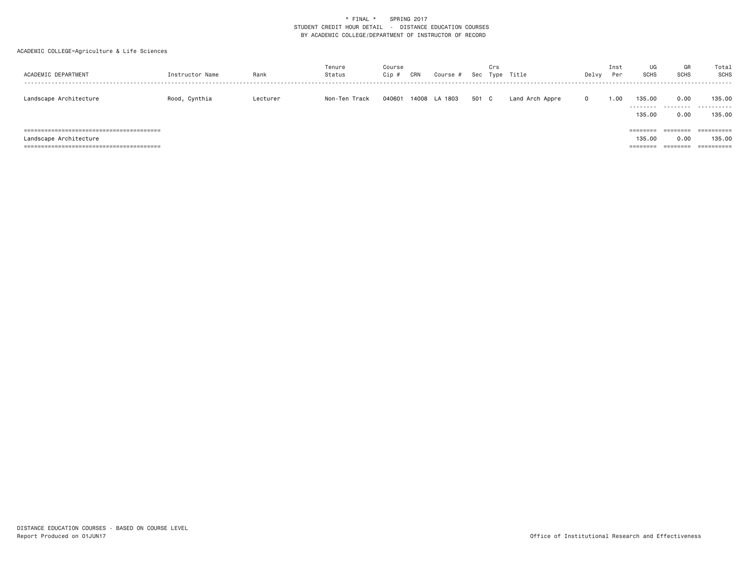\* FINAL \*    SPRING 2017
STUDENT CREDIT HOUR DETAIL - DISTANCE EDUCATION COURSES
BY ACADEMIC COLLEGE/DEPARTMENT OF INSTRUCTOR OF RECORD

ACADEMIC COLLEGE=Agriculture & Life Sciences

| ACADEMIC DEPARTMENT | Instructor Name | Rank | Tenure Status | Course Cip # | CRN | Course # | Sec | Crs Type | Title | Delvy | Inst Per | UG SCHS | GR SCHS | Total SCHS |
|---|---|---|---|---|---|---|---|---|---|---|---|---|---|---|
| Landscape Architecture | Rood, Cynthia | Lecturer | Non-Ten Track | 040601 | 14008 | LA 1803 | 501 | C | Land Arch Appre | O | 1.00 | 135.00 | 0.00 | 135.00 |
| | | | | | | | | | | | | 135.00 | 0.00 | 135.00 |
| Landscape Architecture | | | | | | | | | | | | 135.00 | 0.00 | 135.00 |

DISTANCE EDUCATION COURSES - BASED ON COURSE LEVEL
Report Produced on 01JUN17

Office of Institutional Research and Effectiveness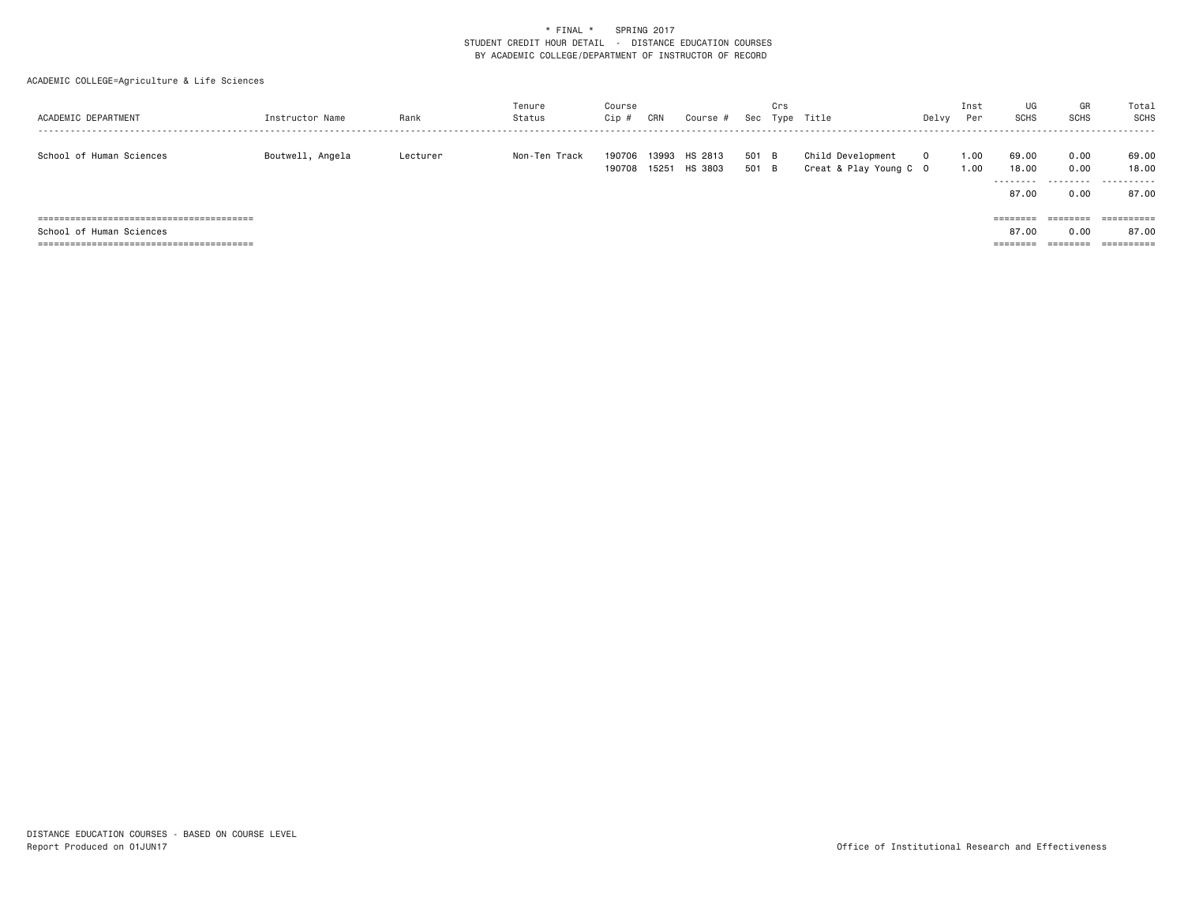\* FINAL \*    SPRING 2017
STUDENT CREDIT HOUR DETAIL - DISTANCE EDUCATION COURSES
BY ACADEMIC COLLEGE/DEPARTMENT OF INSTRUCTOR OF RECORD

ACADEMIC COLLEGE=Agriculture & Life Sciences

| ACADEMIC DEPARTMENT | Instructor Name | Rank | Tenure Status | Course Cip # | CRN | Course # | Sec | Crs Type | Title | Delvy | Inst Per | UG SCHS | GR SCHS | Total SCHS |
|---|---|---|---|---|---|---|---|---|---|---|---|---|---|---|
| School of Human Sciences | Boutwell, Angela | Lecturer | Non-Ten Track | 190706 | 13993 | HS 2813 | 501 | B | Child Development | O | 1.00 | 69.00 | 0.00 | 69.00 |
| | | | | 190708 | 15251 | HS 3803 | 501 | B | Creat & Play Young C | O | 1.00 | 18.00 | 0.00 | 18.00 |
| | | | | | | | | | | | | 87.00 | 0.00 | 87.00 |
| School of Human Sciences | | | | | | | | | | | | 87.00 | 0.00 | 87.00 |

DISTANCE EDUCATION COURSES - BASED ON COURSE LEVEL
Report Produced on 01JUN17

Office of Institutional Research and Effectiveness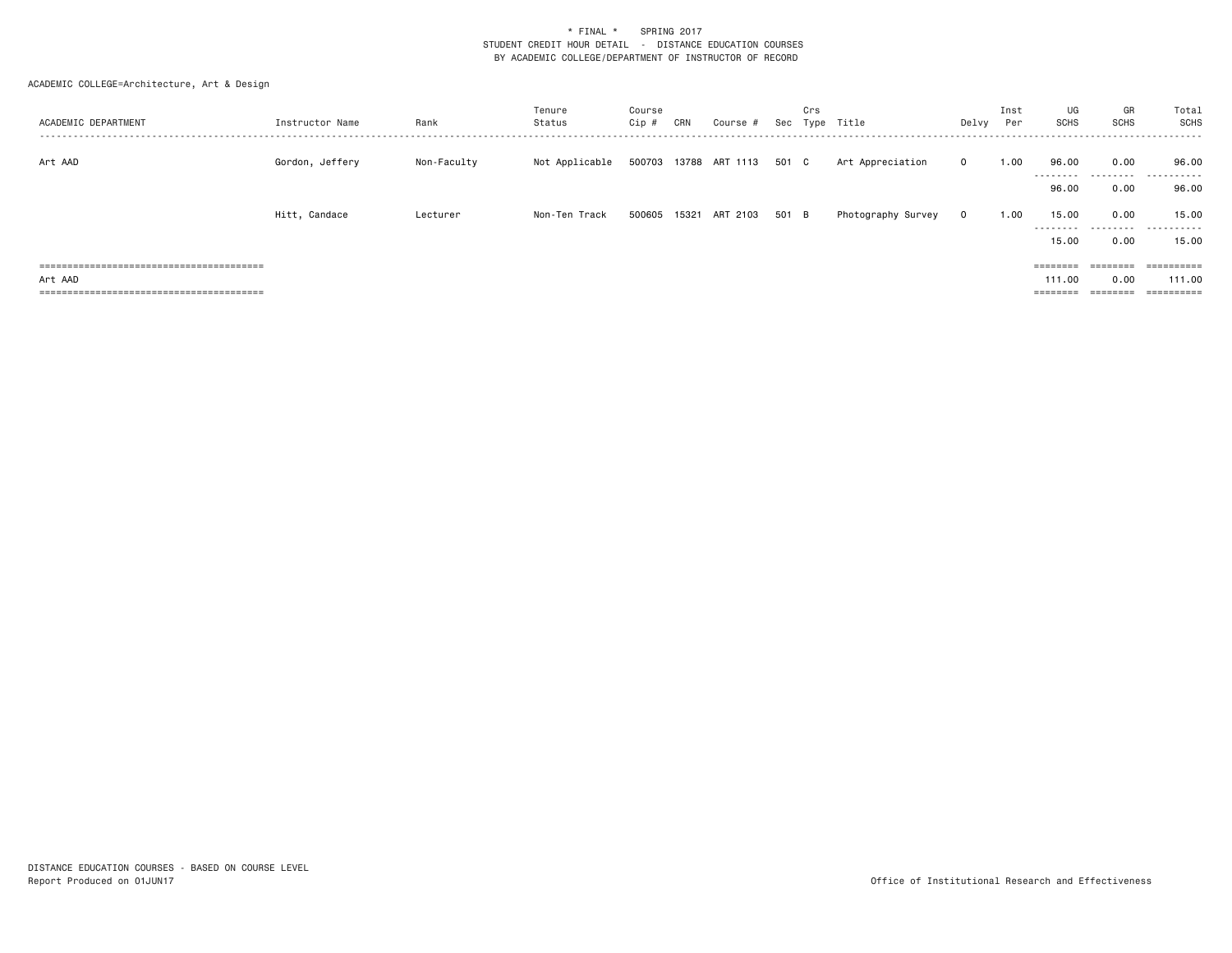\* FINAL \*    SPRING 2017
STUDENT CREDIT HOUR DETAIL - DISTANCE EDUCATION COURSES
BY ACADEMIC COLLEGE/DEPARTMENT OF INSTRUCTOR OF RECORD

ACADEMIC COLLEGE=Architecture, Art & Design

| ACADEMIC DEPARTMENT | Instructor Name | Rank | Tenure Status | Course Cip # | CRN | Course # | Sec | Crs Type | Title | Delvy | Inst Per | UG SCHS | GR SCHS | Total SCHS |
|---|---|---|---|---|---|---|---|---|---|---|---|---|---|---|
| Art AAD | Gordon, Jeffery | Non-Faculty | Not Applicable | 500703 | 13788 | ART 1113 | 501 | C | Art Appreciation | O | 1.00 | 96.00 | 0.00 | 96.00 |
| | | | | | | | | | | | | 96.00 | 0.00 | 96.00 |
| | Hitt, Candace | Lecturer | Non-Ten Track | 500605 | 15321 | ART 2103 | 501 | B | Photography Survey | O | 1.00 | 15.00 | 0.00 | 15.00 |
| | | | | | | | | | | | | 15.00 | 0.00 | 15.00 |
| Art AAD | | | | | | | | | | | | 111.00 | 0.00 | 111.00 |

DISTANCE EDUCATION COURSES - BASED ON COURSE LEVEL
Report Produced on 01JUN17

Office of Institutional Research and Effectiveness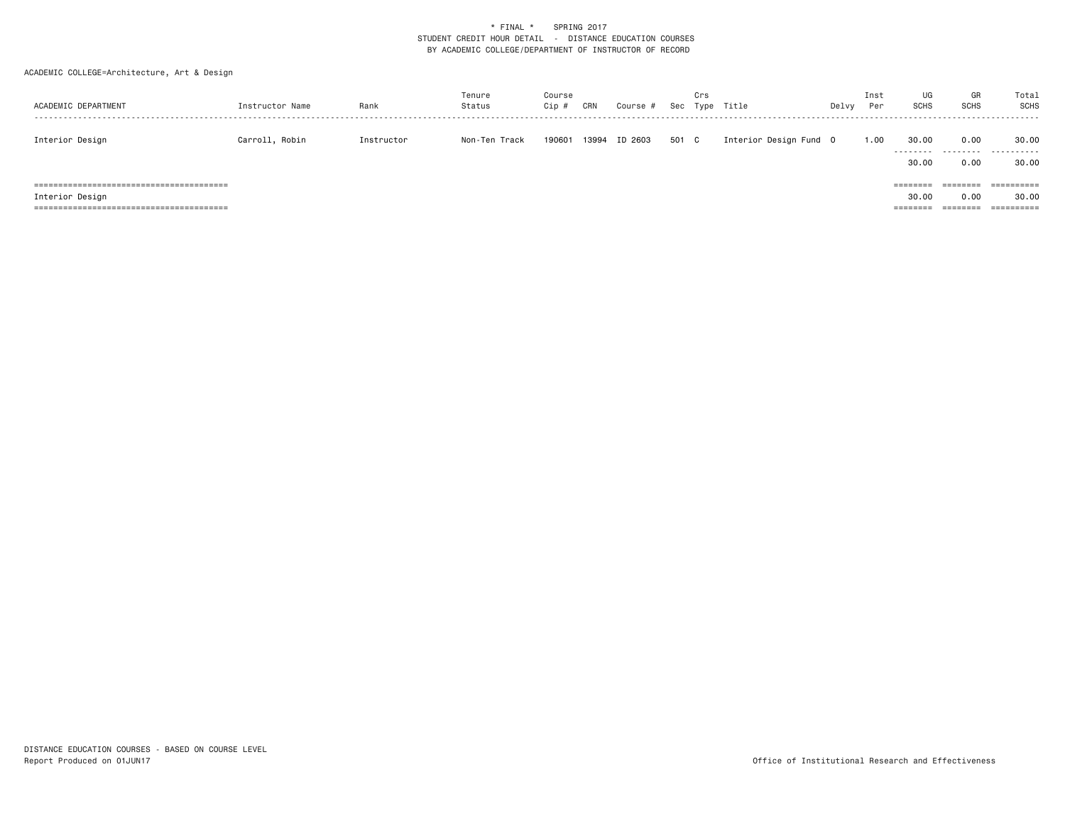\* FINAL \*    SPRING 2017
STUDENT CREDIT HOUR DETAIL - DISTANCE EDUCATION COURSES
BY ACADEMIC COLLEGE/DEPARTMENT OF INSTRUCTOR OF RECORD

ACADEMIC COLLEGE=Architecture, Art & Design

| ACADEMIC DEPARTMENT | Instructor Name | Rank | Tenure Status | Course Cip # | CRN | Course # | Sec | Crs Type | Title | Delvy | Inst Per | UG SCHS | GR SCHS | Total SCHS |
|---|---|---|---|---|---|---|---|---|---|---|---|---|---|---|
| Interior Design | Carroll, Robin | Instructor | Non-Ten Track | 190601 | 13994 | ID 2603 | 501 | C | Interior Design Fund | O | 1.00 | 30.00 | 0.00 | 30.00 |
| | | | | | | | | | | | | 30.00 | 0.00 | 30.00 |
| Interior Design | | | | | | | | | | | | 30.00 | 0.00 | 30.00 |

DISTANCE EDUCATION COURSES - BASED ON COURSE LEVEL
Report Produced on 01JUN17

Office of Institutional Research and Effectiveness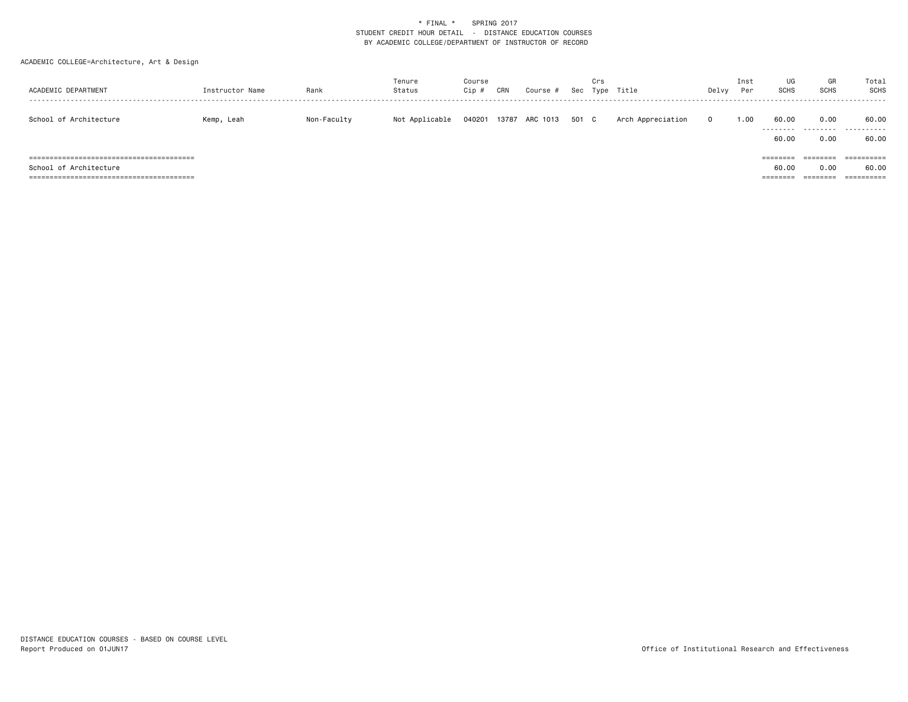\* FINAL \*    SPRING 2017
STUDENT CREDIT HOUR DETAIL - DISTANCE EDUCATION COURSES
BY ACADEMIC COLLEGE/DEPARTMENT OF INSTRUCTOR OF RECORD

ACADEMIC COLLEGE=Architecture, Art & Design

| ACADEMIC DEPARTMENT | Instructor Name | Rank | Tenure Status | Course Cip # | CRN | Course # | Sec | Crs Type | Title | Delvy | Inst Per | UG SCHS | GR SCHS | Total SCHS |
|---|---|---|---|---|---|---|---|---|---|---|---|---|---|---|
| School of Architecture | Kemp, Leah | Non-Faculty | Not Applicable | 040201 | 13787 | ARC 1013 | 501 | C | Arch Appreciation | O | 1.00 | 60.00 | 0.00 | 60.00 |
| | | | | | | | | | | | | 60.00 | 0.00 | 60.00 |
| School of Architecture | | | | | | | | | | | | 60.00 | 0.00 | 60.00 |

DISTANCE EDUCATION COURSES - BASED ON COURSE LEVEL
Report Produced on 01JUN17

Office of Institutional Research and Effectiveness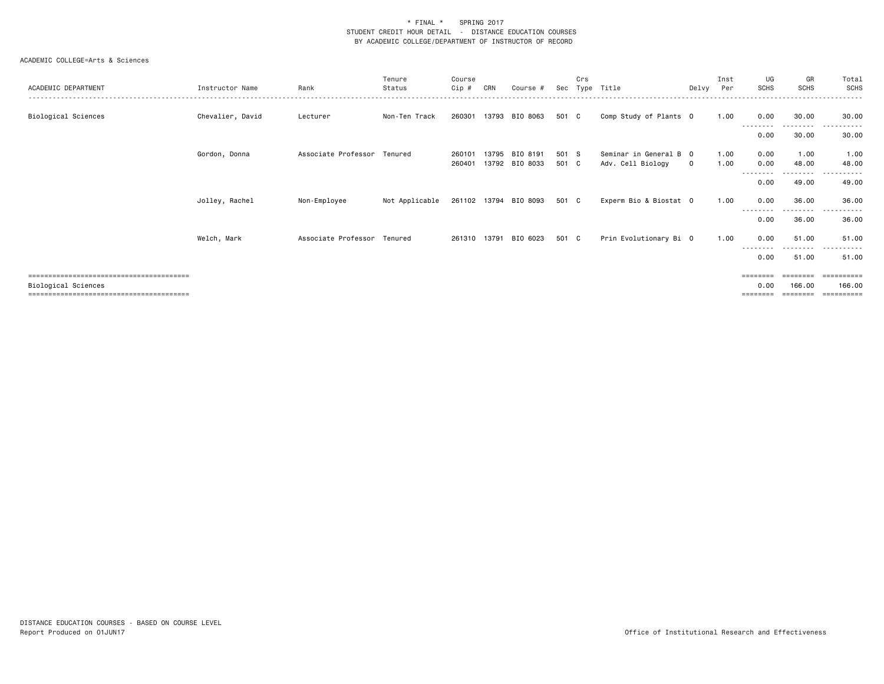\* FINAL \* SPRING 2017
STUDENT CREDIT HOUR DETAIL - DISTANCE EDUCATION COURSES
BY ACADEMIC COLLEGE/DEPARTMENT OF INSTRUCTOR OF RECORD

ACADEMIC COLLEGE=Arts & Sciences

| ACADEMIC DEPARTMENT | Instructor Name | Rank | Tenure Status | Course Cip # | CRN | Course # | Sec | Crs Type | Title | Delvy | Inst Per | UG SCHS | GR SCHS | Total SCHS |
|---|---|---|---|---|---|---|---|---|---|---|---|---|---|---|
| Biological Sciences | Chevalier, David | Lecturer | Non-Ten Track | 260301 | 13793 | BIO 8063 | 501 | C | Comp Study of Plants | O | 1.00 | 0.00 | 30.00 | 30.00 |
| | | | | | | | | | | | | 0.00 | 30.00 | 30.00 |
| | Gordon, Donna | Associate Professor | Tenured | 260101 | 13795 | BIO 8191 | 501 | S | Seminar in General B | O | 1.00 | 0.00 | 1.00 | 1.00 |
| | | | | 260401 | 13792 | BIO 8033 | 501 | C | Adv. Cell Biology | O | 1.00 | 0.00 | 48.00 | 48.00 |
| | | | | | | | | | | | | 0.00 | 49.00 | 49.00 |
| | Jolley, Rachel | Non-Employee | Not Applicable | 261102 | 13794 | BIO 8093 | 501 | C | Experm Bio & Biostat | O | 1.00 | 0.00 | 36.00 | 36.00 |
| | | | | | | | | | | | | 0.00 | 36.00 | 36.00 |
| | Welch, Mark | Associate Professor | Tenured | 261310 | 13791 | BIO 6023 | 501 | C | Prin Evolutionary Bi | O | 1.00 | 0.00 | 51.00 | 51.00 |
| | | | | | | | | | | | | 0.00 | 51.00 | 51.00 |
| Biological Sciences | | | | | | | | | | | | 0.00 | 166.00 | 166.00 |

DISTANCE EDUCATION COURSES - BASED ON COURSE LEVEL
Report Produced on 01JUN17

Office of Institutional Research and Effectiveness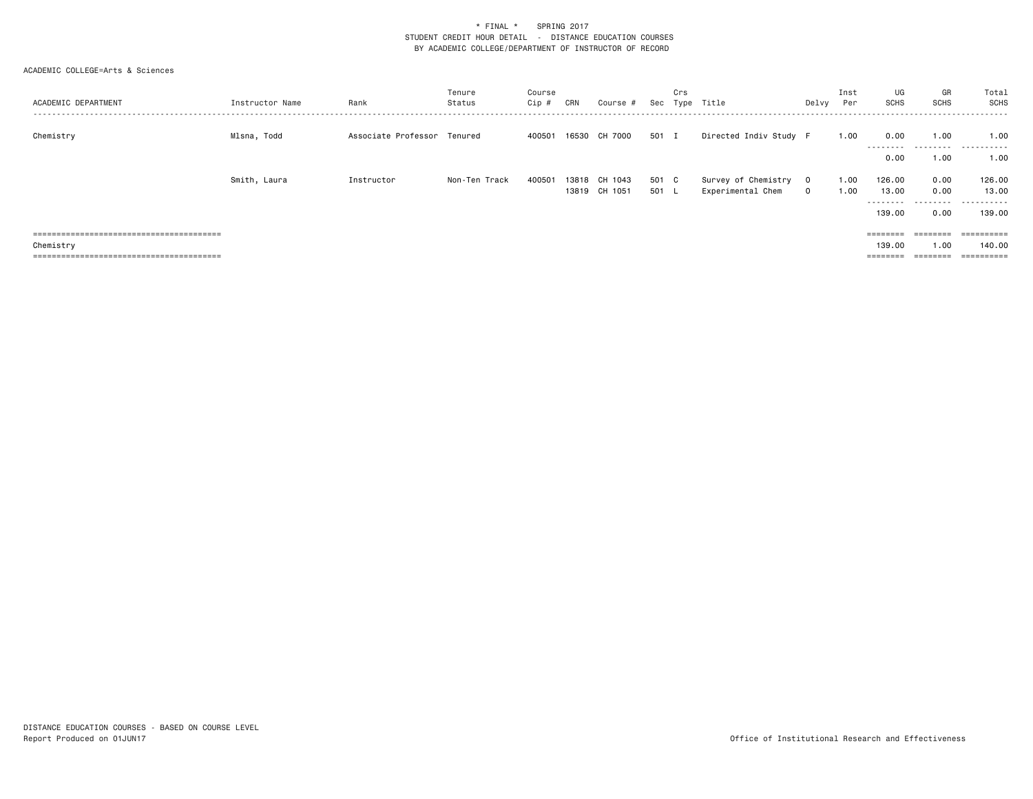\* FINAL \*    SPRING 2017
STUDENT CREDIT HOUR DETAIL - DISTANCE EDUCATION COURSES
BY ACADEMIC COLLEGE/DEPARTMENT OF INSTRUCTOR OF RECORD

ACADEMIC COLLEGE=Arts & Sciences

| ACADEMIC DEPARTMENT | Instructor Name | Rank | Tenure Status | Course Cip # | CRN | Course # | Sec | Crs Type | Title | Delvy | Inst Per | UG SCHS | GR SCHS | Total SCHS |
|---|---|---|---|---|---|---|---|---|---|---|---|---|---|---|
| Chemistry | Mlsna, Todd | Associate Professor | Tenured | 400501 | 16530 | CH 7000 | 501 | I | Directed Indiv Study | F | 1.00 | 0.00 | 1.00 | 1.00 |
| | | | | | | | | | | | | 0.00 | 1.00 | 1.00 |
| | Smith, Laura | Instructor | Non-Ten Track | 400501 | 13818 | CH 1043 | 501 | C | Survey of Chemistry | O | 1.00 | 126.00 | 0.00 | 126.00 |
| | | | | | 13819 | CH 1051 | 501 | L | Experimental Chem | O | 1.00 | 13.00 | 0.00 | 13.00 |
| | | | | | | | | | | | | 139.00 | 0.00 | 139.00 |
| Chemistry | | | | | | | | | | | | 139.00 | 1.00 | 140.00 |

DISTANCE EDUCATION COURSES - BASED ON COURSE LEVEL
Report Produced on 01JUN17

Office of Institutional Research and Effectiveness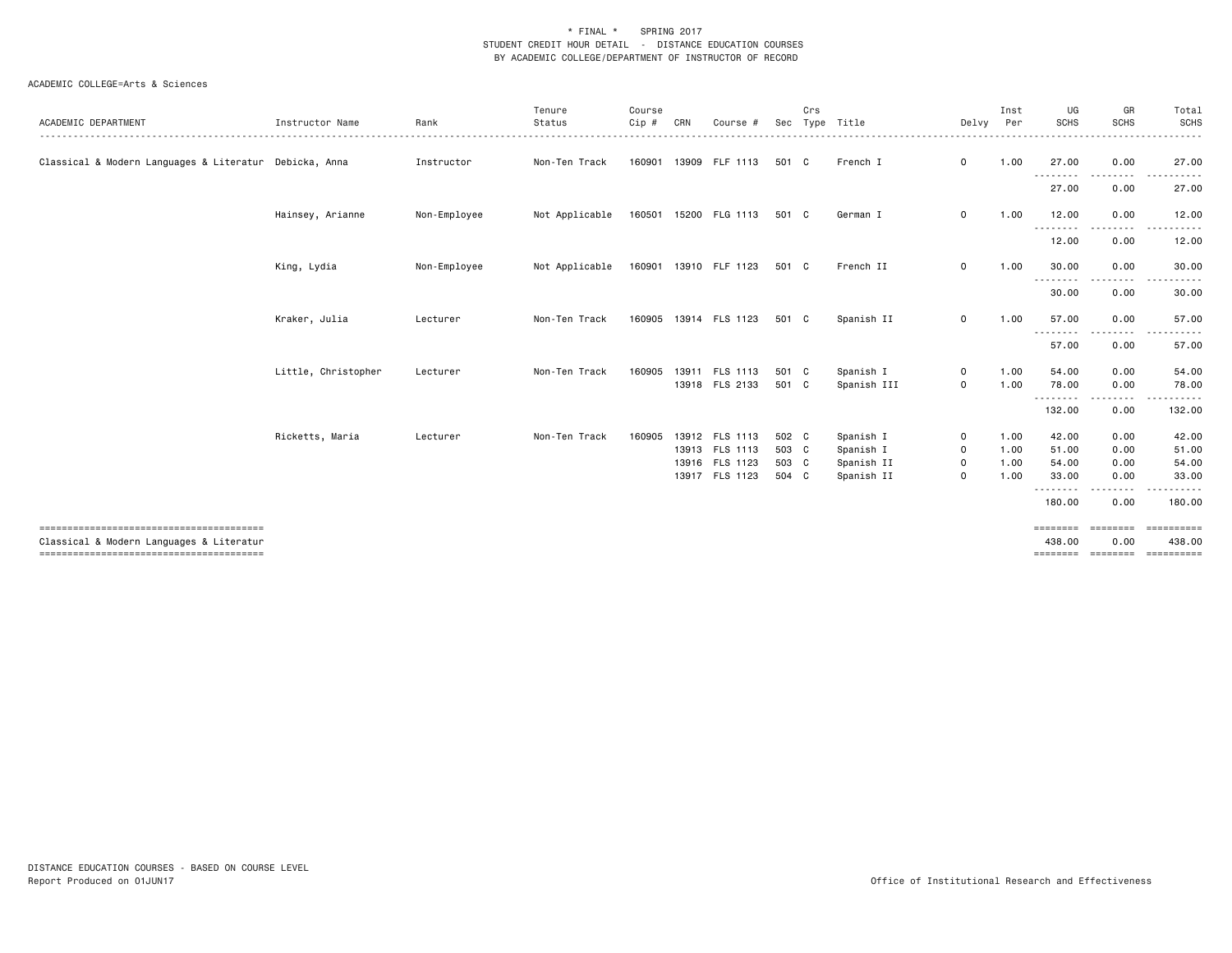\* FINAL \*    SPRING 2017
STUDENT CREDIT HOUR DETAIL - DISTANCE EDUCATION COURSES
BY ACADEMIC COLLEGE/DEPARTMENT OF INSTRUCTOR OF RECORD

ACADEMIC COLLEGE=Arts & Sciences

| ACADEMIC DEPARTMENT | Instructor Name | Rank | Tenure Status | Course Cip # | CRN | Course # | Sec | Crs Type | Title | Delvy | Inst Per | UG SCHS | GR SCHS | Total SCHS |
|---|---|---|---|---|---|---|---|---|---|---|---|---|---|---|
| Classical & Modern Languages & Literatur | Debicka, Anna | Instructor | Non-Ten Track | 160901 | 13909 | FLF 1113 | 501 | C | French I | 0 | 1.00 | 27.00 | 0.00 | 27.00 |
| | | | | | | | | | | | | 27.00 | 0.00 | 27.00 |
| | Hainsey, Arianne | Non-Employee | Not Applicable | 160501 | 15200 | FLG 1113 | 501 | C | German I | 0 | 1.00 | 12.00 | 0.00 | 12.00 |
| | | | | | | | | | | | | 12.00 | 0.00 | 12.00 |
| | King, Lydia | Non-Employee | Not Applicable | 160901 | 13910 | FLF 1123 | 501 | C | French II | 0 | 1.00 | 30.00 | 0.00 | 30.00 |
| | | | | | | | | | | | | 30.00 | 0.00 | 30.00 |
| | Kraker, Julia | Lecturer | Non-Ten Track | 160905 | 13914 | FLS 1123 | 501 | C | Spanish II | 0 | 1.00 | 57.00 | 0.00 | 57.00 |
| | | | | | | | | | | | | 57.00 | 0.00 | 57.00 |
| | Little, Christopher | Lecturer | Non-Ten Track | 160905 | 13911 | FLS 1113 | 501 | C | Spanish I | 0 | 1.00 | 54.00 | 0.00 | 54.00 |
| | | | | | 13918 | FLS 2133 | 501 | C | Spanish III | 0 | 1.00 | 78.00 | 0.00 | 78.00 |
| | | | | | | | | | | | | 132.00 | 0.00 | 132.00 |
| | Ricketts, Maria | Lecturer | Non-Ten Track | 160905 | 13912 | FLS 1113 | 502 | C | Spanish I | 0 | 1.00 | 42.00 | 0.00 | 42.00 |
| | | | | | 13913 | FLS 1113 | 503 | C | Spanish I | 0 | 1.00 | 51.00 | 0.00 | 51.00 |
| | | | | | 13916 | FLS 1123 | 503 | C | Spanish II | 0 | 1.00 | 54.00 | 0.00 | 54.00 |
| | | | | | 13917 | FLS 1123 | 504 | C | Spanish II | 0 | 1.00 | 33.00 | 0.00 | 33.00 |
| | | | | | | | | | | | | 180.00 | 0.00 | 180.00 |
| Classical & Modern Languages & Literatur | | | | | | | | | | | | 438.00 | 0.00 | 438.00 |

DISTANCE EDUCATION COURSES - BASED ON COURSE LEVEL
Report Produced on 01JUN17

Office of Institutional Research and Effectiveness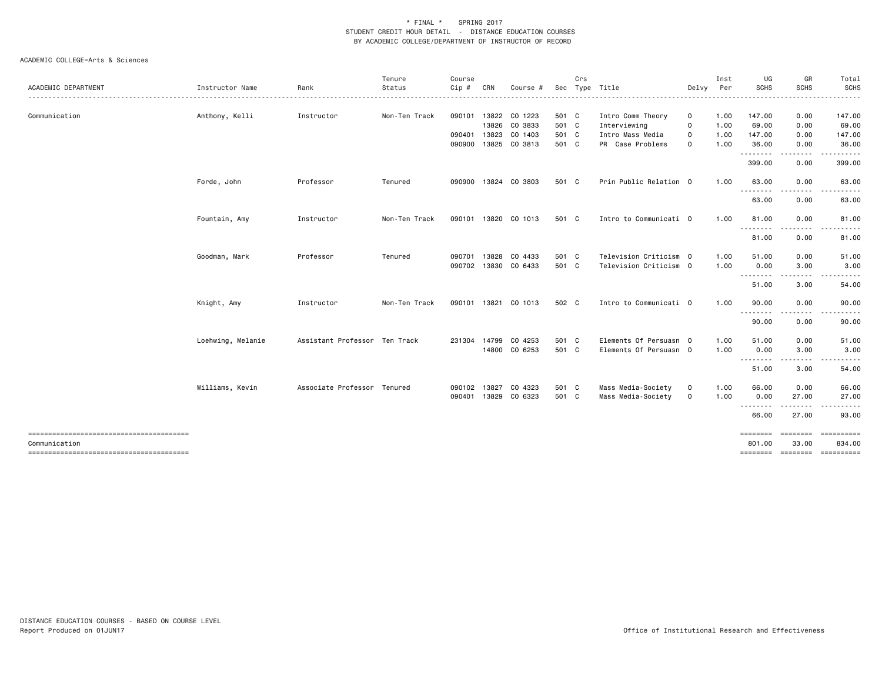\* FINAL \*    SPRING 2017
STUDENT CREDIT HOUR DETAIL - DISTANCE EDUCATION COURSES
BY ACADEMIC COLLEGE/DEPARTMENT OF INSTRUCTOR OF RECORD

ACADEMIC COLLEGE=Arts & Sciences

| ACADEMIC DEPARTMENT | Instructor Name | Rank | Tenure Status | Course Cip # | CRN | Course # | Sec | Crs Type | Title | Delvy | Inst Per | UG SCHS | GR SCHS | Total SCHS |
|---|---|---|---|---|---|---|---|---|---|---|---|---|---|---|
| Communication | Anthony, Kelli | Instructor | Non-Ten Track | 090101 | 13822 | CO 1223 | 501 | C | Intro Comm Theory | O | 1.00 | 147.00 | 0.00 | 147.00 |
| | | | | | 13826 | CO 3833 | 501 | C | Interviewing | O | 1.00 | 69.00 | 0.00 | 69.00 |
| | | | | 090401 | 13823 | CO 1403 | 501 | C | Intro Mass Media | O | 1.00 | 147.00 | 0.00 | 147.00 |
| | | | | 090900 | 13825 | CO 3813 | 501 | C | PR Case Problems | O | 1.00 | 36.00 | 0.00 | 36.00 |
| | | | | | | | | | | | | 399.00 | 0.00 | 399.00 |
| | Forde, John | Professor | Tenured | 090900 | 13824 | CO 3803 | 501 | C | Prin Public Relation | O | 1.00 | 63.00 | 0.00 | 63.00 |
| | | | | | | | | | | | | 63.00 | 0.00 | 63.00 |
| | Fountain, Amy | Instructor | Non-Ten Track | 090101 | 13820 | CO 1013 | 501 | C | Intro to Communicati | O | 1.00 | 81.00 | 0.00 | 81.00 |
| | | | | | | | | | | | | 81.00 | 0.00 | 81.00 |
| | Goodman, Mark | Professor | Tenured | 090701 | 13828 | CO 4433 | 501 | C | Television Criticism | O | 1.00 | 51.00 | 0.00 | 51.00 |
| | | | | 090702 | 13830 | CO 6433 | 501 | C | Television Criticism | O | 1.00 | 0.00 | 3.00 | 3.00 |
| | | | | | | | | | | | | 51.00 | 3.00 | 54.00 |
| | Knight, Amy | Instructor | Non-Ten Track | 090101 | 13821 | CO 1013 | 502 | C | Intro to Communicati | O | 1.00 | 90.00 | 0.00 | 90.00 |
| | | | | | | | | | | | | 90.00 | 0.00 | 90.00 |
| | Loehwing, Melanie | Assistant Professor | Ten Track | 231304 | 14799 | CO 4253 | 501 | C | Elements Of Persuasn | O | 1.00 | 51.00 | 0.00 | 51.00 |
| | | | | | 14800 | CO 6253 | 501 | C | Elements Of Persuasn | O | 1.00 | 0.00 | 3.00 | 3.00 |
| | | | | | | | | | | | | 51.00 | 3.00 | 54.00 |
| | Williams, Kevin | Associate Professor | Tenured | 090102 | 13827 | CO 4323 | 501 | C | Mass Media-Society | O | 1.00 | 66.00 | 0.00 | 66.00 |
| | | | | 090401 | 13829 | CO 6323 | 501 | C | Mass Media-Society | O | 1.00 | 0.00 | 27.00 | 27.00 |
| | | | | | | | | | | | | 66.00 | 27.00 | 93.00 |
| Communication | | | | | | | | | | | | 801.00 | 33.00 | 834.00 |

DISTANCE EDUCATION COURSES - BASED ON COURSE LEVEL
Report Produced on 01JUN17

Office of Institutional Research and Effectiveness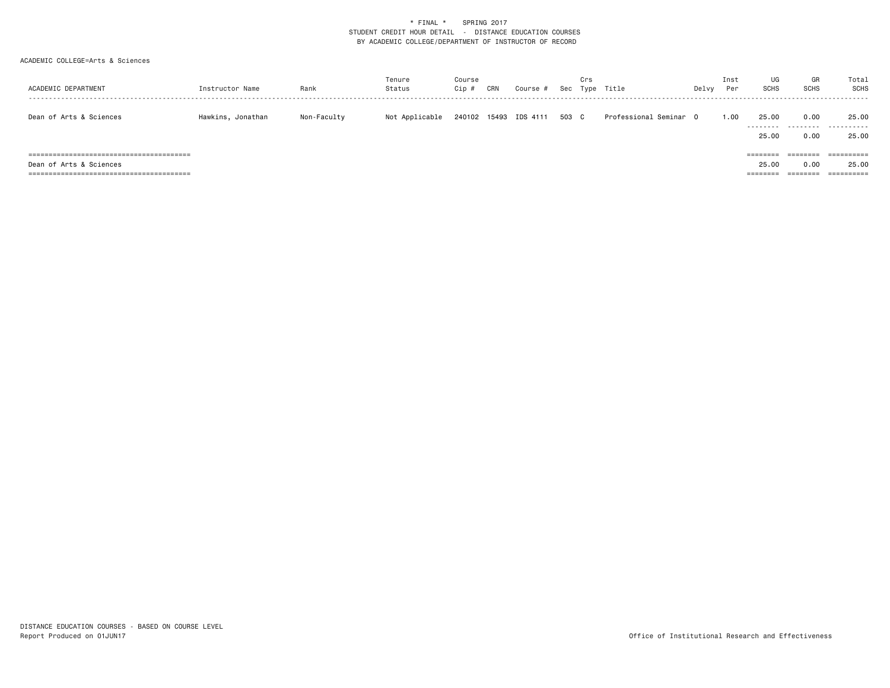* FINAL * SPRING 2017
STUDENT CREDIT HOUR DETAIL - DISTANCE EDUCATION COURSES
BY ACADEMIC COLLEGE/DEPARTMENT OF INSTRUCTOR OF RECORD

ACADEMIC COLLEGE=Arts & Sciences

| ACADEMIC DEPARTMENT | Instructor Name | Rank | Tenure Status | Course Cip # | CRN | Course # | Sec | Crs Type | Title | Delvy | Inst Per | UG SCHS | GR SCHS | Total SCHS |
|---|---|---|---|---|---|---|---|---|---|---|---|---|---|---|
| Dean of Arts & Sciences | Hawkins, Jonathan | Non-Faculty | Not Applicable | 240102 | 15493 | IDS 4111 | 503 | C | Professional Seminar | O | 1.00 | 25.00 | 0.00 | 25.00 |
| | | | | | | | | | | | | 25.00 | 0.00 | 25.00 |
| Dean of Arts & Sciences | | | | | | | | | | | | 25.00 | 0.00 | 25.00 |

DISTANCE EDUCATION COURSES - BASED ON COURSE LEVEL
Report Produced on 01JUN17

Office of Institutional Research and Effectiveness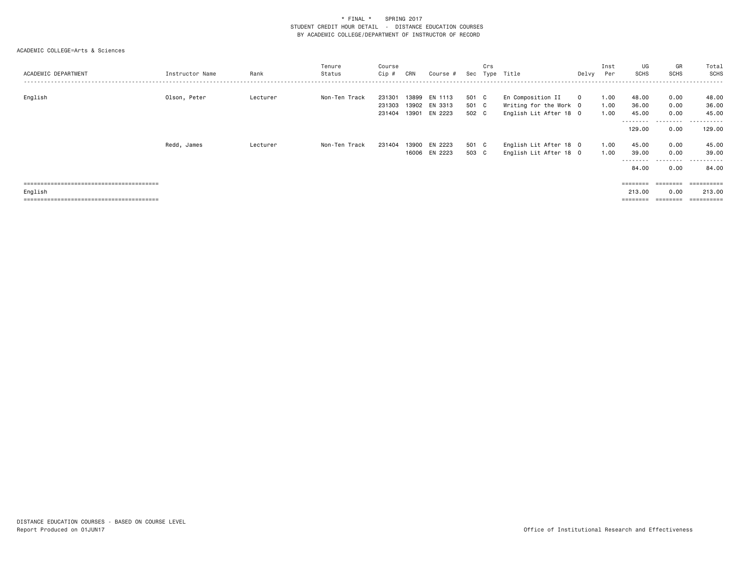\* FINAL \*    SPRING 2017
STUDENT CREDIT HOUR DETAIL - DISTANCE EDUCATION COURSES
BY ACADEMIC COLLEGE/DEPARTMENT OF INSTRUCTOR OF RECORD

ACADEMIC COLLEGE=Arts & Sciences

| ACADEMIC DEPARTMENT | Instructor Name | Rank | Tenure Status | Course Cip # | CRN | Course # | Sec | Crs Type | Title | Delvy | Inst Per | UG SCHS | GR SCHS | Total SCHS |
|---|---|---|---|---|---|---|---|---|---|---|---|---|---|---|
| English | Olson, Peter | Lecturer | Non-Ten Track | 231301 | 13899 | EN 1113 | 501 | C | En Composition II | O | 1.00 | 48.00 | 0.00 | 48.00 |
| | | | | 231303 | 13902 | EN 3313 | 501 | C | Writing for the Work | O | 1.00 | 36.00 | 0.00 | 36.00 |
| | | | | 231404 | 13901 | EN 2223 | 502 | C | English Lit After 18 | O | 1.00 | 45.00 | 0.00 | 45.00 |
| | | | | | | | | | | | | 129.00 | 0.00 | 129.00 |
| | Redd, James | Lecturer | Non-Ten Track | 231404 | 13900 | EN 2223 | 501 | C | English Lit After 18 | O | 1.00 | 45.00 | 0.00 | 45.00 |
| | | | | | 16006 | EN 2223 | 503 | C | English Lit After 18 | O | 1.00 | 39.00 | 0.00 | 39.00 |
| | | | | | | | | | | | | 84.00 | 0.00 | 84.00 |
| English | | | | | | | | | | | | 213.00 | 0.00 | 213.00 |

DISTANCE EDUCATION COURSES - BASED ON COURSE LEVEL
Report Produced on 01JUN17

Office of Institutional Research and Effectiveness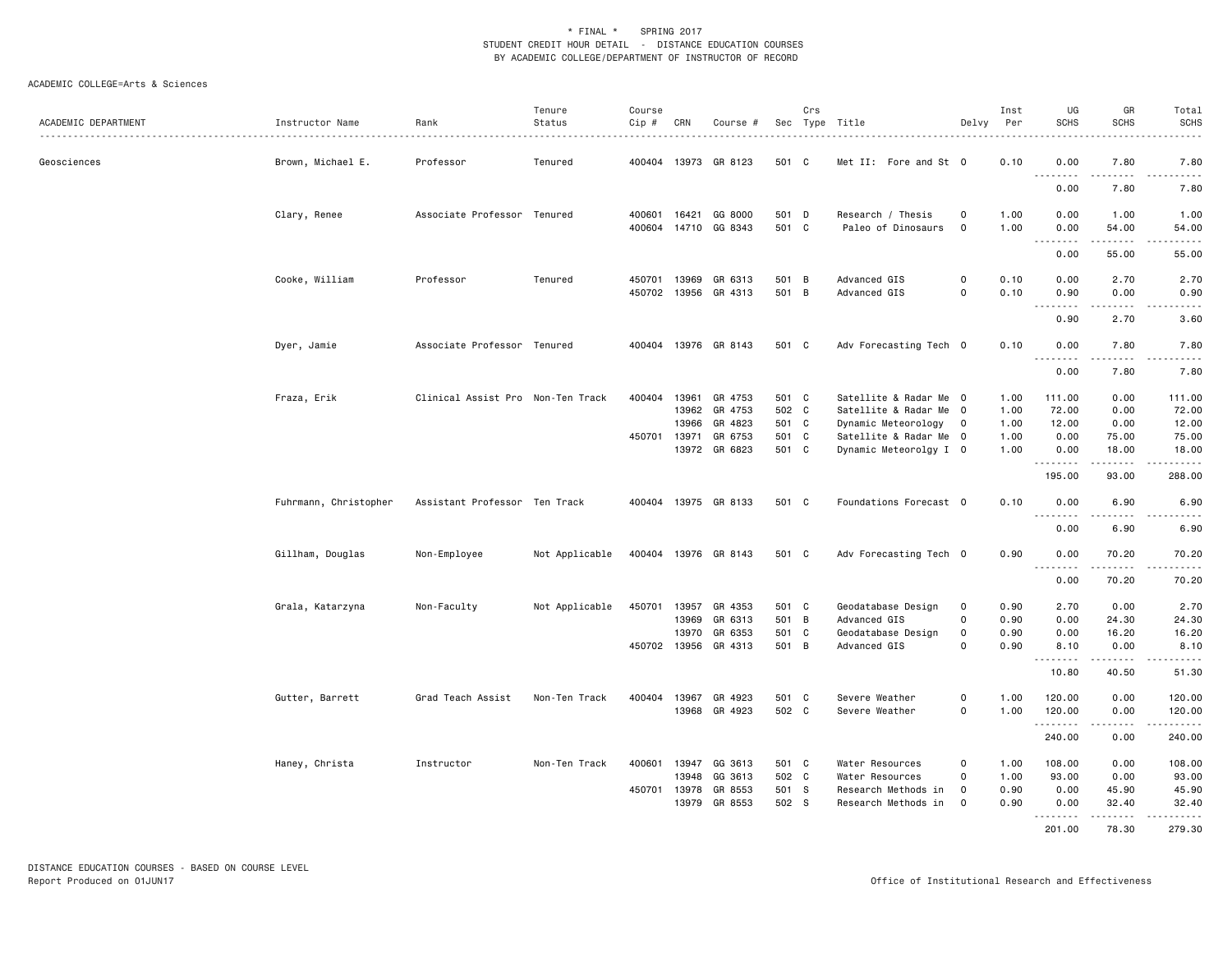\* FINAL \*  SPRING 2017
STUDENT CREDIT HOUR DETAIL - DISTANCE EDUCATION COURSES
BY ACADEMIC COLLEGE/DEPARTMENT OF INSTRUCTOR OF RECORD

ACADEMIC COLLEGE=Arts & Sciences

| ACADEMIC DEPARTMENT | Instructor Name | Rank | Tenure Status | Course Cip # | CRN | Course # | Sec | Crs Type | Title | Delvy | Inst Per | UG SCHS | GR SCHS | Total SCHS |
|---|---|---|---|---|---|---|---|---|---|---|---|---|---|---|
| Geosciences | Brown, Michael E. | Professor | Tenured | 400404 | 13973 | GR 8123 | 501 | C | Met II: Fore and St | O | 0.10 | 0.00 | 7.80 | 7.80 |
| | | | | | | | | | | | | 0.00 | 7.80 | 7.80 |
| | Clary, Renee | Associate Professor | Tenured | 400601 | 16421 | GG 8000 | 501 | D | Research / Thesis | O | 1.00 | 0.00 | 1.00 | 1.00 |
| | | | | 400604 | 14710 | GG 8343 | 501 | C | Paleo of Dinosaurs | O | 1.00 | 0.00 | 54.00 | 54.00 |
| | | | | | | | | | | | | 0.00 | 55.00 | 55.00 |
| | Cooke, William | Professor | Tenured | 450701 | 13969 | GR 6313 | 501 | B | Advanced GIS | O | 0.10 | 0.00 | 2.70 | 2.70 |
| | | | | 450702 | 13956 | GR 4313 | 501 | B | Advanced GIS | O | 0.10 | 0.90 | 0.00 | 0.90 |
| | | | | | | | | | | | | 0.90 | 2.70 | 3.60 |
| | Dyer, Jamie | Associate Professor | Tenured | 400404 | 13976 | GR 8143 | 501 | C | Adv Forecasting Tech | O | 0.10 | 0.00 | 7.80 | 7.80 |
| | | | | | | | | | | | | 0.00 | 7.80 | 7.80 |
| | Fraza, Erik | Clinical Assist Pro | Non-Ten Track | 400404 | 13961 | GR 4753 | 501 | C | Satellite & Radar Me | O | 1.00 | 111.00 | 0.00 | 111.00 |
| | | | | | 13962 | GR 4753 | 502 | C | Satellite & Radar Me | O | 1.00 | 72.00 | 0.00 | 72.00 |
| | | | | | 13966 | GR 4823 | 501 | C | Dynamic Meteorology | O | 1.00 | 12.00 | 0.00 | 12.00 |
| | | | | 450701 | 13971 | GR 6753 | 501 | C | Satellite & Radar Me | O | 1.00 | 0.00 | 75.00 | 75.00 |
| | | | | | 13972 | GR 6823 | 501 | C | Dynamic Meteorolgy I | O | 1.00 | 0.00 | 18.00 | 18.00 |
| | | | | | | | | | | | | 195.00 | 93.00 | 288.00 |
| | Fuhrmann, Christopher | Assistant Professor | Ten Track | 400404 | 13975 | GR 8133 | 501 | C | Foundations Forecast | O | 0.10 | 0.00 | 6.90 | 6.90 |
| | | | | | | | | | | | | 0.00 | 6.90 | 6.90 |
| | Gillham, Douglas | Non-Employee | Not Applicable | 400404 | 13976 | GR 8143 | 501 | C | Adv Forecasting Tech | O | 0.90 | 0.00 | 70.20 | 70.20 |
| | | | | | | | | | | | | 0.00 | 70.20 | 70.20 |
| | Grala, Katarzyna | Non-Faculty | Not Applicable | 450701 | 13957 | GR 4353 | 501 | C | Geodatabase Design | O | 0.90 | 2.70 | 0.00 | 2.70 |
| | | | | | 13969 | GR 6313 | 501 | B | Advanced GIS | O | 0.90 | 0.00 | 24.30 | 24.30 |
| | | | | | 13970 | GR 6353 | 501 | C | Geodatabase Design | O | 0.90 | 0.00 | 16.20 | 16.20 |
| | | | | 450702 | 13956 | GR 4313 | 501 | B | Advanced GIS | O | 0.90 | 8.10 | 0.00 | 8.10 |
| | | | | | | | | | | | | 10.80 | 40.50 | 51.30 |
| | Gutter, Barrett | Grad Teach Assist | Non-Ten Track | 400404 | 13967 | GR 4923 | 501 | C | Severe Weather | O | 1.00 | 120.00 | 0.00 | 120.00 |
| | | | | | 13968 | GR 4923 | 502 | C | Severe Weather | O | 1.00 | 120.00 | 0.00 | 120.00 |
| | | | | | | | | | | | | 240.00 | 0.00 | 240.00 |
| | Haney, Christa | Instructor | Non-Ten Track | 400601 | 13947 | GG 3613 | 501 | C | Water Resources | O | 1.00 | 108.00 | 0.00 | 108.00 |
| | | | | | 13948 | GG 3613 | 502 | C | Water Resources | O | 1.00 | 93.00 | 0.00 | 93.00 |
| | | | | 450701 | 13978 | GR 8553 | 501 | S | Research Methods in | O | 0.90 | 0.00 | 45.90 | 45.90 |
| | | | | | 13979 | GR 8553 | 502 | S | Research Methods in | O | 0.90 | 0.00 | 32.40 | 32.40 |
| | | | | | | | | | | | | 201.00 | 78.30 | 279.30 |

DISTANCE EDUCATION COURSES - BASED ON COURSE LEVEL
Report Produced on 01JUN17
Office of Institutional Research and Effectiveness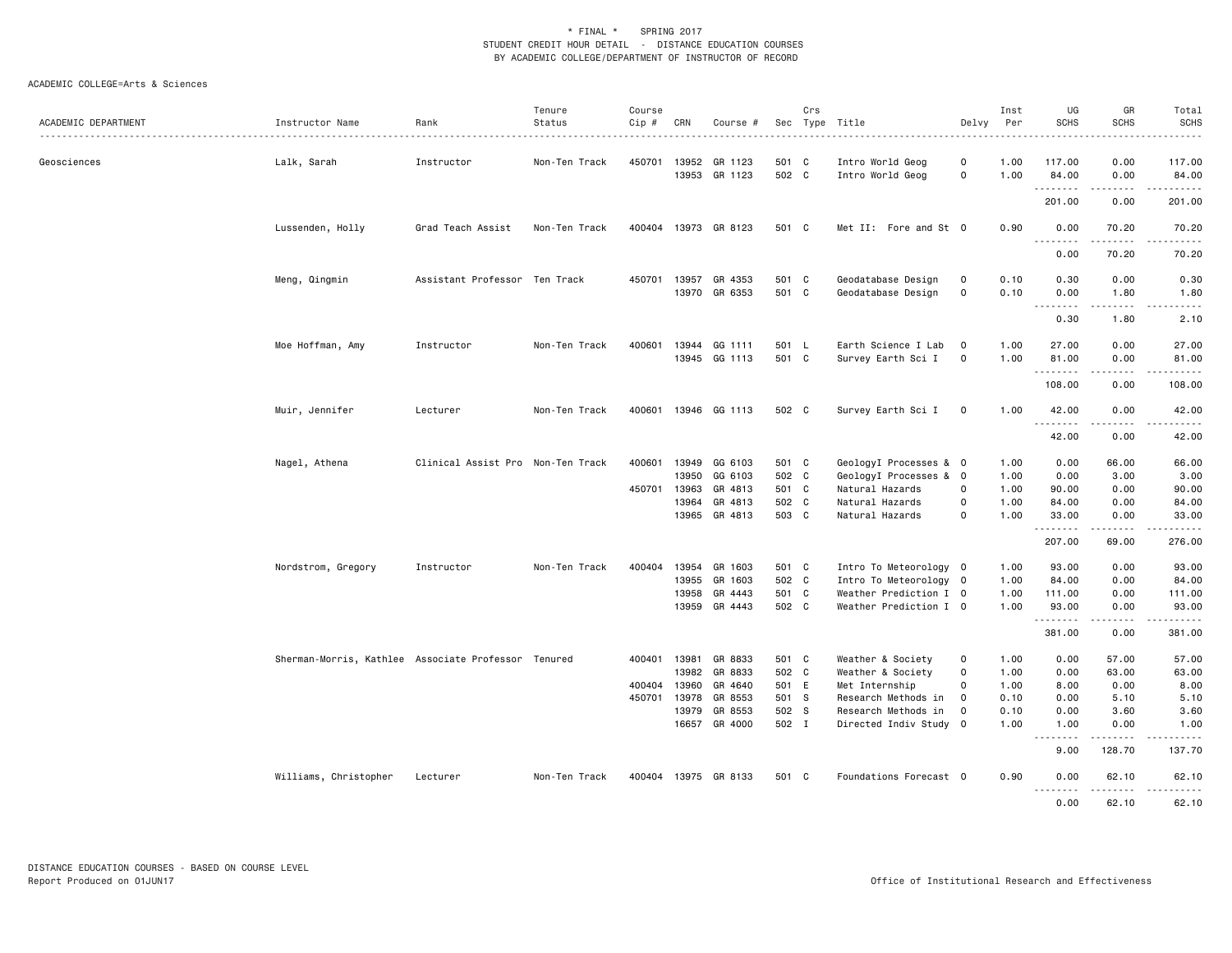\* FINAL \*    SPRING 2017
STUDENT CREDIT HOUR DETAIL - DISTANCE EDUCATION COURSES
BY ACADEMIC COLLEGE/DEPARTMENT OF INSTRUCTOR OF RECORD

ACADEMIC COLLEGE=Arts & Sciences

| ACADEMIC DEPARTMENT | Instructor Name | Rank | Tenure Status | Course Cip # | CRN | Course # | Sec | Crs Type | Title | Delvy | Inst Per | UG SCHS | GR SCHS | Total SCHS |
|---|---|---|---|---|---|---|---|---|---|---|---|---|---|---|
| Geosciences | Lalk, Sarah | Instructor | Non-Ten Track | 450701 | 13952 | GR 1123 | 501 | C | Intro World Geog | O | 1.00 | 117.00 | 0.00 | 117.00 |
| | | | | | 13953 | GR 1123 | 502 | C | Intro World Geog | O | 1.00 | 84.00 | 0.00 | 84.00 |
| | | | | | | | | | | | | 201.00 | 0.00 | 201.00 |
| | Lussenden, Holly | Grad Teach Assist | Non-Ten Track | 400404 | 13973 | GR 8123 | 501 | C | Met II: Fore and St | O | 0.90 | 0.00 | 70.20 | 70.20 |
| | | | | | | | | | | | | 0.00 | 70.20 | 70.20 |
| | Meng, Qingmin | Assistant Professor | Ten Track | 450701 | 13957 | GR 4353 | 501 | C | Geodatabase Design | O | 0.10 | 0.30 | 0.00 | 0.30 |
| | | | | | 13970 | GR 6353 | 501 | C | Geodatabase Design | O | 0.10 | 0.00 | 1.80 | 1.80 |
| | | | | | | | | | | | | 0.30 | 1.80 | 2.10 |
| | Moe Hoffman, Amy | Instructor | Non-Ten Track | 400601 | 13944 | GG 1111 | 501 | L | Earth Science I Lab | O | 1.00 | 27.00 | 0.00 | 27.00 |
| | | | | | 13945 | GG 1113 | 501 | C | Survey Earth Sci I | O | 1.00 | 81.00 | 0.00 | 81.00 |
| | | | | | | | | | | | | 108.00 | 0.00 | 108.00 |
| | Muir, Jennifer | Lecturer | Non-Ten Track | 400601 | 13946 | GG 1113 | 502 | C | Survey Earth Sci I | O | 1.00 | 42.00 | 0.00 | 42.00 |
| | | | | | | | | | | | | 42.00 | 0.00 | 42.00 |
| | Nagel, Athena | Clinical Assist Pro | Non-Ten Track | 400601 | 13949 | GG 6103 | 501 | C | GeologyI Processes & | O | 1.00 | 0.00 | 66.00 | 66.00 |
| | | | | | 13950 | GG 6103 | 502 | C | GeologyI Processes & | O | 1.00 | 0.00 | 3.00 | 3.00 |
| | | | | 450701 | 13963 | GR 4813 | 501 | C | Natural Hazards | O | 1.00 | 90.00 | 0.00 | 90.00 |
| | | | | | 13964 | GR 4813 | 502 | C | Natural Hazards | O | 1.00 | 84.00 | 0.00 | 84.00 |
| | | | | | 13965 | GR 4813 | 503 | C | Natural Hazards | O | 1.00 | 33.00 | 0.00 | 33.00 |
| | | | | | | | | | | | | 207.00 | 69.00 | 276.00 |
| | Nordstrom, Gregory | Instructor | Non-Ten Track | 400404 | 13954 | GR 1603 | 501 | C | Intro To Meteorology | O | 1.00 | 93.00 | 0.00 | 93.00 |
| | | | | | 13955 | GR 1603 | 502 | C | Intro To Meteorology | O | 1.00 | 84.00 | 0.00 | 84.00 |
| | | | | | 13958 | GR 4443 | 501 | C | Weather Prediction I | O | 1.00 | 111.00 | 0.00 | 111.00 |
| | | | | | 13959 | GR 4443 | 502 | C | Weather Prediction I | O | 1.00 | 93.00 | 0.00 | 93.00 |
| | | | | | | | | | | | | 381.00 | 0.00 | 381.00 |
| | Sherman-Morris, Kathlee | Associate Professor | Tenured | 400401 | 13981 | GR 8833 | 501 | C | Weather & Society | O | 1.00 | 0.00 | 57.00 | 57.00 |
| | | | | | 13982 | GR 8833 | 502 | C | Weather & Society | O | 1.00 | 0.00 | 63.00 | 63.00 |
| | | | | 400404 | 13960 | GR 4640 | 501 | E | Met Internship | O | 1.00 | 8.00 | 0.00 | 8.00 |
| | | | | 450701 | 13978 | GR 8553 | 501 | S | Research Methods in | O | 0.10 | 0.00 | 5.10 | 5.10 |
| | | | | | 13979 | GR 8553 | 502 | S | Research Methods in | O | 0.10 | 0.00 | 3.60 | 3.60 |
| | | | | | 16657 | GR 4000 | 502 | I | Directed Indiv Study | O | 1.00 | 1.00 | 0.00 | 1.00 |
| | | | | | | | | | | | | 9.00 | 128.70 | 137.70 |
| | Williams, Christopher | Lecturer | Non-Ten Track | 400404 | 13975 | GR 8133 | 501 | C | Foundations Forecast | O | 0.90 | 0.00 | 62.10 | 62.10 |
| | | | | | | | | | | | | 0.00 | 62.10 | 62.10 |

DISTANCE EDUCATION COURSES - BASED ON COURSE LEVEL
Report Produced on 01JUN17

Office of Institutional Research and Effectiveness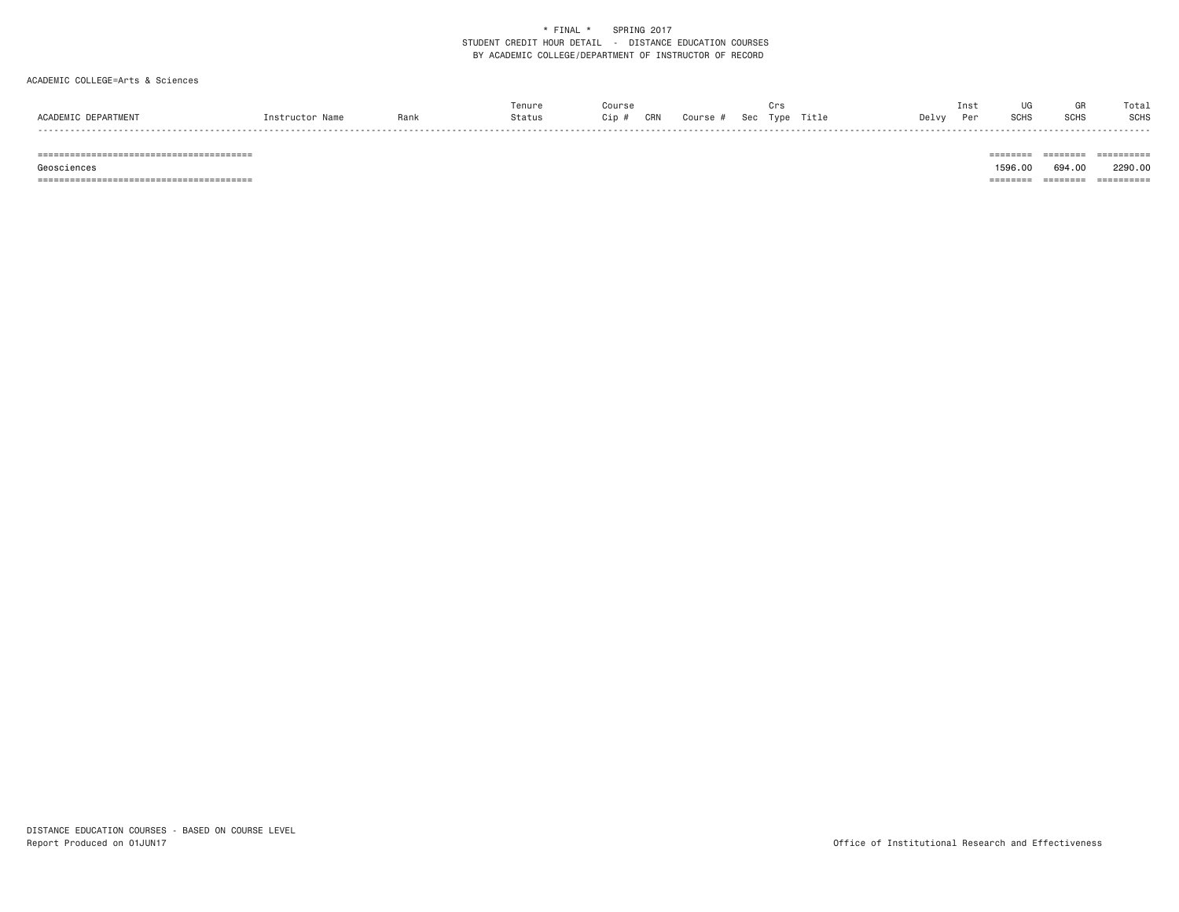* FINAL * SPRING 2017
STUDENT CREDIT HOUR DETAIL - DISTANCE EDUCATION COURSES
BY ACADEMIC COLLEGE/DEPARTMENT OF INSTRUCTOR OF RECORD

ACADEMIC COLLEGE=Arts & Sciences

| ACADEMIC DEPARTMENT | Instructor Name | Rank | Tenure Status | Course Cip # | CRN | Course # | Sec | Crs Type | Title | Delvy | Inst Per | UG SCHS | GR SCHS | Total SCHS |
|---|---|---|---|---|---|---|---|---|---|---|---|---|---|---|
| Geosciences | | | | | | | | | | | | 1596.00 | 694.00 | 2290.00 |

DISTANCE EDUCATION COURSES - BASED ON COURSE LEVEL
Report Produced on 01JUN17

Office of Institutional Research and Effectiveness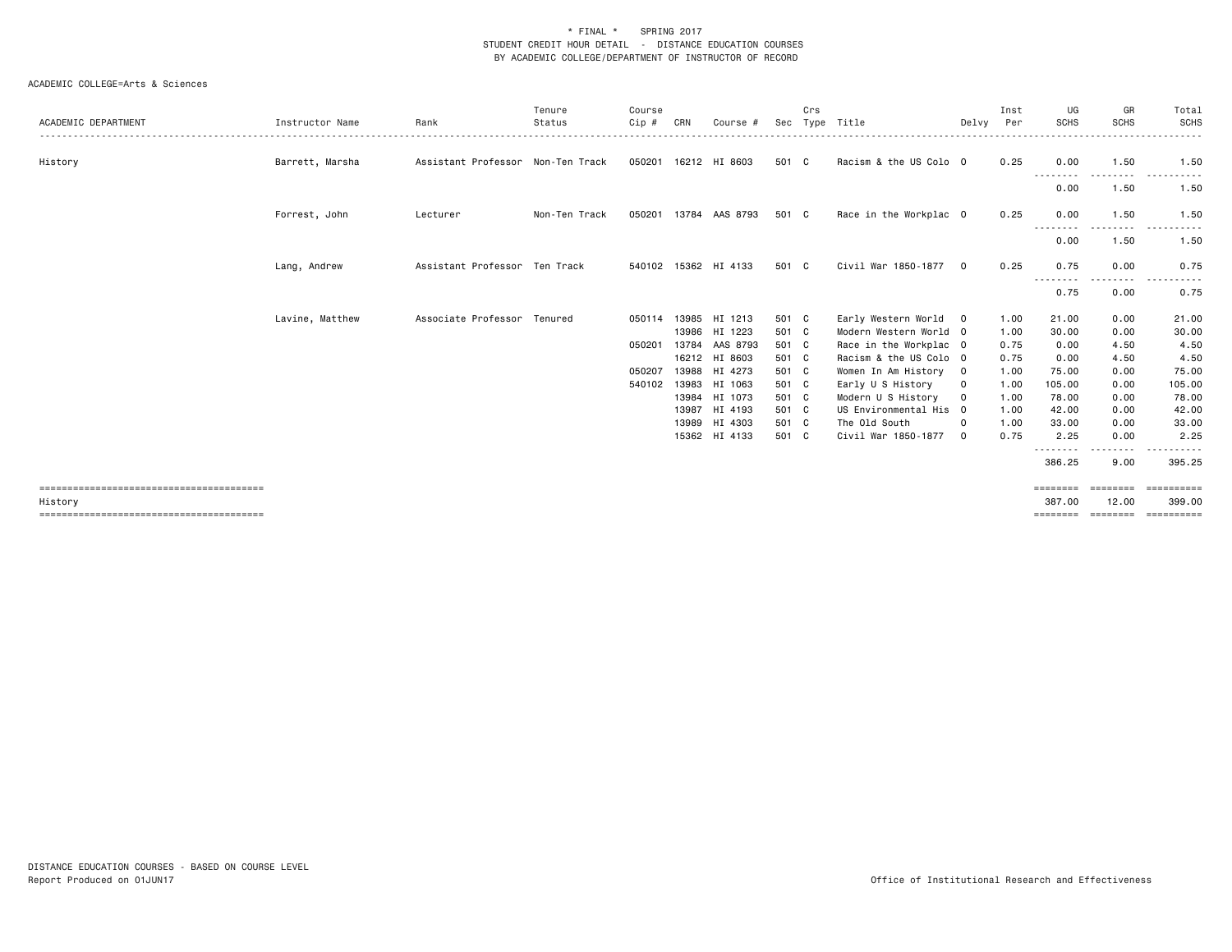\* FINAL \* SPRING 2017
STUDENT CREDIT HOUR DETAIL - DISTANCE EDUCATION COURSES
BY ACADEMIC COLLEGE/DEPARTMENT OF INSTRUCTOR OF RECORD

ACADEMIC COLLEGE=Arts & Sciences

| ACADEMIC DEPARTMENT | Instructor Name | Rank | Tenure Status | Course Cip # | CRN | Course # | Sec | Crs Type | Title | Delvy | Inst Per | UG SCHS | GR SCHS | Total SCHS |
|---|---|---|---|---|---|---|---|---|---|---|---|---|---|---|
| History | Barrett, Marsha | Assistant Professor | Non-Ten Track | 050201 | 16212 | HI 8603 | 501 | C | Racism & the US Colo | O | 0.25 | 0.00 | 1.50 | 1.50 |
| | | | | | | | | | | | | 0.00 | 1.50 | 1.50 |
| | Forrest, John | Lecturer | Non-Ten Track | 050201 | 13784 | AAS 8793 | 501 | C | Race in the Workplac | O | 0.25 | 0.00 | 1.50 | 1.50 |
| | | | | | | | | | | | | 0.00 | 1.50 | 1.50 |
| | Lang, Andrew | Assistant Professor | Ten Track | 540102 | 15362 | HI 4133 | 501 | C | Civil War 1850-1877 | O | 0.25 | 0.75 | 0.00 | 0.75 |
| | | | | | | | | | | | | 0.75 | 0.00 | 0.75 |
| | Lavine, Matthew | Associate Professor | Tenured | 050114 | 13985 | HI 1213 | 501 | C | Early Western World | O | 1.00 | 21.00 | 0.00 | 21.00 |
| | | | | | 13986 | HI 1223 | 501 | C | Modern Western World | O | 1.00 | 30.00 | 0.00 | 30.00 |
| | | | | 050201 | 13784 | AAS 8793 | 501 | C | Race in the Workplac | O | 0.75 | 0.00 | 4.50 | 4.50 |
| | | | | | 16212 | HI 8603 | 501 | C | Racism & the US Colo | O | 0.75 | 0.00 | 4.50 | 4.50 |
| | | | | 050207 | 13988 | HI 4273 | 501 | C | Women In Am History | O | 1.00 | 75.00 | 0.00 | 75.00 |
| | | | | 540102 | 13983 | HI 1063 | 501 | C | Early U S History | O | 1.00 | 105.00 | 0.00 | 105.00 |
| | | | | | 13984 | HI 1073 | 501 | C | Modern U S History | O | 1.00 | 78.00 | 0.00 | 78.00 |
| | | | | | 13987 | HI 4193 | 501 | C | US Environmental His | O | 1.00 | 42.00 | 0.00 | 42.00 |
| | | | | | 13989 | HI 4303 | 501 | C | The Old South | O | 1.00 | 33.00 | 0.00 | 33.00 |
| | | | | | 15362 | HI 4133 | 501 | C | Civil War 1850-1877 | O | 0.75 | 2.25 | 0.00 | 2.25 |
| | | | | | | | | | | | | 386.25 | 9.00 | 395.25 |
| History | | | | | | | | | | | | 387.00 | 12.00 | 399.00 |

DISTANCE EDUCATION COURSES - BASED ON COURSE LEVEL
Report Produced on 01JUN17

Office of Institutional Research and Effectiveness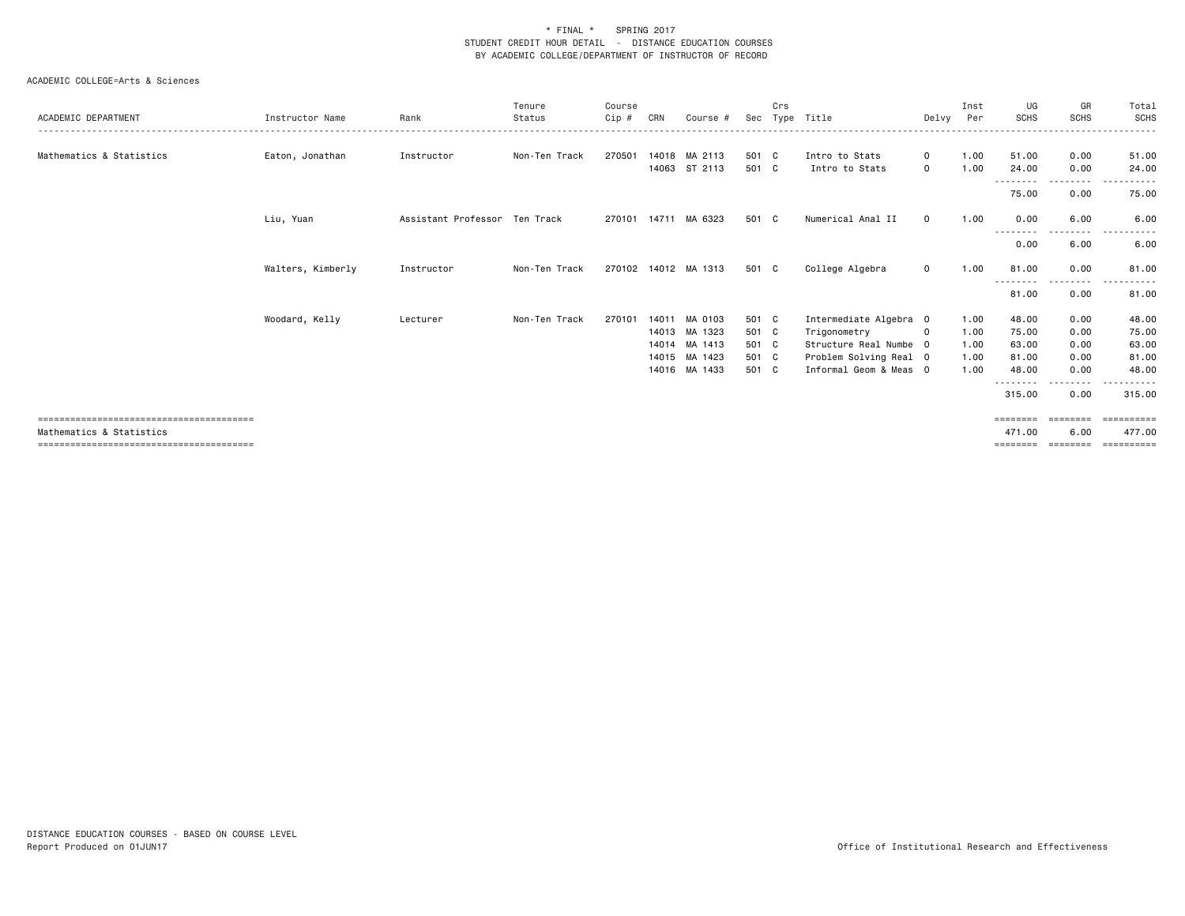\* FINAL \* SPRING 2017
STUDENT CREDIT HOUR DETAIL - DISTANCE EDUCATION COURSES
BY ACADEMIC COLLEGE/DEPARTMENT OF INSTRUCTOR OF RECORD

ACADEMIC COLLEGE=Arts & Sciences

| ACADEMIC DEPARTMENT | Instructor Name | Rank | Tenure Status | Course Cip # | CRN | Course # | Sec | Crs Type | Title | Delvy | Inst Per | UG SCHS | GR SCHS | Total SCHS |
|---|---|---|---|---|---|---|---|---|---|---|---|---|---|---|
| Mathematics & Statistics | Eaton, Jonathan | Instructor | Non-Ten Track | 270501 | 14018 | MA 2113 | 501 | C | Intro to Stats | O | 1.00 | 51.00 | 0.00 | 51.00 |
| | | | | | 14063 | ST 2113 | 501 | C | Intro to Stats | O | 1.00 | 24.00 | 0.00 | 24.00 |
| | | | | | | | | | | | | 75.00 | 0.00 | 75.00 |
| | Liu, Yuan | Assistant Professor | Ten Track | 270101 | 14711 | MA 6323 | 501 | C | Numerical Anal II | O | 1.00 | 0.00 | 6.00 | 6.00 |
| | | | | | | | | | | | | 0.00 | 6.00 | 6.00 |
| | Walters, Kimberly | Instructor | Non-Ten Track | 270102 | 14012 | MA 1313 | 501 | C | College Algebra | O | 1.00 | 81.00 | 0.00 | 81.00 |
| | | | | | | | | | | | | 81.00 | 0.00 | 81.00 |
| | Woodard, Kelly | Lecturer | Non-Ten Track | 270101 | 14011 | MA 0103 | 501 | C | Intermediate Algebra | O | 1.00 | 48.00 | 0.00 | 48.00 |
| | | | | | 14013 | MA 1323 | 501 | C | Trigonometry | O | 1.00 | 75.00 | 0.00 | 75.00 |
| | | | | | 14014 | MA 1413 | 501 | C | Structure Real Numbe | O | 1.00 | 63.00 | 0.00 | 63.00 |
| | | | | | 14015 | MA 1423 | 501 | C | Problem Solving Real | O | 1.00 | 81.00 | 0.00 | 81.00 |
| | | | | | 14016 | MA 1433 | 501 | C | Informal Geom & Meas | O | 1.00 | 48.00 | 0.00 | 48.00 |
| | | | | | | | | | | | | 315.00 | 0.00 | 315.00 |
| Mathematics & Statistics | | | | | | | | | | | | 471.00 | 6.00 | 477.00 |

DISTANCE EDUCATION COURSES - BASED ON COURSE LEVEL
Report Produced on 01JUN17

Office of Institutional Research and Effectiveness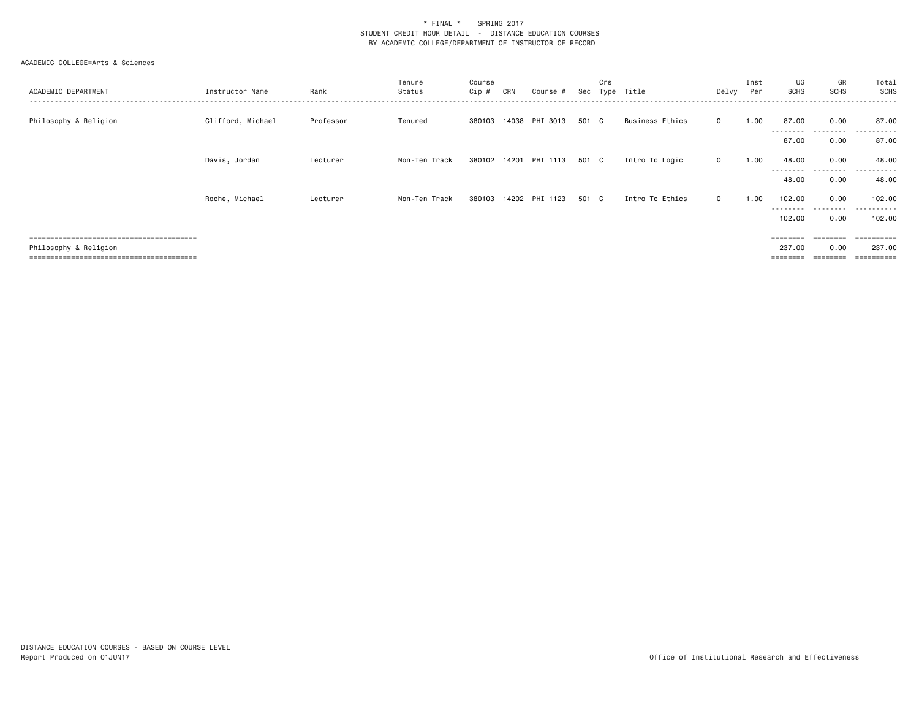\* FINAL \* SPRING 2017
STUDENT CREDIT HOUR DETAIL - DISTANCE EDUCATION COURSES
BY ACADEMIC COLLEGE/DEPARTMENT OF INSTRUCTOR OF RECORD

ACADEMIC COLLEGE=Arts & Sciences

| ACADEMIC DEPARTMENT | Instructor Name | Rank | Tenure Status | Course Cip # | CRN | Course # | Sec | Crs Type | Title | Delvy | Inst Per | UG SCHS | GR SCHS | Total SCHS |
|---|---|---|---|---|---|---|---|---|---|---|---|---|---|---|
| Philosophy & Religion | Clifford, Michael | Professor | Tenured | 380103 | 14038 | PHI 3013 | 501 | C | Business Ethics | O | 1.00 | 87.00 | 0.00 | 87.00 |
| | | | | | | | | | | | | 87.00 | 0.00 | 87.00 |
| | Davis, Jordan | Lecturer | Non-Ten Track | 380102 | 14201 | PHI 1113 | 501 | C | Intro To Logic | O | 1.00 | 48.00 | 0.00 | 48.00 |
| | | | | | | | | | | | | 48.00 | 0.00 | 48.00 |
| | Roche, Michael | Lecturer | Non-Ten Track | 380103 | 14202 | PHI 1123 | 501 | C | Intro To Ethics | O | 1.00 | 102.00 | 0.00 | 102.00 |
| | | | | | | | | | | | | 102.00 | 0.00 | 102.00 |
| Philosophy & Religion | | | | | | | | | | | | 237.00 | 0.00 | 237.00 |

DISTANCE EDUCATION COURSES - BASED ON COURSE LEVEL
Report Produced on 01JUN17

Office of Institutional Research and Effectiveness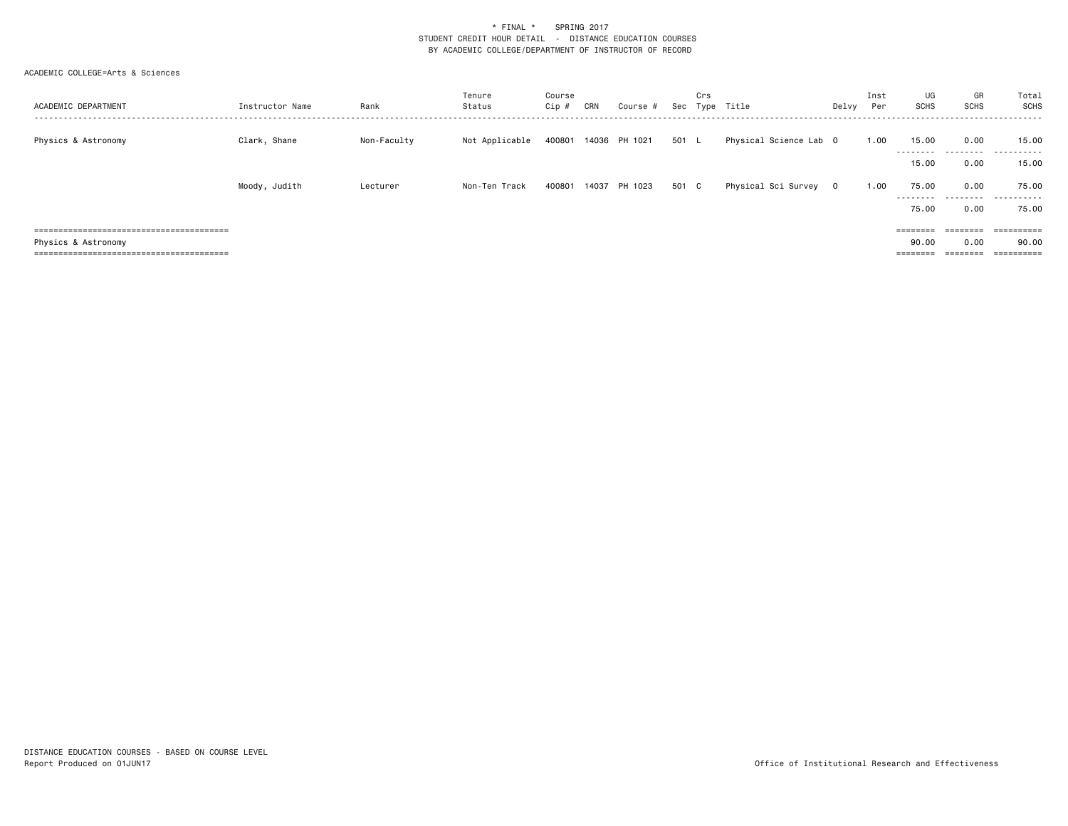\* FINAL \*    SPRING 2017
STUDENT CREDIT HOUR DETAIL - DISTANCE EDUCATION COURSES
BY ACADEMIC COLLEGE/DEPARTMENT OF INSTRUCTOR OF RECORD

ACADEMIC COLLEGE=Arts & Sciences

| ACADEMIC DEPARTMENT | Instructor Name | Rank | Tenure Status | Course Cip # | CRN | Course # | Sec | Crs Type | Title | Delvy | Inst Per | UG SCHS | GR SCHS | Total SCHS |
|---|---|---|---|---|---|---|---|---|---|---|---|---|---|---|
| Physics & Astronomy | Clark, Shane | Non-Faculty | Not Applicable | 400801 | 14036 | PH 1021 | 501 | L | Physical Science Lab | O | 1.00 | 15.00 | 0.00 | 15.00 |
| | | | | | | | | | | | | 15.00 | 0.00 | 15.00 |
| | Moody, Judith | Lecturer | Non-Ten Track | 400801 | 14037 | PH 1023 | 501 | C | Physical Sci Survey | O | 1.00 | 75.00 | 0.00 | 75.00 |
| | | | | | | | | | | | | 75.00 | 0.00 | 75.00 |
| Physics & Astronomy | | | | | | | | | | | | 90.00 | 0.00 | 90.00 |

DISTANCE EDUCATION COURSES - BASED ON COURSE LEVEL
Report Produced on 01JUN17

Office of Institutional Research and Effectiveness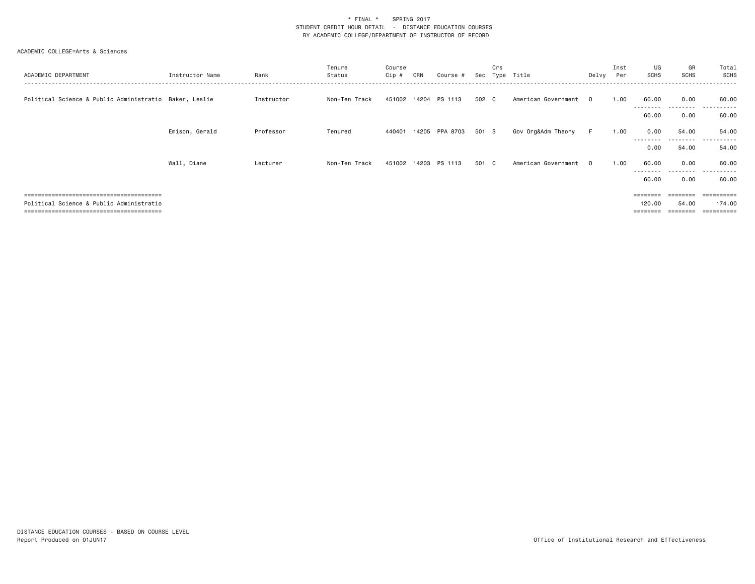\* FINAL \*    SPRING 2017
STUDENT CREDIT HOUR DETAIL - DISTANCE EDUCATION COURSES
BY ACADEMIC COLLEGE/DEPARTMENT OF INSTRUCTOR OF RECORD

ACADEMIC COLLEGE=Arts & Sciences

| ACADEMIC DEPARTMENT | Instructor Name | Rank | Tenure Status | Course Cip # | CRN | Course # | Sec | Crs Type | Title | Delvy | Inst Per | UG SCHS | GR SCHS | Total SCHS |
|---|---|---|---|---|---|---|---|---|---|---|---|---|---|---|
| Political Science & Public Administratio | Baker, Leslie | Instructor | Non-Ten Track | 451002 | 14204 | PS 1113 | 502 | C | American Government | O | 1.00 | 60.00 | 0.00 | 60.00 |
| | | | | | | | | | | | | 60.00 | 0.00 | 60.00 |
| | Emison, Gerald | Professor | Tenured | 440401 | 14205 | PPA 8703 | 501 | S | Gov Org&Adm Theory | F | 1.00 | 0.00 | 54.00 | 54.00 |
| | | | | | | | | | | | | 0.00 | 54.00 | 54.00 |
| | Wall, Diane | Lecturer | Non-Ten Track | 451002 | 14203 | PS 1113 | 501 | C | American Government | O | 1.00 | 60.00 | 0.00 | 60.00 |
| | | | | | | | | | | | | 60.00 | 0.00 | 60.00 |
| Political Science & Public Administratio | | | | | | | | | | | | 120.00 | 54.00 | 174.00 |

DISTANCE EDUCATION COURSES - BASED ON COURSE LEVEL
Report Produced on 01JUN17

Office of Institutional Research and Effectiveness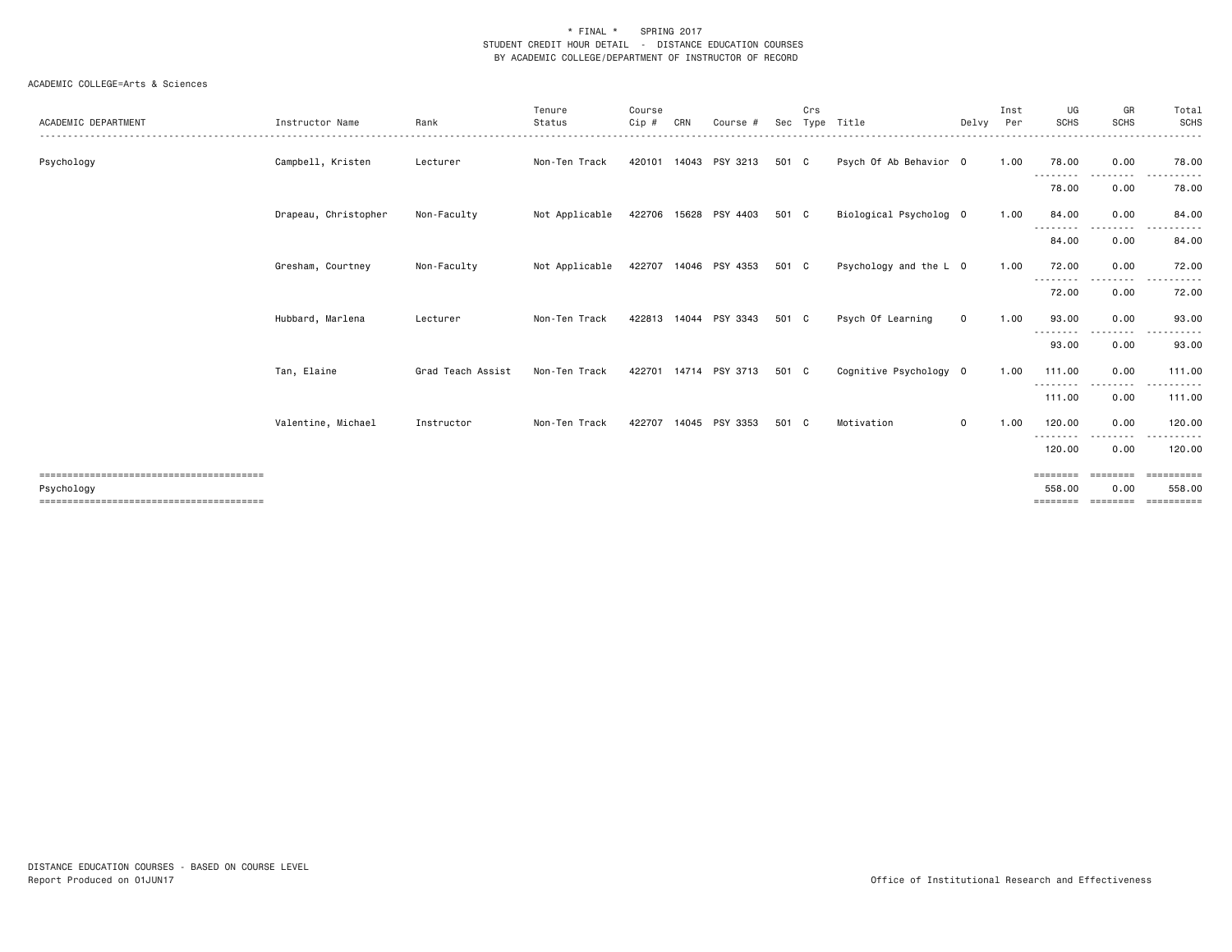\* FINAL \*    SPRING 2017
STUDENT CREDIT HOUR DETAIL - DISTANCE EDUCATION COURSES
BY ACADEMIC COLLEGE/DEPARTMENT OF INSTRUCTOR OF RECORD

ACADEMIC COLLEGE=Arts & Sciences

| ACADEMIC DEPARTMENT | Instructor Name | Rank | Tenure Status | Course Cip # | CRN | Course # | Sec | Crs Type | Title | Delvy | Inst Per | UG SCHS | GR SCHS | Total SCHS |
|---|---|---|---|---|---|---|---|---|---|---|---|---|---|---|
| Psychology | Campbell, Kristen | Lecturer | Non-Ten Track | 420101 | 14043 | PSY 3213 | 501 | C | Psych Of Ab Behavior | O | 1.00 | 78.00 | 0.00 | 78.00 |
| | | | | | | | | | | | | 78.00 | 0.00 | 78.00 |
| | Drapeau, Christopher | Non-Faculty | Not Applicable | 422706 | 15628 | PSY 4403 | 501 | C | Biological Psycholog | O | 1.00 | 84.00 | 0.00 | 84.00 |
| | | | | | | | | | | | | 84.00 | 0.00 | 84.00 |
| | Gresham, Courtney | Non-Faculty | Not Applicable | 422707 | 14046 | PSY 4353 | 501 | C | Psychology and the L | O | 1.00 | 72.00 | 0.00 | 72.00 |
| | | | | | | | | | | | | 72.00 | 0.00 | 72.00 |
| | Hubbard, Marlena | Lecturer | Non-Ten Track | 422813 | 14044 | PSY 3343 | 501 | C | Psych Of Learning | O | 1.00 | 93.00 | 0.00 | 93.00 |
| | | | | | | | | | | | | 93.00 | 0.00 | 93.00 |
| | Tan, Elaine | Grad Teach Assist | Non-Ten Track | 422701 | 14714 | PSY 3713 | 501 | C | Cognitive Psychology | O | 1.00 | 111.00 | 0.00 | 111.00 |
| | | | | | | | | | | | | 111.00 | 0.00 | 111.00 |
| | Valentine, Michael | Instructor | Non-Ten Track | 422707 | 14045 | PSY 3353 | 501 | C | Motivation | O | 1.00 | 120.00 | 0.00 | 120.00 |
| | | | | | | | | | | | | 120.00 | 0.00 | 120.00 |
| Psychology | | | | | | | | | | | | 558.00 | 0.00 | 558.00 |

DISTANCE EDUCATION COURSES - BASED ON COURSE LEVEL
Report Produced on 01JUN17

Office of Institutional Research and Effectiveness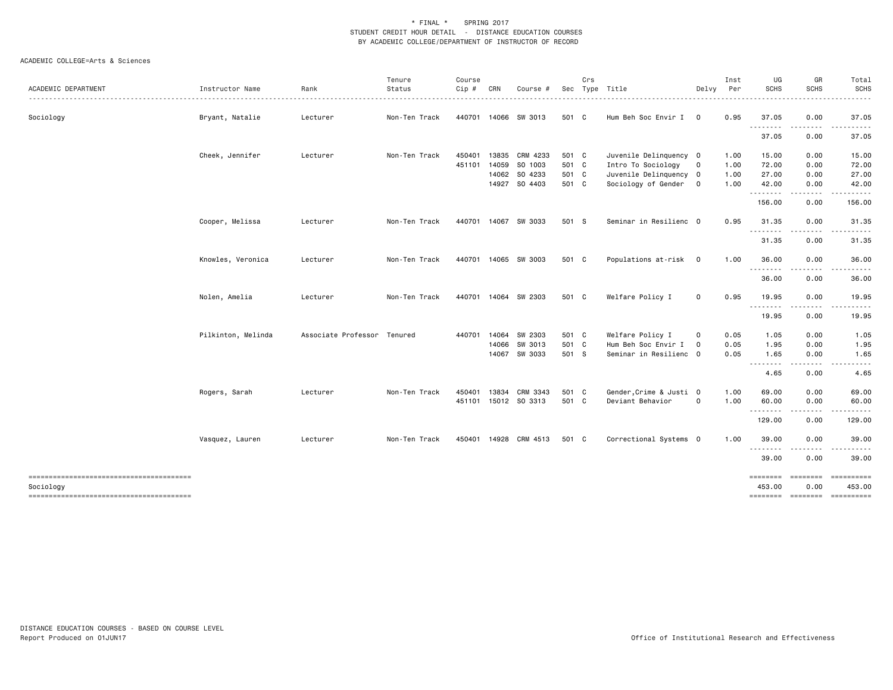\* FINAL \* SPRING 2017
STUDENT CREDIT HOUR DETAIL - DISTANCE EDUCATION COURSES
BY ACADEMIC COLLEGE/DEPARTMENT OF INSTRUCTOR OF RECORD

ACADEMIC COLLEGE=Arts & Sciences

| ACADEMIC DEPARTMENT | Instructor Name | Rank | Tenure Status | Course Cip # | CRN | Course # | Sec | Crs Type | Title | Delvy | Inst Per | UG SCHS | GR SCHS | Total SCHS |
|---|---|---|---|---|---|---|---|---|---|---|---|---|---|---|
| Sociology | Bryant, Natalie | Lecturer | Non-Ten Track | 440701 | 14066 | SW 3013 | 501 | C | Hum Beh Soc Envir I | O | 0.95 | 37.05 | 0.00 | 37.05 |
| | | | | | | | | | | | | 37.05 | 0.00 | 37.05 |
| | Cheek, Jennifer | Lecturer | Non-Ten Track | 450401 | 13835 | CRM 4233 | 501 | C | Juvenile Delinquency | O | 1.00 | 15.00 | 0.00 | 15.00 |
| | | | | 451101 | 14059 | SO 1003 | 501 | C | Intro To Sociology | O | 1.00 | 72.00 | 0.00 | 72.00 |
| | | | | | 14062 | SO 4233 | 501 | C | Juvenile Delinquency | O | 1.00 | 27.00 | 0.00 | 27.00 |
| | | | | | 14927 | SO 4403 | 501 | C | Sociology of Gender | O | 1.00 | 42.00 | 0.00 | 42.00 |
| | | | | | | | | | | | | 156.00 | 0.00 | 156.00 |
| | Cooper, Melissa | Lecturer | Non-Ten Track | 440701 | 14067 | SW 3033 | 501 | S | Seminar in Resilienc | O | 0.95 | 31.35 | 0.00 | 31.35 |
| | | | | | | | | | | | | 31.35 | 0.00 | 31.35 |
| | Knowles, Veronica | Lecturer | Non-Ten Track | 440701 | 14065 | SW 3003 | 501 | C | Populations at-risk | O | 1.00 | 36.00 | 0.00 | 36.00 |
| | | | | | | | | | | | | 36.00 | 0.00 | 36.00 |
| | Nolen, Amelia | Lecturer | Non-Ten Track | 440701 | 14064 | SW 2303 | 501 | C | Welfare Policy I | O | 0.95 | 19.95 | 0.00 | 19.95 |
| | | | | | | | | | | | | 19.95 | 0.00 | 19.95 |
| | Pilkinton, Melinda | Associate Professor | Tenured | 440701 | 14064 | SW 2303 | 501 | C | Welfare Policy I | O | 0.05 | 1.05 | 0.00 | 1.05 |
| | | | | | 14066 | SW 3013 | 501 | C | Hum Beh Soc Envir I | O | 0.05 | 1.95 | 0.00 | 1.95 |
| | | | | | 14067 | SW 3033 | 501 | S | Seminar in Resilienc | O | 0.05 | 1.65 | 0.00 | 1.65 |
| | | | | | | | | | | | | 4.65 | 0.00 | 4.65 |
| | Rogers, Sarah | Lecturer | Non-Ten Track | 450401 | 13834 | CRM 3343 | 501 | C | Gender,Crime & Justi | O | 1.00 | 69.00 | 0.00 | 69.00 |
| | | | | 451101 | 15012 | SO 3313 | 501 | C | Deviant Behavior | O | 1.00 | 60.00 | 0.00 | 60.00 |
| | | | | | | | | | | | | 129.00 | 0.00 | 129.00 |
| | Vasquez, Lauren | Lecturer | Non-Ten Track | 450401 | 14928 | CRM 4513 | 501 | C | Correctional Systems | O | 1.00 | 39.00 | 0.00 | 39.00 |
| | | | | | | | | | | | | 39.00 | 0.00 | 39.00 |
| Sociology | | | | | | | | | | | | 453.00 | 0.00 | 453.00 |

DISTANCE EDUCATION COURSES - BASED ON COURSE LEVEL
Report Produced on 01JUN17

Office of Institutional Research and Effectiveness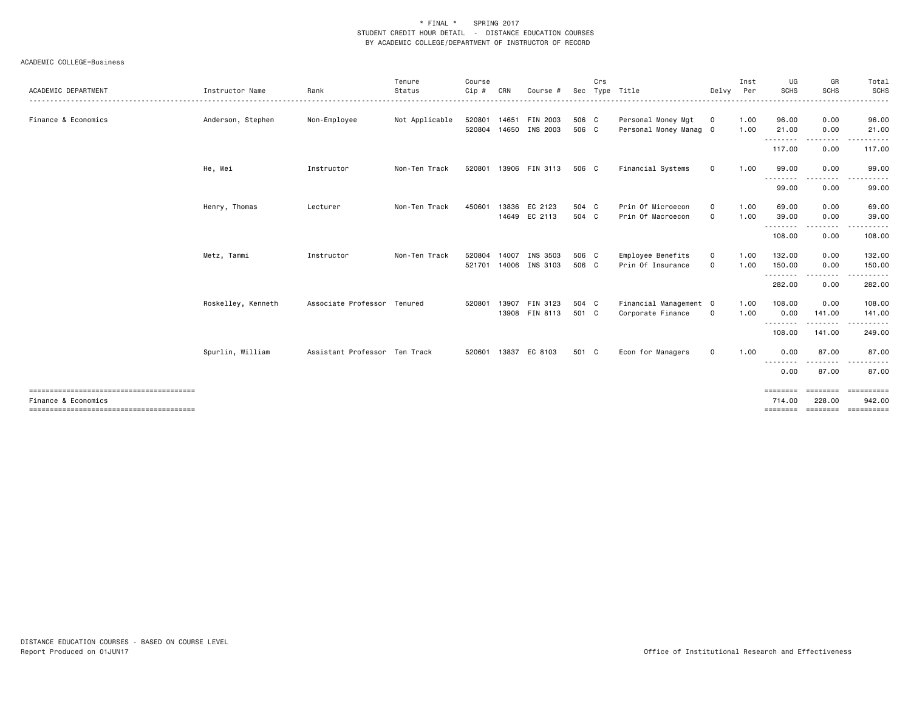\* FINAL \*    SPRING 2017
STUDENT CREDIT HOUR DETAIL - DISTANCE EDUCATION COURSES
BY ACADEMIC COLLEGE/DEPARTMENT OF INSTRUCTOR OF RECORD

ACADEMIC COLLEGE=Business

| ACADEMIC DEPARTMENT | Instructor Name | Rank | Tenure Status | Course Cip # | CRN | Course # | Sec | Crs Type | Title | Delvy | Inst Per | UG SCHS | GR SCHS | Total SCHS |
|---|---|---|---|---|---|---|---|---|---|---|---|---|---|---|
| Finance & Economics | Anderson, Stephen | Non-Employee | Not Applicable | 520801 | 14651 | FIN 2003 | 506 | C | Personal Money Mgt | O | 1.00 | 96.00 | 0.00 | 96.00 |
| | | | | 520804 | 14650 | INS 2003 | 506 | C | Personal Money Manag | O | 1.00 | 21.00 | 0.00 | 21.00 |
| | | | | | | | | | | | | 117.00 | 0.00 | 117.00 |
| | He, Wei | Instructor | Non-Ten Track | 520801 | 13906 | FIN 3113 | 506 | C | Financial Systems | O | 1.00 | 99.00 | 0.00 | 99.00 |
| | | | | | | | | | | | | 99.00 | 0.00 | 99.00 |
| | Henry, Thomas | Lecturer | Non-Ten Track | 450601 | 13836 | EC 2123 | 504 | C | Prin Of Microecon | O | 1.00 | 69.00 | 0.00 | 69.00 |
| | | | | | 14649 | EC 2113 | 504 | C | Prin Of Macroecon | O | 1.00 | 39.00 | 0.00 | 39.00 |
| | | | | | | | | | | | | 108.00 | 0.00 | 108.00 |
| | Metz, Tammi | Instructor | Non-Ten Track | 520804 | 14007 | INS 3503 | 506 | C | Employee Benefits | O | 1.00 | 132.00 | 0.00 | 132.00 |
| | | | | 521701 | 14006 | INS 3103 | 506 | C | Prin Of Insurance | O | 1.00 | 150.00 | 0.00 | 150.00 |
| | | | | | | | | | | | | 282.00 | 0.00 | 282.00 |
| | Roskelley, Kenneth | Associate Professor | Tenured | 520801 | 13907 | FIN 3123 | 504 | C | Financial Management | O | 1.00 | 108.00 | 0.00 | 108.00 |
| | | | | | 13908 | FIN 8113 | 501 | C | Corporate Finance | O | 1.00 | 0.00 | 141.00 | 141.00 |
| | | | | | | | | | | | | 108.00 | 141.00 | 249.00 |
| | Spurlin, William | Assistant Professor | Ten Track | 520601 | 13837 | EC 8103 | 501 | C | Econ for Managers | O | 1.00 | 0.00 | 87.00 | 87.00 |
| | | | | | | | | | | | | 0.00 | 87.00 | 87.00 |
| Finance & Economics | | | | | | | | | | | | 714.00 | 228.00 | 942.00 |

DISTANCE EDUCATION COURSES - BASED ON COURSE LEVEL
Report Produced on 01JUN17
Office of Institutional Research and Effectiveness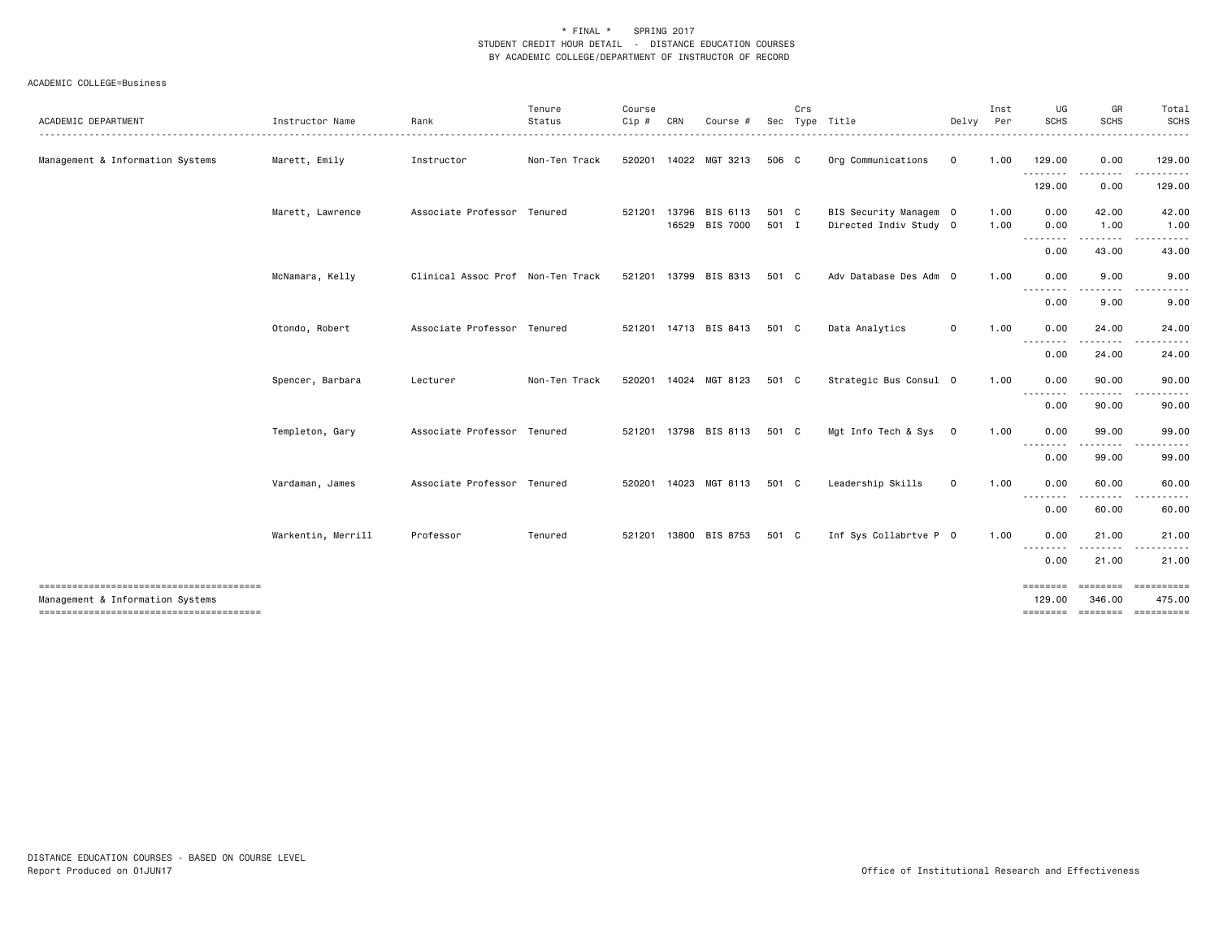\* FINAL \*    SPRING 2017
STUDENT CREDIT HOUR DETAIL - DISTANCE EDUCATION COURSES
BY ACADEMIC COLLEGE/DEPARTMENT OF INSTRUCTOR OF RECORD

ACADEMIC COLLEGE=Business

| ACADEMIC DEPARTMENT | Instructor Name | Rank | Tenure Status | Course Cip # | CRN | Course # | Sec | Crs Type | Title | Delvy | Inst Per | UG SCHS | GR SCHS | Total SCHS |
|---|---|---|---|---|---|---|---|---|---|---|---|---|---|---|
| Management & Information Systems | Marett, Emily | Instructor | Non-Ten Track | 520201 | 14022 | MGT 3213 | 506 | C | Org Communications | O | 1.00 | 129.00 | 0.00 | 129.00 |
| | | | | | | | | | | | | 129.00 | 0.00 | 129.00 |
| | Marett, Lawrence | Associate Professor | Tenured | 521201 | 13796 | BIS 6113 | 501 | C | BIS Security Managem | O | 1.00 | 0.00 | 42.00 | 42.00 |
| | | | | | 16529 | BIS 7000 | 501 | I | Directed Indiv Study | O | 1.00 | 0.00 | 1.00 | 1.00 |
| | | | | | | | | | | | | 0.00 | 43.00 | 43.00 |
| | McNamara, Kelly | Clinical Assoc Prof | Non-Ten Track | 521201 | 13799 | BIS 8313 | 501 | C | Adv Database Des Adm | O | 1.00 | 0.00 | 9.00 | 9.00 |
| | | | | | | | | | | | | 0.00 | 9.00 | 9.00 |
| | Otondo, Robert | Associate Professor | Tenured | 521201 | 14713 | BIS 8413 | 501 | C | Data Analytics | O | 1.00 | 0.00 | 24.00 | 24.00 |
| | | | | | | | | | | | | 0.00 | 24.00 | 24.00 |
| | Spencer, Barbara | Lecturer | Non-Ten Track | 520201 | 14024 | MGT 8123 | 501 | C | Strategic Bus Consul | O | 1.00 | 0.00 | 90.00 | 90.00 |
| | | | | | | | | | | | | 0.00 | 90.00 | 90.00 |
| | Templeton, Gary | Associate Professor | Tenured | 521201 | 13798 | BIS 8113 | 501 | C | Mgt Info Tech & Sys | O | 1.00 | 0.00 | 99.00 | 99.00 |
| | | | | | | | | | | | | 0.00 | 99.00 | 99.00 |
| | Vardaman, James | Associate Professor | Tenured | 520201 | 14023 | MGT 8113 | 501 | C | Leadership Skills | O | 1.00 | 0.00 | 60.00 | 60.00 |
| | | | | | | | | | | | | 0.00 | 60.00 | 60.00 |
| | Warkentin, Merrill | Professor | Tenured | 521201 | 13800 | BIS 8753 | 501 | C | Inf Sys Collabrtve P | O | 1.00 | 0.00 | 21.00 | 21.00 |
| | | | | | | | | | | | | 0.00 | 21.00 | 21.00 |
| Management & Information Systems | | | | | | | | | | | | 129.00 | 346.00 | 475.00 |

DISTANCE EDUCATION COURSES - BASED ON COURSE LEVEL
Report Produced on 01JUN17

Office of Institutional Research and Effectiveness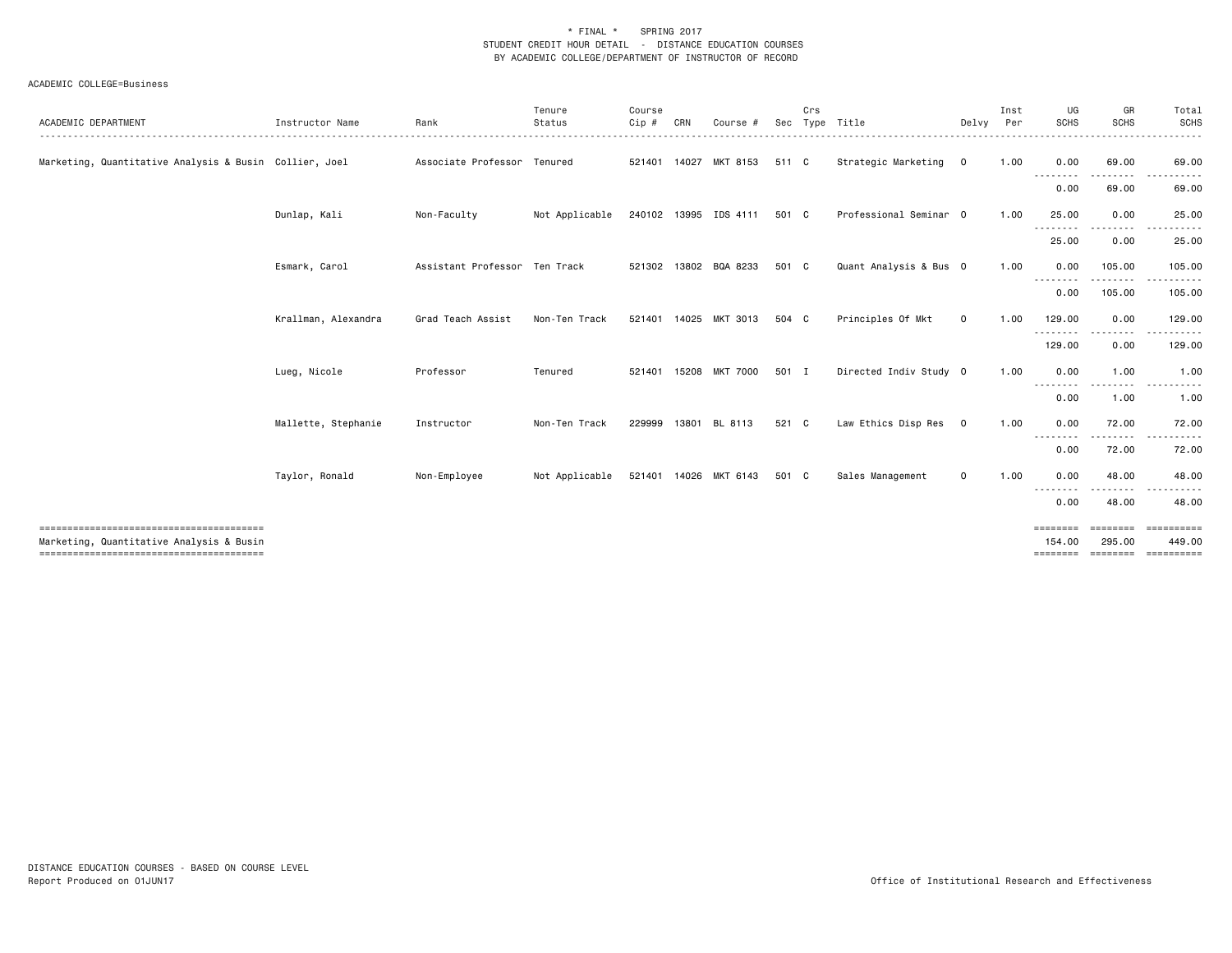\* FINAL \* SPRING 2017
STUDENT CREDIT HOUR DETAIL - DISTANCE EDUCATION COURSES
BY ACADEMIC COLLEGE/DEPARTMENT OF INSTRUCTOR OF RECORD

ACADEMIC COLLEGE=Business

| ACADEMIC DEPARTMENT | Instructor Name | Rank | Tenure Status | Course Cip # | CRN | Course # | Sec | Crs Type | Title | Delvy | Inst Per | UG SCHS | GR SCHS | Total SCHS |
|---|---|---|---|---|---|---|---|---|---|---|---|---|---|---|
| Marketing, Quantitative Analysis & Busin | Collier, Joel | Associate Professor | Tenured | 521401 | 14027 | MKT 8153 | 511 | C | Strategic Marketing | O | 1.00 | 0.00 | 69.00 | 69.00 |
| | | | | | | | | | | | | 0.00 | 69.00 | 69.00 |
| | Dunlap, Kali | Non-Faculty | Not Applicable | 240102 | 13995 | IDS 4111 | 501 | C | Professional Seminar | O | 1.00 | 25.00 | 0.00 | 25.00 |
| | | | | | | | | | | | | 25.00 | 0.00 | 25.00 |
| | Esmark, Carol | Assistant Professor | Ten Track | 521302 | 13802 | BQA 8233 | 501 | C | Quant Analysis & Bus | O | 1.00 | 0.00 | 105.00 | 105.00 |
| | | | | | | | | | | | | 0.00 | 105.00 | 105.00 |
| | Krallman, Alexandra | Grad Teach Assist | Non-Ten Track | 521401 | 14025 | MKT 3013 | 504 | C | Principles Of Mkt | O | 1.00 | 129.00 | 0.00 | 129.00 |
| | | | | | | | | | | | | 129.00 | 0.00 | 129.00 |
| | Lueg, Nicole | Professor | Tenured | 521401 | 15208 | MKT 7000 | 501 | I | Directed Indiv Study | O | 1.00 | 0.00 | 1.00 | 1.00 |
| | | | | | | | | | | | | 0.00 | 1.00 | 1.00 |
| | Mallette, Stephanie | Instructor | Non-Ten Track | 229999 | 13801 | BL 8113 | 521 | C | Law Ethics Disp Res | O | 1.00 | 0.00 | 72.00 | 72.00 |
| | | | | | | | | | | | | 0.00 | 72.00 | 72.00 |
| | Taylor, Ronald | Non-Employee | Not Applicable | 521401 | 14026 | MKT 6143 | 501 | C | Sales Management | O | 1.00 | 0.00 | 48.00 | 48.00 |
| | | | | | | | | | | | | 0.00 | 48.00 | 48.00 |
| Marketing, Quantitative Analysis & Busin | | | | | | | | | | | | 154.00 | 295.00 | 449.00 |

DISTANCE EDUCATION COURSES - BASED ON COURSE LEVEL
Report Produced on 01JUN17

Office of Institutional Research and Effectiveness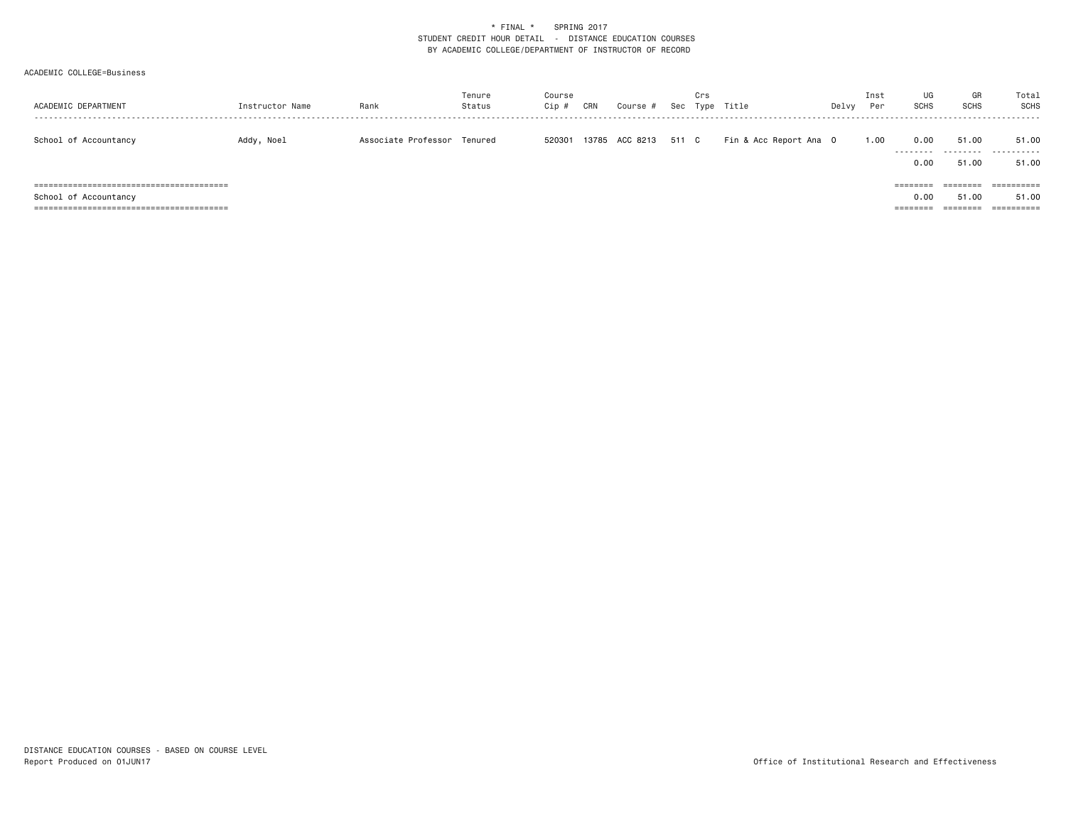\* FINAL \*    SPRING 2017
STUDENT CREDIT HOUR DETAIL - DISTANCE EDUCATION COURSES
BY ACADEMIC COLLEGE/DEPARTMENT OF INSTRUCTOR OF RECORD

ACADEMIC COLLEGE=Business

| ACADEMIC DEPARTMENT | Instructor Name | Rank | Tenure Status | Course Cip # | CRN | Course # | Sec | Crs Type | Title | Delvy | Inst Per | UG SCHS | GR SCHS | Total SCHS |
|---|---|---|---|---|---|---|---|---|---|---|---|---|---|---|
| School of Accountancy | Addy, Noel | Associate Professor | Tenured | 520301 | 13785 | ACC 8213 | 511 | C | Fin & Acc Report Ana | O | 1.00 | 0.00 | 51.00 | 51.00 |
| | | | | | | | | | | | | 0.00 | 51.00 | 51.00 |
| School of Accountancy | | | | | | | | | | | | 0.00 | 51.00 | 51.00 |

DISTANCE EDUCATION COURSES - BASED ON COURSE LEVEL
Report Produced on 01JUN17

Office of Institutional Research and Effectiveness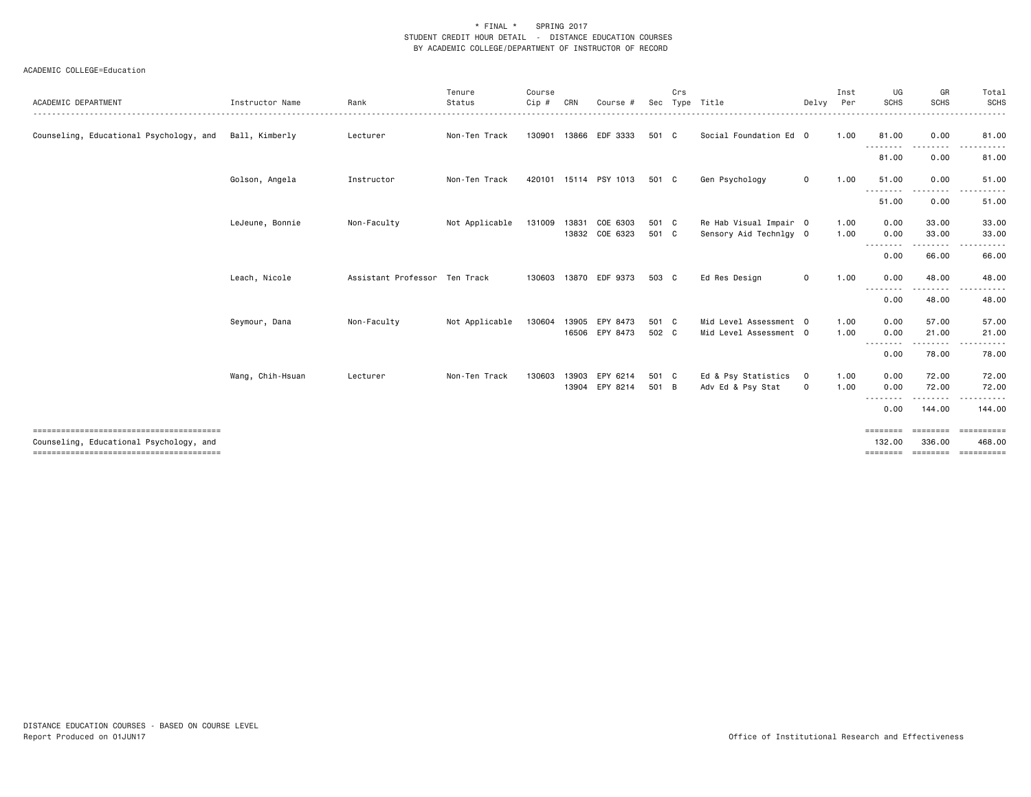\* FINAL \*    SPRING 2017
STUDENT CREDIT HOUR DETAIL - DISTANCE EDUCATION COURSES
BY ACADEMIC COLLEGE/DEPARTMENT OF INSTRUCTOR OF RECORD

ACADEMIC COLLEGE=Education

| ACADEMIC DEPARTMENT | Instructor Name | Rank | Tenure Status | Course Cip # | CRN | Course # | Sec | Crs Type | Title | Delvy | Inst Per | UG SCHS | GR SCHS | Total SCHS |
|---|---|---|---|---|---|---|---|---|---|---|---|---|---|---|
| Counseling, Educational Psychology, and | Ball, Kimberly | Lecturer | Non-Ten Track | 130901 | 13866 | EDF 3333 | 501 | C | Social Foundation Ed | O | 1.00 | 81.00 | 0.00 | 81.00 |
| | | | | | | | | | | | | 81.00 | 0.00 | 81.00 |
| | Golson, Angela | Instructor | Non-Ten Track | 420101 | 15114 | PSY 1013 | 501 | C | Gen Psychology | O | 1.00 | 51.00 | 0.00 | 51.00 |
| | | | | | | | | | | | | 51.00 | 0.00 | 51.00 |
| | LeJeune, Bonnie | Non-Faculty | Not Applicable | 131009 | 13831 | COE 6303 | 501 | C | Re Hab Visual Impair | O | 1.00 | 0.00 | 33.00 | 33.00 |
| | | | | | 13832 | COE 6323 | 501 | C | Sensory Aid Technlgy | O | 1.00 | 0.00 | 33.00 | 33.00 |
| | | | | | | | | | | | | 0.00 | 66.00 | 66.00 |
| | Leach, Nicole | Assistant Professor | Ten Track | 130603 | 13870 | EDF 9373 | 503 | C | Ed Res Design | O | 1.00 | 0.00 | 48.00 | 48.00 |
| | | | | | | | | | | | | 0.00 | 48.00 | 48.00 |
| | Seymour, Dana | Non-Faculty | Not Applicable | 130604 | 13905 | EPY 8473 | 501 | C | Mid Level Assessment | O | 1.00 | 0.00 | 57.00 | 57.00 |
| | | | | | 16506 | EPY 8473 | 502 | C | Mid Level Assessment | O | 1.00 | 0.00 | 21.00 | 21.00 |
| | | | | | | | | | | | | 0.00 | 78.00 | 78.00 |
| | Wang, Chih-Hsuan | Lecturer | Non-Ten Track | 130603 | 13903 | EPY 6214 | 501 | C | Ed & Psy Statistics | O | 1.00 | 0.00 | 72.00 | 72.00 |
| | | | | | 13904 | EPY 8214 | 501 | B | Adv Ed & Psy Stat | O | 1.00 | 0.00 | 72.00 | 72.00 |
| | | | | | | | | | | | | 0.00 | 144.00 | 144.00 |
| Counseling, Educational Psychology, and | | | | | | | | | | | | 132.00 | 336.00 | 468.00 |

DISTANCE EDUCATION COURSES - BASED ON COURSE LEVEL
Report Produced on 01JUN17

Office of Institutional Research and Effectiveness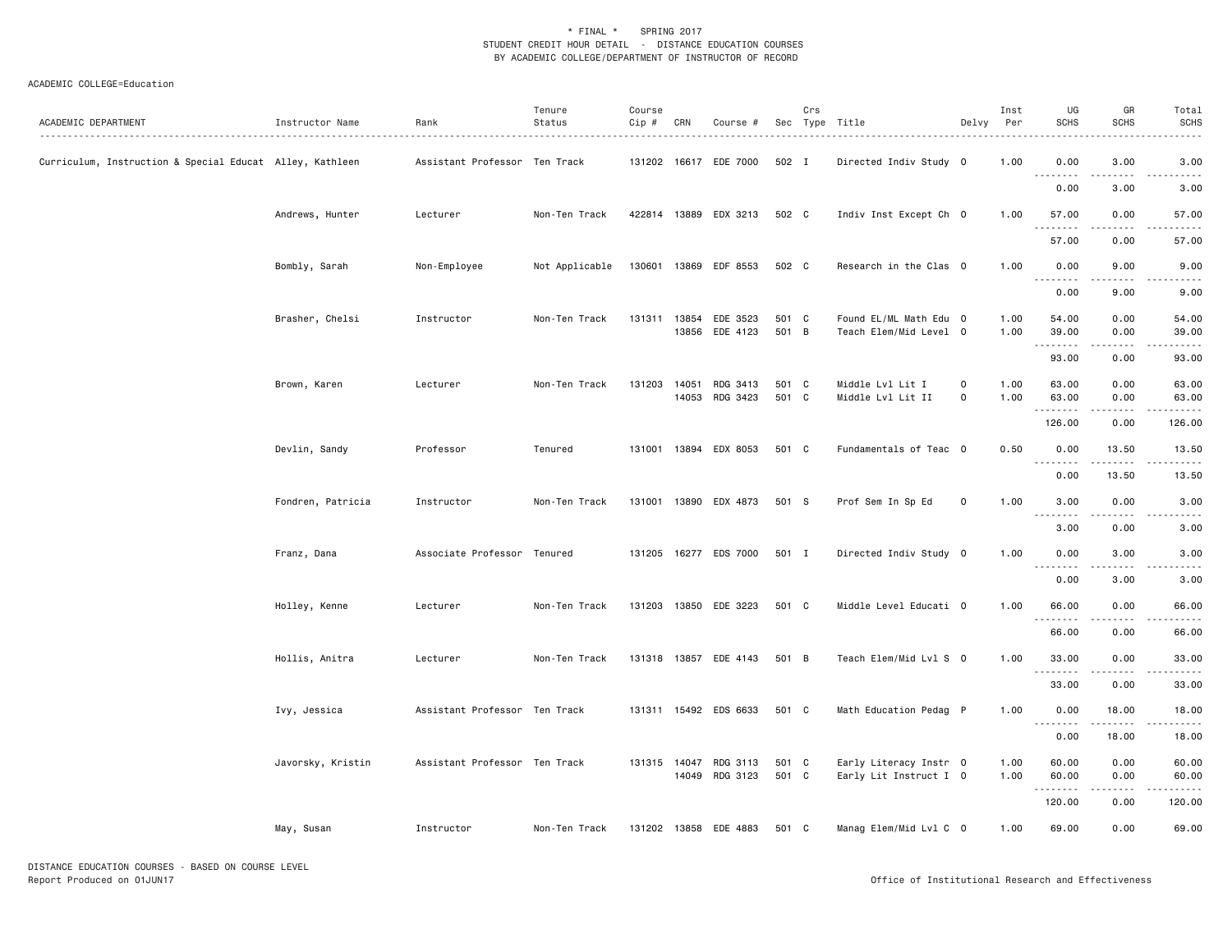\* FINAL \*    SPRING 2017
STUDENT CREDIT HOUR DETAIL - DISTANCE EDUCATION COURSES
BY ACADEMIC COLLEGE/DEPARTMENT OF INSTRUCTOR OF RECORD

ACADEMIC COLLEGE=Education

| ACADEMIC DEPARTMENT | Instructor Name | Rank | Tenure Status | Course Cip # | CRN | Course # | Sec | Crs Type | Title | Delvy | Inst Per | UG SCHS | GR SCHS | Total SCHS |
|---|---|---|---|---|---|---|---|---|---|---|---|---|---|---|
| Curriculum, Instruction & Special Educat | Alley, Kathleen | Assistant Professor | Ten Track | 131202 | 16617 | EDE 7000 | 502 | I | Directed Indiv Study | O | 1.00 | 0.00 | 3.00 | 3.00 |
| | | | | | | | | | | | | 0.00 | 3.00 | 3.00 |
| | Andrews, Hunter | Lecturer | Non-Ten Track | 422814 | 13889 | EDX 3213 | 502 | C | Indiv Inst Except Ch | O | 1.00 | 57.00 | 0.00 | 57.00 |
| | | | | | | | | | | | | 57.00 | 0.00 | 57.00 |
| | Bombly, Sarah | Non-Employee | Not Applicable | 130601 | 13869 | EDF 8553 | 502 | C | Research in the Clas | O | 1.00 | 0.00 | 9.00 | 9.00 |
| | | | | | | | | | | | | 0.00 | 9.00 | 9.00 |
| | Brasher, Chelsi | Instructor | Non-Ten Track | 131311 | 13854 | EDE 3523 | 501 | C | Found EL/ML Math Edu | O | 1.00 | 54.00 | 0.00 | 54.00 |
| | | | | | 13856 | EDE 4123 | 501 | B | Teach Elem/Mid Level | O | 1.00 | 39.00 | 0.00 | 39.00 |
| | | | | | | | | | | | | 93.00 | 0.00 | 93.00 |
| | Brown, Karen | Lecturer | Non-Ten Track | 131203 | 14051 | RDG 3413 | 501 | C | Middle Lvl Lit I | O | 1.00 | 63.00 | 0.00 | 63.00 |
| | | | | | 14053 | RDG 3423 | 501 | C | Middle Lvl Lit II | O | 1.00 | 63.00 | 0.00 | 63.00 |
| | | | | | | | | | | | | 126.00 | 0.00 | 126.00 |
| | Devlin, Sandy | Professor | Tenured | 131001 | 13894 | EDX 8053 | 501 | C | Fundamentals of Teac | O | 0.50 | 0.00 | 13.50 | 13.50 |
| | | | | | | | | | | | | 0.00 | 13.50 | 13.50 |
| | Fondren, Patricia | Instructor | Non-Ten Track | 131001 | 13890 | EDX 4873 | 501 | S | Prof Sem In Sp Ed | O | 1.00 | 3.00 | 0.00 | 3.00 |
| | | | | | | | | | | | | 3.00 | 0.00 | 3.00 |
| | Franz, Dana | Associate Professor | Tenured | 131205 | 16277 | EDS 7000 | 501 | I | Directed Indiv Study | O | 1.00 | 0.00 | 3.00 | 3.00 |
| | | | | | | | | | | | | 0.00 | 3.00 | 3.00 |
| | Holley, Kenne | Lecturer | Non-Ten Track | 131203 | 13850 | EDE 3223 | 501 | C | Middle Level Educati | O | 1.00 | 66.00 | 0.00 | 66.00 |
| | | | | | | | | | | | | 66.00 | 0.00 | 66.00 |
| | Hollis, Anitra | Lecturer | Non-Ten Track | 131318 | 13857 | EDE 4143 | 501 | B | Teach Elem/Mid Lvl S | O | 1.00 | 33.00 | 0.00 | 33.00 |
| | | | | | | | | | | | | 33.00 | 0.00 | 33.00 |
| | Ivy, Jessica | Assistant Professor | Ten Track | 131311 | 15492 | EDS 6633 | 501 | C | Math Education Pedag | P | 1.00 | 0.00 | 18.00 | 18.00 |
| | | | | | | | | | | | | 0.00 | 18.00 | 18.00 |
| | Javorsky, Kristin | Assistant Professor | Ten Track | 131315 | 14047 | RDG 3113 | 501 | C | Early Literacy Instr | O | 1.00 | 60.00 | 0.00 | 60.00 |
| | | | | | 14049 | RDG 3123 | 501 | C | Early Lit Instruct I | O | 1.00 | 60.00 | 0.00 | 60.00 |
| | | | | | | | | | | | | 120.00 | 0.00 | 120.00 |
| | May, Susan | Instructor | Non-Ten Track | 131202 | 13858 | EDE 4883 | 501 | C | Manag Elem/Mid Lvl C | O | 1.00 | 69.00 | 0.00 | 69.00 |

DISTANCE EDUCATION COURSES - BASED ON COURSE LEVEL
Report Produced on 01JUN17    Office of Institutional Research and Effectiveness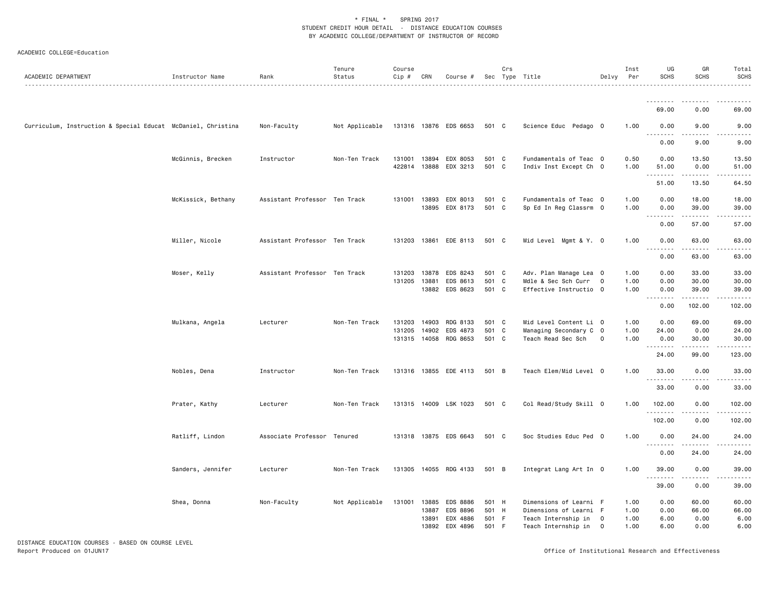\* FINAL \* SPRING 2017
STUDENT CREDIT HOUR DETAIL - DISTANCE EDUCATION COURSES
BY ACADEMIC COLLEGE/DEPARTMENT OF INSTRUCTOR OF RECORD

ACADEMIC COLLEGE=Education

| ACADEMIC DEPARTMENT | Instructor Name | Rank | Tenure Status | Course Cip # | CRN | Course # | Sec | Crs Type | Title | Delvy | Inst Per | UG SCHS | GR SCHS | Total SCHS |
|---|---|---|---|---|---|---|---|---|---|---|---|---|---|---|
| | | | | | | | | | | | | 69.00 | 0.00 | 69.00 |
| Curriculum, Instruction & Special Educat | McDaniel, Christina | Non-Faculty | Not Applicable | 131316 | 13876 | EDS 6653 | 501 | C | Science Educ Pedago | O | 1.00 | 0.00 | 9.00 | 9.00 |
| | | | | | | | | | | | | 0.00 | 9.00 | 9.00 |
| | McGinnis, Brecken | Instructor | Non-Ten Track | 131001 | 13894 | EDX 8053 | 501 | C | Fundamentals of Teac | O | 0.50 | 0.00 | 13.50 | 13.50 |
| | | | | 422814 | 13888 | EDX 3213 | 501 | C | Indiv Inst Except Ch | O | 1.00 | 51.00 | 0.00 | 51.00 |
| | | | | | | | | | | | | 51.00 | 13.50 | 64.50 |
| | McKissick, Bethany | Assistant Professor | Ten Track | 131001 | 13893 | EDX 8013 | 501 | C | Fundamentals of Teac | O | 1.00 | 0.00 | 18.00 | 18.00 |
| | | | | | 13895 | EDX 8173 | 501 | C | Sp Ed In Reg Classrm | O | 1.00 | 0.00 | 39.00 | 39.00 |
| | | | | | | | | | | | | 0.00 | 57.00 | 57.00 |
| | Miller, Nicole | Assistant Professor | Ten Track | 131203 | 13861 | EDE 8113 | 501 | C | Mid Level Mgmt & Y. | O | 1.00 | 0.00 | 63.00 | 63.00 |
| | | | | | | | | | | | | 0.00 | 63.00 | 63.00 |
| | Moser, Kelly | Assistant Professor | Ten Track | 131203 | 13878 | EDS 8243 | 501 | C | Adv. Plan Manage Lea | O | 1.00 | 0.00 | 33.00 | 33.00 |
| | | | | 131205 | 13881 | EDS 8613 | 501 | C | Mdle & Sec Sch Curr | O | 1.00 | 0.00 | 30.00 | 30.00 |
| | | | | | 13882 | EDS 8623 | 501 | C | Effective Instructio | O | 1.00 | 0.00 | 39.00 | 39.00 |
| | | | | | | | | | | | | 0.00 | 102.00 | 102.00 |
| | Mulkana, Angela | Lecturer | Non-Ten Track | 131203 | 14903 | RDG 8133 | 501 | C | Mid Level Content Li | O | 1.00 | 0.00 | 69.00 | 69.00 |
| | | | | 131205 | 14902 | EDS 4873 | 501 | C | Managing Secondary C | O | 1.00 | 24.00 | 0.00 | 24.00 |
| | | | | 131315 | 14058 | RDG 8653 | 501 | C | Teach Read Sec Sch | O | 1.00 | 0.00 | 30.00 | 30.00 |
| | | | | | | | | | | | | 24.00 | 99.00 | 123.00 |
| | Nobles, Dena | Instructor | Non-Ten Track | 131316 | 13855 | EDE 4113 | 501 | B | Teach Elem/Mid Level | O | 1.00 | 33.00 | 0.00 | 33.00 |
| | | | | | | | | | | | | 33.00 | 0.00 | 33.00 |
| | Prater, Kathy | Lecturer | Non-Ten Track | 131315 | 14009 | LSK 1023 | 501 | C | Col Read/Study Skill | O | 1.00 | 102.00 | 0.00 | 102.00 |
| | | | | | | | | | | | | 102.00 | 0.00 | 102.00 |
| | Ratliff, Lindon | Associate Professor | Tenured | 131318 | 13875 | EDS 6643 | 501 | C | Soc Studies Educ Ped | O | 1.00 | 0.00 | 24.00 | 24.00 |
| | | | | | | | | | | | | 0.00 | 24.00 | 24.00 |
| | Sanders, Jennifer | Lecturer | Non-Ten Track | 131305 | 14055 | RDG 4133 | 501 | B | Integrat Lang Art In | O | 1.00 | 39.00 | 0.00 | 39.00 |
| | | | | | | | | | | | | 39.00 | 0.00 | 39.00 |
| | Shea, Donna | Non-Faculty | Not Applicable | 131001 | 13885 | EDS 8886 | 501 | H | Dimensions of Learni | F | 1.00 | 0.00 | 60.00 | 60.00 |
| | | | | | 13887 | EDS 8896 | 501 | H | Dimensions of Learni | F | 1.00 | 0.00 | 66.00 | 66.00 |
| | | | | | 13891 | EDX 4886 | 501 | F | Teach Internship in | O | 1.00 | 6.00 | 0.00 | 6.00 |
| | | | | | 13892 | EDX 4896 | 501 | F | Teach Internship in | O | 1.00 | 6.00 | 0.00 | 6.00 |

DISTANCE EDUCATION COURSES - BASED ON COURSE LEVEL
Report Produced on 01JUN17

Office of Institutional Research and Effectiveness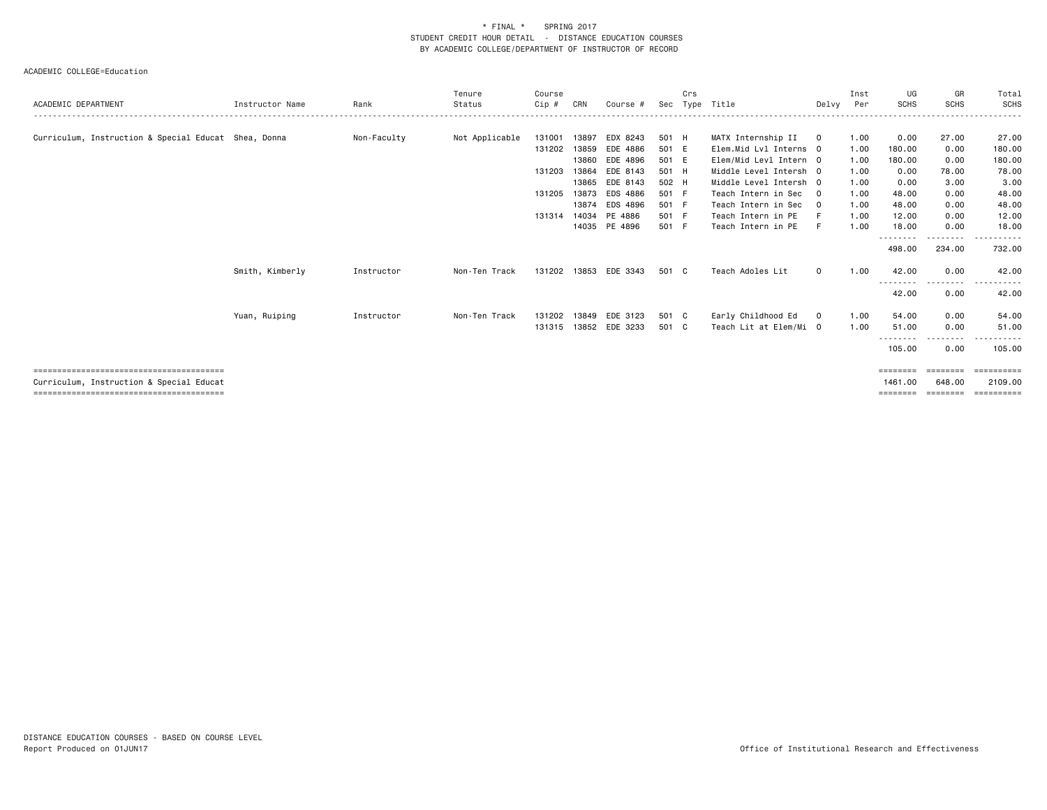\* FINAL \*    SPRING 2017
STUDENT CREDIT HOUR DETAIL - DISTANCE EDUCATION COURSES
BY ACADEMIC COLLEGE/DEPARTMENT OF INSTRUCTOR OF RECORD

ACADEMIC COLLEGE=Education

| ACADEMIC DEPARTMENT | Instructor Name | Rank | Tenure Status | Course Cip # | CRN | Course # | Sec | Crs Type | Title | Delvy | Inst Per | UG SCHS | GR SCHS | Total SCHS |
|---|---|---|---|---|---|---|---|---|---|---|---|---|---|---|
| Curriculum, Instruction & Special Educat | Shea, Donna | Non-Faculty | Not Applicable | 131001 | 13897 | EDX 8243 | 501 | H | MATX Internship II | O | 1.00 | 0.00 | 27.00 | 27.00 |
| | | | | 131202 | 13859 | EDE 4886 | 501 | E | Elem.Mid Lvl Interns | O | 1.00 | 180.00 | 0.00 | 180.00 |
| | | | | | 13860 | EDE 4896 | 501 | E | Elem/Mid Levl Intern | O | 1.00 | 180.00 | 0.00 | 180.00 |
| | | | | 131203 | 13864 | EDE 8143 | 501 | H | Middle Level Intersh | O | 1.00 | 0.00 | 78.00 | 78.00 |
| | | | | | 13865 | EDE 8143 | 502 | H | Middle Level Intersh | O | 1.00 | 0.00 | 3.00 | 3.00 |
| | | | | 131205 | 13873 | EDS 4886 | 501 | F | Teach Intern in Sec | O | 1.00 | 48.00 | 0.00 | 48.00 |
| | | | | | 13874 | EDS 4896 | 501 | F | Teach Intern in Sec | O | 1.00 | 48.00 | 0.00 | 48.00 |
| | | | | 131314 | 14034 | PE 4886 | 501 | F | Teach Intern in PE | F | 1.00 | 12.00 | 0.00 | 12.00 |
| | | | | | 14035 | PE 4896 | 501 | F | Teach Intern in PE | F | 1.00 | 18.00 | 0.00 | 18.00 |
| | | | | | | | | | | | | 498.00 | 234.00 | 732.00 |
| | Smith, Kimberly | Instructor | Non-Ten Track | 131202 | 13853 | EDE 3343 | 501 | C | Teach Adoles Lit | O | 1.00 | 42.00 | 0.00 | 42.00 |
| | | | | | | | | | | | | 42.00 | 0.00 | 42.00 |
| | Yuan, Ruiping | Instructor | Non-Ten Track | 131202 | 13849 | EDE 3123 | 501 | C | Early Childhood Ed | O | 1.00 | 54.00 | 0.00 | 54.00 |
| | | | | 131315 | 13852 | EDE 3233 | 501 | C | Teach Lit at Elem/Mi | O | 1.00 | 51.00 | 0.00 | 51.00 |
| | | | | | | | | | | | | 105.00 | 0.00 | 105.00 |
| Curriculum, Instruction & Special Educat | | | | | | | | | | | | 1461.00 | 648.00 | 2109.00 |

DISTANCE EDUCATION COURSES - BASED ON COURSE LEVEL
Report Produced on 01JUN17    Office of Institutional Research and Effectiveness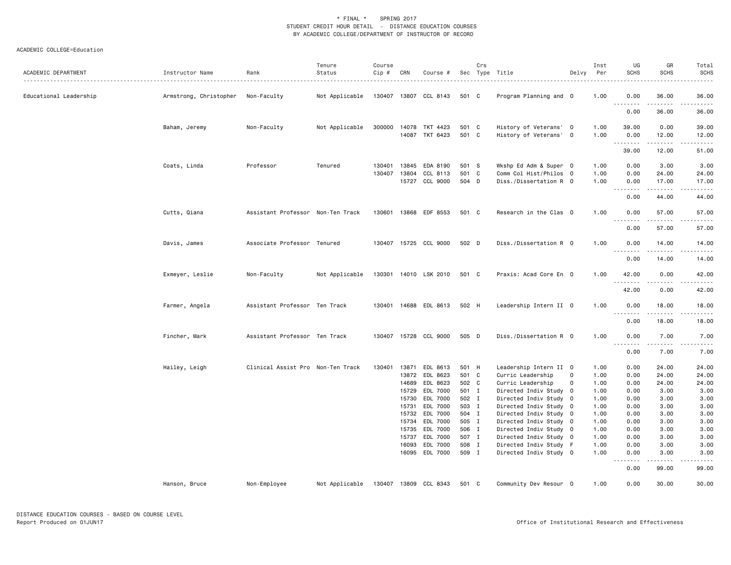\* FINAL \* SPRING 2017
STUDENT CREDIT HOUR DETAIL - DISTANCE EDUCATION COURSES
BY ACADEMIC COLLEGE/DEPARTMENT OF INSTRUCTOR OF RECORD

ACADEMIC COLLEGE=Education

| ACADEMIC DEPARTMENT | Instructor Name | Rank | Tenure Status | Course Cip # | CRN | Course # | Sec | Crs Type | Title | Delvy | Inst Per | UG SCHS | GR SCHS | Total SCHS |
|---|---|---|---|---|---|---|---|---|---|---|---|---|---|---|
| Educational Leadership | Armstrong, Christopher | Non-Faculty | Not Applicable | 130407 | 13807 | CCL 8143 | 501 | C | Program Planning and | O | 1.00 | 0.00 | 36.00 | 36.00 |
| | | | | | | | | | | | | 0.00 | 36.00 | 36.00 |
| | Baham, Jeremy | Non-Faculty | Not Applicable | 300000 | 14078 | TKT 4423 | 501 | C | History of Veterans' | O | 1.00 | 39.00 | 0.00 | 39.00 |
| | | | | | 14087 | TKT 6423 | 501 | C | History of Veterans' | O | 1.00 | 0.00 | 12.00 | 12.00 |
| | | | | | | | | | | | | 39.00 | 12.00 | 51.00 |
| | Coats, Linda | Professor | Tenured | 130401 | 13845 | EDA 8190 | 501 | S | Wkshp Ed Adm & Super | O | 1.00 | 0.00 | 3.00 | 3.00 |
| | | | | 130407 | 13804 | CCL 8113 | 501 | C | Comm Col Hist/Philos | O | 1.00 | 0.00 | 24.00 | 24.00 |
| | | | | | 15727 | CCL 9000 | 504 | D | Diss./Dissertation R | O | 1.00 | 0.00 | 17.00 | 17.00 |
| | | | | | | | | | | | | 0.00 | 44.00 | 44.00 |
| | Cutts, Qiana | Assistant Professor | Non-Ten Track | 130601 | 13868 | EDF 8553 | 501 | C | Research in the Clas | O | 1.00 | 0.00 | 57.00 | 57.00 |
| | | | | | | | | | | | | 0.00 | 57.00 | 57.00 |
| | Davis, James | Associate Professor | Tenured | 130407 | 15725 | CCL 9000 | 502 | D | Diss./Dissertation R | O | 1.00 | 0.00 | 14.00 | 14.00 |
| | | | | | | | | | | | | 0.00 | 14.00 | 14.00 |
| | Exmeyer, Leslie | Non-Faculty | Not Applicable | 130301 | 14010 | LSK 2010 | 501 | C | Praxis: Acad Core En | O | 1.00 | 42.00 | 0.00 | 42.00 |
| | | | | | | | | | | | | 42.00 | 0.00 | 42.00 |
| | Farmer, Angela | Assistant Professor | Ten Track | 130401 | 14688 | EDL 8613 | 502 | H | Leadership Intern II | O | 1.00 | 0.00 | 18.00 | 18.00 |
| | | | | | | | | | | | | 0.00 | 18.00 | 18.00 |
| | Fincher, Mark | Assistant Professor | Ten Track | 130407 | 15728 | CCL 9000 | 505 | D | Diss./Dissertation R | O | 1.00 | 0.00 | 7.00 | 7.00 |
| | | | | | | | | | | | | 0.00 | 7.00 | 7.00 |
| | Hailey, Leigh | Clinical Assist Pro | Non-Ten Track | 130401 | 13871 | EDL 8613 | 501 | H | Leadership Intern II | O | 1.00 | 0.00 | 24.00 | 24.00 |
| | | | | | 13872 | EDL 8623 | 501 | C | Curric Leadership | O | 1.00 | 0.00 | 24.00 | 24.00 |
| | | | | | 14689 | EDL 8623 | 502 | C | Curric Leadership | O | 1.00 | 0.00 | 24.00 | 24.00 |
| | | | | | 15729 | EDL 7000 | 501 | I | Directed Indiv Study | O | 1.00 | 0.00 | 3.00 | 3.00 |
| | | | | | 15730 | EDL 7000 | 502 | I | Directed Indiv Study | O | 1.00 | 0.00 | 3.00 | 3.00 |
| | | | | | 15731 | EDL 7000 | 503 | I | Directed Indiv Study | O | 1.00 | 0.00 | 3.00 | 3.00 |
| | | | | | 15732 | EDL 7000 | 504 | I | Directed Indiv Study | O | 1.00 | 0.00 | 3.00 | 3.00 |
| | | | | | 15734 | EDL 7000 | 505 | I | Directed Indiv Study | O | 1.00 | 0.00 | 3.00 | 3.00 |
| | | | | | 15735 | EDL 7000 | 506 | I | Directed Indiv Study | O | 1.00 | 0.00 | 3.00 | 3.00 |
| | | | | | 15737 | EDL 7000 | 507 | I | Directed Indiv Study | O | 1.00 | 0.00 | 3.00 | 3.00 |
| | | | | | 16093 | EDL 7000 | 508 | I | Directed Indiv Study | F | 1.00 | 0.00 | 3.00 | 3.00 |
| | | | | | 16095 | EDL 7000 | 509 | I | Directed Indiv Study | O | 1.00 | 0.00 | 3.00 | 3.00 |
| | | | | | | | | | | | | 0.00 | 99.00 | 99.00 |
| | Hanson, Bruce | Non-Employee | Not Applicable | 130407 | 13809 | CCL 8343 | 501 | C | Community Dev Resour | O | 1.00 | 0.00 | 30.00 | 30.00 |

DISTANCE EDUCATION COURSES - BASED ON COURSE LEVEL
Report Produced on 01JUN17

Office of Institutional Research and Effectiveness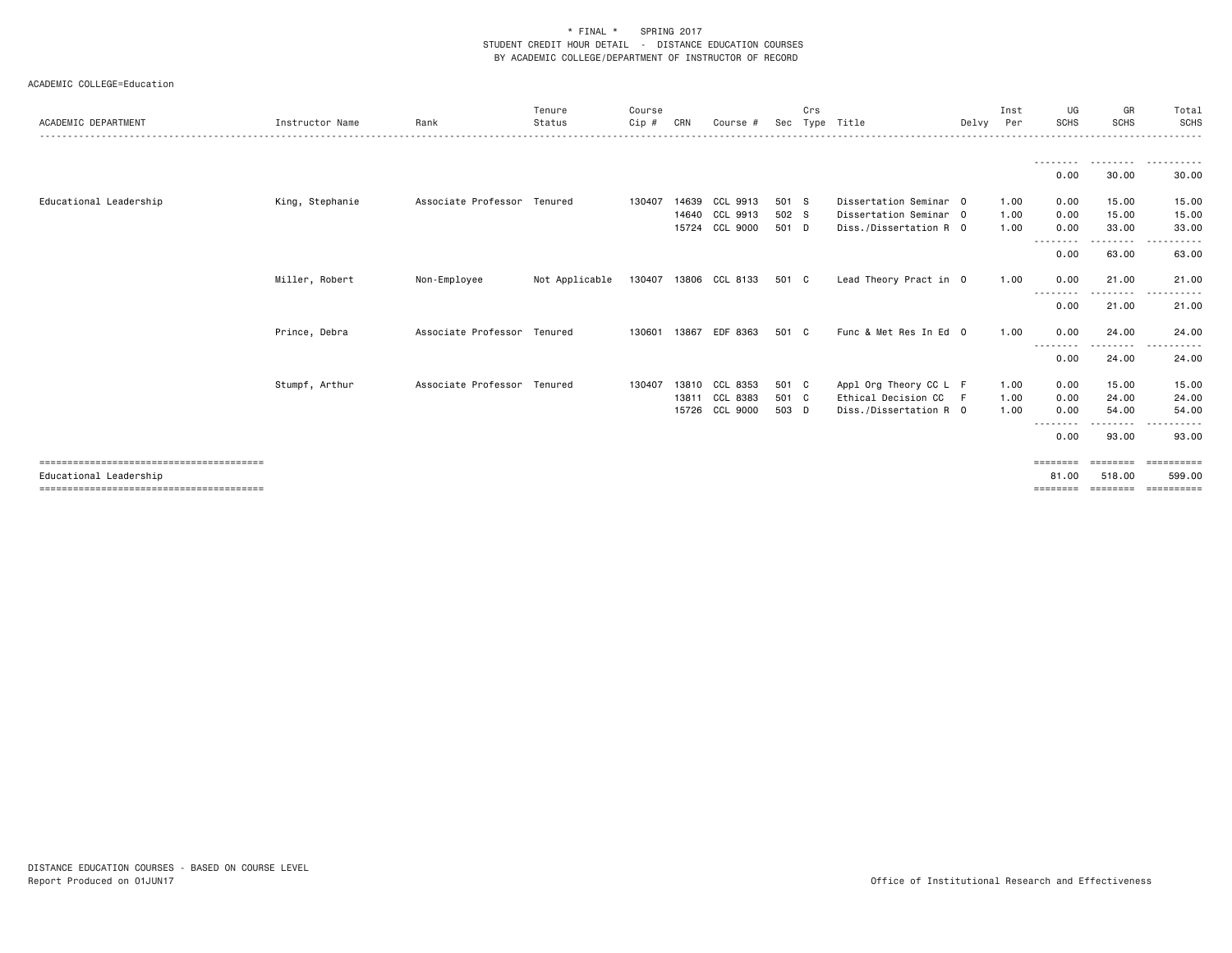\* FINAL \*    SPRING 2017
STUDENT CREDIT HOUR DETAIL - DISTANCE EDUCATION COURSES
BY ACADEMIC COLLEGE/DEPARTMENT OF INSTRUCTOR OF RECORD

ACADEMIC COLLEGE=Education

| ACADEMIC DEPARTMENT | Instructor Name | Rank | Tenure Status | Course Cip # | CRN | Course # | Sec | Crs Type | Title | Delvy | Inst Per | UG SCHS | GR SCHS | Total SCHS |
|---|---|---|---|---|---|---|---|---|---|---|---|---|---|---|
| | | | | | | | | | | | | 0.00 | 30.00 | 30.00 |
| Educational Leadership | King, Stephanie | Associate Professor | Tenured | 130407 | 14639 | CCL 9913 | 501 | S | Dissertation Seminar | O | 1.00 | 0.00 | 15.00 | 15.00 |
| | | | | | 14640 | CCL 9913 | 502 | S | Dissertation Seminar | O | 1.00 | 0.00 | 15.00 | 15.00 |
| | | | | | 15724 | CCL 9000 | 501 | D | Diss./Dissertation R | O | 1.00 | 0.00 | 33.00 | 33.00 |
| | | | | | | | | | | | | 0.00 | 63.00 | 63.00 |
| | Miller, Robert | Non-Employee | Not Applicable | 130407 | 13806 | CCL 8133 | 501 | C | Lead Theory Pract in | O | 1.00 | 0.00 | 21.00 | 21.00 |
| | | | | | | | | | | | | 0.00 | 21.00 | 21.00 |
| | Prince, Debra | Associate Professor | Tenured | 130601 | 13867 | EDF 8363 | 501 | C | Func & Met Res In Ed | O | 1.00 | 0.00 | 24.00 | 24.00 |
| | | | | | | | | | | | | 0.00 | 24.00 | 24.00 |
| | Stumpf, Arthur | Associate Professor | Tenured | 130407 | 13810 | CCL 8353 | 501 | C | Appl Org Theory CC L | F | 1.00 | 0.00 | 15.00 | 15.00 |
| | | | | | 13811 | CCL 8383 | 501 | C | Ethical Decision CC | F | 1.00 | 0.00 | 24.00 | 24.00 |
| | | | | | 15726 | CCL 9000 | 503 | D | Diss./Dissertation R | O | 1.00 | 0.00 | 54.00 | 54.00 |
| | | | | | | | | | | | | 0.00 | 93.00 | 93.00 |
| Educational Leadership | | | | | | | | | | | | 81.00 | 518.00 | 599.00 |

DISTANCE EDUCATION COURSES - BASED ON COURSE LEVEL
Report Produced on 01JUN17

Office of Institutional Research and Effectiveness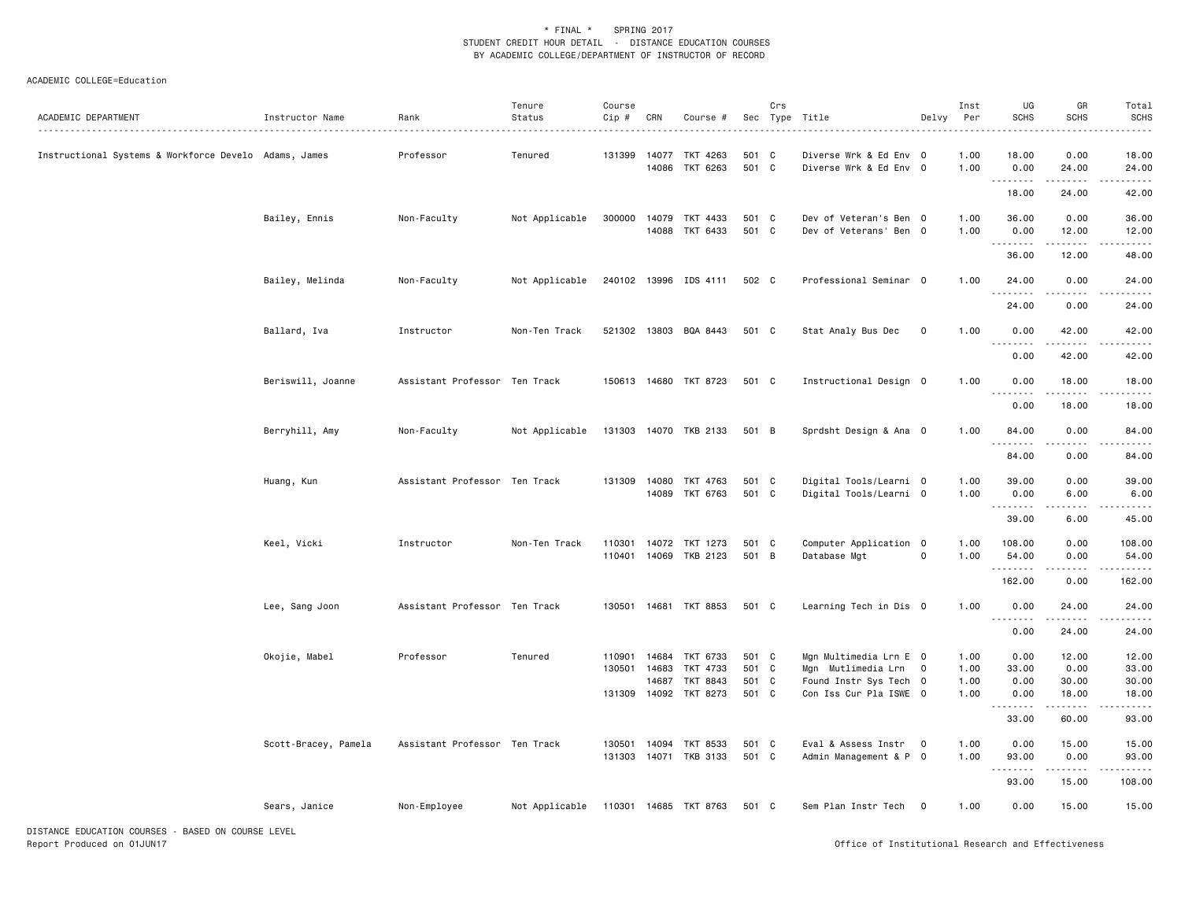\* FINAL \* SPRING 2017
STUDENT CREDIT HOUR DETAIL - DISTANCE EDUCATION COURSES
BY ACADEMIC COLLEGE/DEPARTMENT OF INSTRUCTOR OF RECORD

ACADEMIC COLLEGE=Education

| ACADEMIC DEPARTMENT | Instructor Name | Rank | Tenure Status | Course Cip # | CRN | Course # | Sec | Crs Type | Title | Delvy | Inst Per | UG SCHS | GR SCHS | Total SCHS |
|---|---|---|---|---|---|---|---|---|---|---|---|---|---|---|
| Instructional Systems & Workforce Develo | Adams, James | Professor | Tenured | 131399 | 14077 | TKT 4263 | 501 | C | Diverse Wrk & Ed Env | O | 1.00 | 18.00 | 0.00 | 18.00 |
| | | | | | 14086 | TKT 6263 | 501 | C | Diverse Wrk & Ed Env | O | 1.00 | 0.00 | 24.00 | 24.00 |
| | | | | | | | | | | | | 18.00 | 24.00 | 42.00 |
| | Bailey, Ennis | Non-Faculty | Not Applicable | 300000 | 14079 | TKT 4433 | 501 | C | Dev of Veteran's Ben | O | 1.00 | 36.00 | 0.00 | 36.00 |
| | | | | | 14088 | TKT 6433 | 501 | C | Dev of Veterans' Ben | O | 1.00 | 0.00 | 12.00 | 12.00 |
| | | | | | | | | | | | | 36.00 | 12.00 | 48.00 |
| | Bailey, Melinda | Non-Faculty | Not Applicable | 240102 | 13996 | IDS 4111 | 502 | C | Professional Seminar | O | 1.00 | 24.00 | 0.00 | 24.00 |
| | | | | | | | | | | | | 24.00 | 0.00 | 24.00 |
| | Ballard, Iva | Instructor | Non-Ten Track | 521302 | 13803 | BQA 8443 | 501 | C | Stat Analy Bus Dec | O | 1.00 | 0.00 | 42.00 | 42.00 |
| | | | | | | | | | | | | 0.00 | 42.00 | 42.00 |
| | Beriswill, Joanne | Assistant Professor | Ten Track | 150613 | 14680 | TKT 8723 | 501 | C | Instructional Design | O | 1.00 | 0.00 | 18.00 | 18.00 |
| | | | | | | | | | | | | 0.00 | 18.00 | 18.00 |
| | Berryhill, Amy | Non-Faculty | Not Applicable | 131303 | 14070 | TKB 2133 | 501 | B | Sprdsht Design & Ana | O | 1.00 | 84.00 | 0.00 | 84.00 |
| | | | | | | | | | | | | 84.00 | 0.00 | 84.00 |
| | Huang, Kun | Assistant Professor | Ten Track | 131309 | 14080 | TKT 4763 | 501 | C | Digital Tools/Learni | O | 1.00 | 39.00 | 0.00 | 39.00 |
| | | | | | 14089 | TKT 6763 | 501 | C | Digital Tools/Learni | O | 1.00 | 0.00 | 6.00 | 6.00 |
| | | | | | | | | | | | | 39.00 | 6.00 | 45.00 |
| | Keel, Vicki | Instructor | Non-Ten Track | 110301 | 14072 | TKT 1273 | 501 | C | Computer Application | O | 1.00 | 108.00 | 0.00 | 108.00 |
| | | | | 110401 | 14069 | TKB 2123 | 501 | B | Database Mgt | O | 1.00 | 54.00 | 0.00 | 54.00 |
| | | | | | | | | | | | | 162.00 | 0.00 | 162.00 |
| | Lee, Sang Joon | Assistant Professor | Ten Track | 130501 | 14681 | TKT 8853 | 501 | C | Learning Tech in Dis | O | 1.00 | 0.00 | 24.00 | 24.00 |
| | | | | | | | | | | | | 0.00 | 24.00 | 24.00 |
| | Okojie, Mabel | Professor | Tenured | 110901 | 14684 | TKT 6733 | 501 | C | Mgn Multimedia Lrn E | O | 1.00 | 0.00 | 12.00 | 12.00 |
| | | | | 130501 | 14683 | TKT 4733 | 501 | C | Mgn Mutlimedia Lrn | O | 1.00 | 33.00 | 0.00 | 33.00 |
| | | | | | 14687 | TKT 8843 | 501 | C | Found Instr Sys Tech | O | 1.00 | 0.00 | 30.00 | 30.00 |
| | | | | 131309 | 14092 | TKT 8273 | 501 | C | Con Iss Cur Pla ISWE | O | 1.00 | 0.00 | 18.00 | 18.00 |
| | | | | | | | | | | | | 33.00 | 60.00 | 93.00 |
| | Scott-Bracey, Pamela | Assistant Professor | Ten Track | 130501 | 14094 | TKT 8533 | 501 | C | Eval & Assess Instr | O | 1.00 | 0.00 | 15.00 | 15.00 |
| | | | | 131303 | 14071 | TKB 3133 | 501 | C | Admin Management & P | O | 1.00 | 93.00 | 0.00 | 93.00 |
| | | | | | | | | | | | | 93.00 | 15.00 | 108.00 |
| | Sears, Janice | Non-Employee | Not Applicable | 110301 | 14685 | TKT 8763 | 501 | C | Sem Plan Instr Tech | O | 1.00 | 0.00 | 15.00 | 15.00 |

DISTANCE EDUCATION COURSES - BASED ON COURSE LEVEL
Report Produced on 01JUN17

Office of Institutional Research and Effectiveness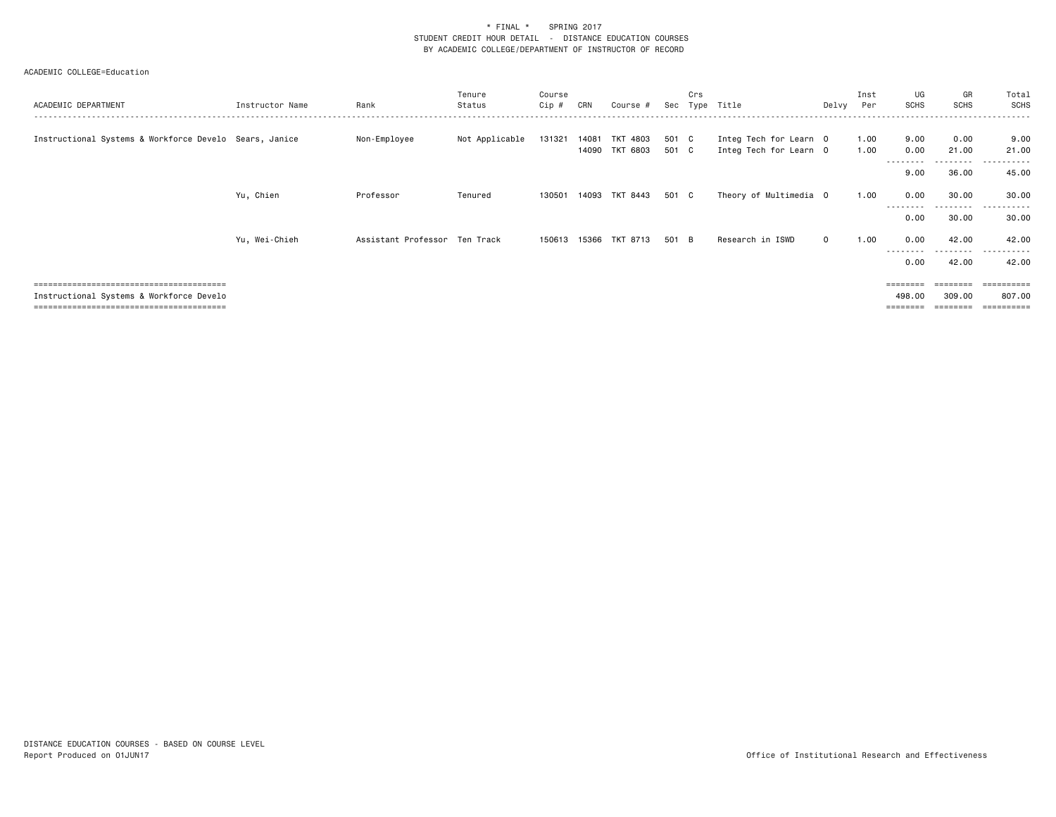\* FINAL \* SPRING 2017
STUDENT CREDIT HOUR DETAIL - DISTANCE EDUCATION COURSES
BY ACADEMIC COLLEGE/DEPARTMENT OF INSTRUCTOR OF RECORD

ACADEMIC COLLEGE=Education

| ACADEMIC DEPARTMENT | Instructor Name | Rank | Tenure Status | Course Cip # | CRN | Course # | Sec | Crs Type | Title | Delvy | Inst Per | UG SCHS | GR SCHS | Total SCHS |
|---|---|---|---|---|---|---|---|---|---|---|---|---|---|---|
| Instructional Systems & Workforce Develo | Sears, Janice | Non-Employee | Not Applicable | 131321 | 14081 | TKT 4803 | 501 | C | Integ Tech for Learn | O | 1.00 | 9.00 | 0.00 | 9.00 |
| | | | | | 14090 | TKT 6803 | 501 | C | Integ Tech for Learn | O | 1.00 | 0.00 | 21.00 | 21.00 |
| | | | | | | | | | | | | 9.00 | 36.00 | 45.00 |
| | Yu, Chien | Professor | Tenured | 130501 | 14093 | TKT 8443 | 501 | C | Theory of Multimedia | O | 1.00 | 0.00 | 30.00 | 30.00 |
| | | | | | | | | | | | | 0.00 | 30.00 | 30.00 |
| | Yu, Wei-Chieh | Assistant Professor | Ten Track | 150613 | 15366 | TKT 8713 | 501 | B | Research in ISWD | O | 1.00 | 0.00 | 42.00 | 42.00 |
| | | | | | | | | | | | | 0.00 | 42.00 | 42.00 |
| Instructional Systems & Workforce Develo | | | | | | | | | | | | 498.00 | 309.00 | 807.00 |

DISTANCE EDUCATION COURSES - BASED ON COURSE LEVEL
Report Produced on 01JUN17

Office of Institutional Research and Effectiveness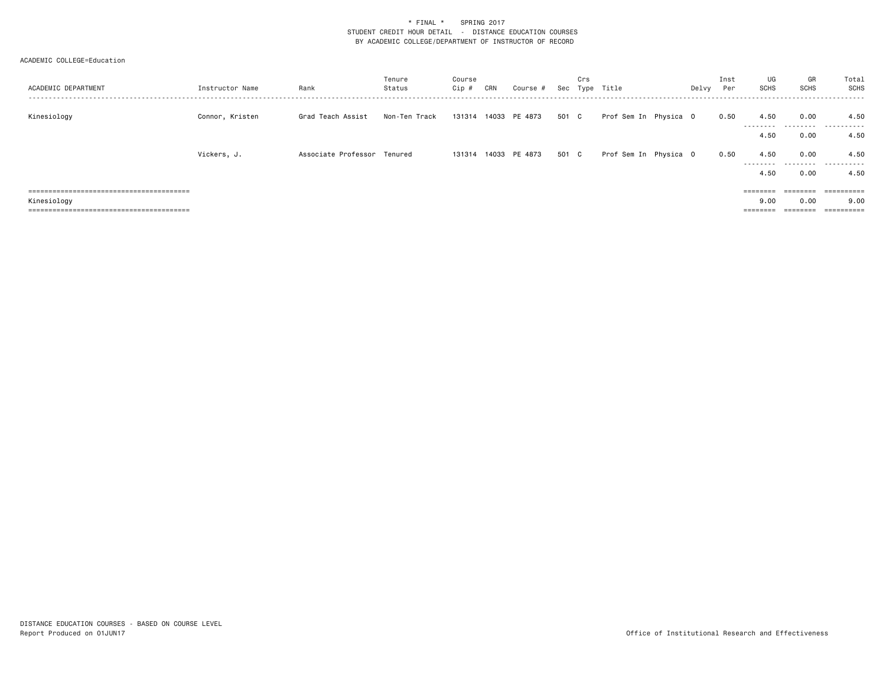\* FINAL \*    SPRING 2017
STUDENT CREDIT HOUR DETAIL - DISTANCE EDUCATION COURSES
BY ACADEMIC COLLEGE/DEPARTMENT OF INSTRUCTOR OF RECORD

ACADEMIC COLLEGE=Education

| ACADEMIC DEPARTMENT | Instructor Name | Rank | Tenure Status | Course Cip # | CRN | Course # | Sec | Crs Type | Title | Delvy | Inst Per | UG SCHS | GR SCHS | Total SCHS |
|---|---|---|---|---|---|---|---|---|---|---|---|---|---|---|
| Kinesiology | Connor, Kristen | Grad Teach Assist | Non-Ten Track | 131314 | 14033 | PE 4873 | 501 | C | Prof Sem In Physica | O | 0.50 | 4.50 | 0.00 | 4.50 |
| | | | | | | | | | | | | 4.50 | 0.00 | 4.50 |
| | Vickers, J. | Associate Professor | Tenured | 131314 | 14033 | PE 4873 | 501 | C | Prof Sem In Physica | O | 0.50 | 4.50 | 0.00 | 4.50 |
| | | | | | | | | | | | | 4.50 | 0.00 | 4.50 |
| Kinesiology | | | | | | | | | | | | 9.00 | 0.00 | 9.00 |

DISTANCE EDUCATION COURSES - BASED ON COURSE LEVEL
Report Produced on 01JUN17

Office of Institutional Research and Effectiveness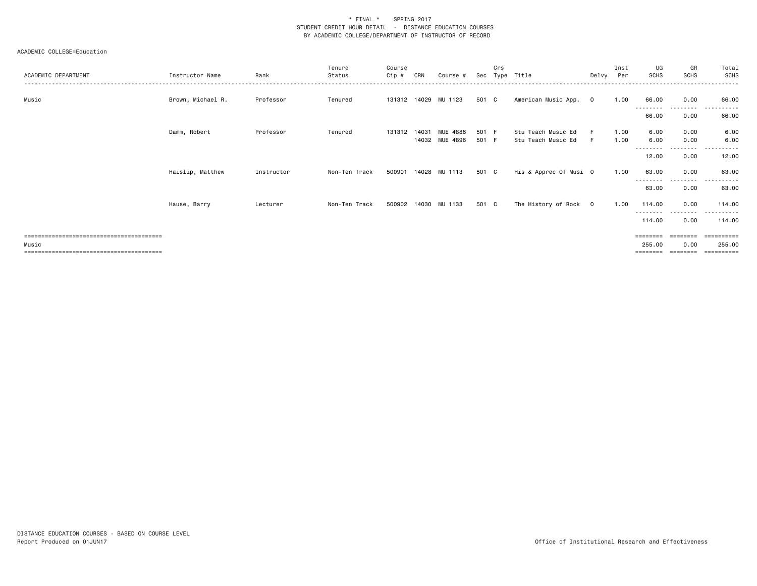\* FINAL \*    SPRING 2017
STUDENT CREDIT HOUR DETAIL - DISTANCE EDUCATION COURSES
BY ACADEMIC COLLEGE/DEPARTMENT OF INSTRUCTOR OF RECORD

ACADEMIC COLLEGE=Education

| ACADEMIC DEPARTMENT | Instructor Name | Rank | Tenure Status | Course Cip # | CRN | Course # | Sec | Crs Type | Title | Delvy | Inst Per | UG SCHS | GR SCHS | Total SCHS |
|---|---|---|---|---|---|---|---|---|---|---|---|---|---|---|
| Music | Brown, Michael R. | Professor | Tenured | 131312 | 14029 | MU 1123 | 501 | C | American Music App. | O | 1.00 | 66.00 | 0.00 | 66.00 |
| | | | | | | | | | | | | 66.00 | 0.00 | 66.00 |
| | Damm, Robert | Professor | Tenured | 131312 | 14031 | MUE 4886 | 501 | F | Stu Teach Music Ed | F | 1.00 | 6.00 | 0.00 | 6.00 |
| | | | | | 14032 | MUE 4896 | 501 | F | Stu Teach Music Ed | F | 1.00 | 6.00 | 0.00 | 6.00 |
| | | | | | | | | | | | | 12.00 | 0.00 | 12.00 |
| | Haislip, Matthew | Instructor | Non-Ten Track | 500901 | 14028 | MU 1113 | 501 | C | His & Apprec Of Musi | O | 1.00 | 63.00 | 0.00 | 63.00 |
| | | | | | | | | | | | | 63.00 | 0.00 | 63.00 |
| | Hause, Barry | Lecturer | Non-Ten Track | 500902 | 14030 | MU 1133 | 501 | C | The History of Rock | O | 1.00 | 114.00 | 0.00 | 114.00 |
| | | | | | | | | | | | | 114.00 | 0.00 | 114.00 |
| Music | | | | | | | | | | | | 255.00 | 0.00 | 255.00 |

DISTANCE EDUCATION COURSES - BASED ON COURSE LEVEL
Report Produced on 01JUN17

Office of Institutional Research and Effectiveness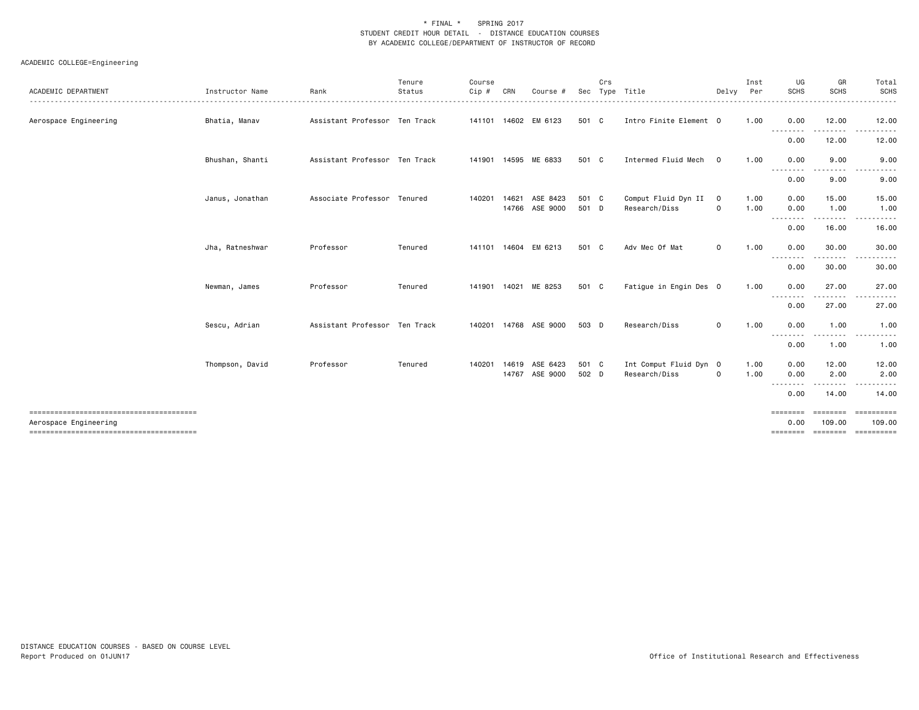\* FINAL \* SPRING 2017
STUDENT CREDIT HOUR DETAIL - DISTANCE EDUCATION COURSES
BY ACADEMIC COLLEGE/DEPARTMENT OF INSTRUCTOR OF RECORD

ACADEMIC COLLEGE=Engineering

| ACADEMIC DEPARTMENT | Instructor Name | Rank | Tenure Status | Course Cip # | CRN | Course # | Sec | Crs Type | Title | Delvy | Inst Per | UG SCHS | GR SCHS | Total SCHS |
|---|---|---|---|---|---|---|---|---|---|---|---|---|---|---|
| Aerospace Engineering | Bhatia, Manav | Assistant Professor | Ten Track | 141101 | 14602 | EM 6123 | 501 | C | Intro Finite Element | O | 1.00 | 0.00 | 12.00 | 12.00 |
| | | | | | | | | | | | | 0.00 | 12.00 | 12.00 |
| | Bhushan, Shanti | Assistant Professor | Ten Track | 141901 | 14595 | ME 6833 | 501 | C | Intermed Fluid Mech | O | 1.00 | 0.00 | 9.00 | 9.00 |
| | | | | | | | | | | | | 0.00 | 9.00 | 9.00 |
| | Janus, Jonathan | Associate Professor | Tenured | 140201 | 14621 | ASE 8423 | 501 | C | Comput Fluid Dyn II | O | 1.00 | 0.00 | 15.00 | 15.00 |
| | | | | | 14766 | ASE 9000 | 501 | D | Research/Diss | O | 1.00 | 0.00 | 1.00 | 1.00 |
| | | | | | | | | | | | | 0.00 | 16.00 | 16.00 |
| | Jha, Ratneshwar | Professor | Tenured | 141101 | 14604 | EM 6213 | 501 | C | Adv Mec Of Mat | O | 1.00 | 0.00 | 30.00 | 30.00 |
| | | | | | | | | | | | | 0.00 | 30.00 | 30.00 |
| | Newman, James | Professor | Tenured | 141901 | 14021 | ME 8253 | 501 | C | Fatigue in Engin Des | O | 1.00 | 0.00 | 27.00 | 27.00 |
| | | | | | | | | | | | | 0.00 | 27.00 | 27.00 |
| | Sescu, Adrian | Assistant Professor | Ten Track | 140201 | 14768 | ASE 9000 | 503 | D | Research/Diss | O | 1.00 | 0.00 | 1.00 | 1.00 |
| | | | | | | | | | | | | 0.00 | 1.00 | 1.00 |
| | Thompson, David | Professor | Tenured | 140201 | 14619 | ASE 6423 | 501 | C | Int Comput Fluid Dyn | O | 1.00 | 0.00 | 12.00 | 12.00 |
| | | | | | 14767 | ASE 9000 | 502 | D | Research/Diss | O | 1.00 | 0.00 | 2.00 | 2.00 |
| | | | | | | | | | | | | 0.00 | 14.00 | 14.00 |
| Aerospace Engineering | | | | | | | | | | | | 0.00 | 109.00 | 109.00 |

DISTANCE EDUCATION COURSES - BASED ON COURSE LEVEL
Report Produced on 01JUN17

Office of Institutional Research and Effectiveness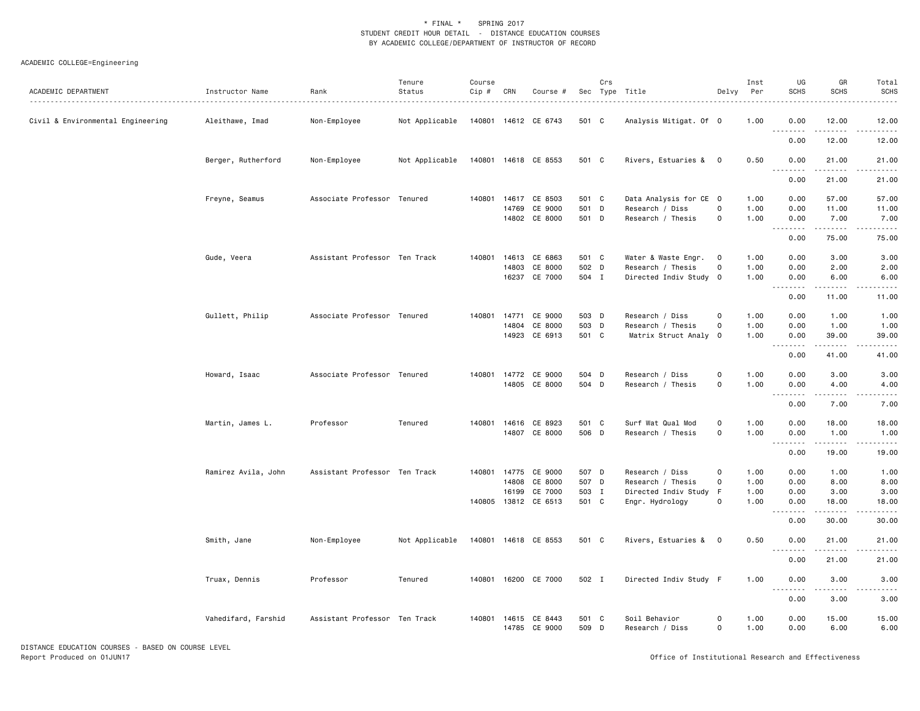\* FINAL \*    SPRING 2017
STUDENT CREDIT HOUR DETAIL - DISTANCE EDUCATION COURSES
BY ACADEMIC COLLEGE/DEPARTMENT OF INSTRUCTOR OF RECORD

ACADEMIC COLLEGE=Engineering

| ACADEMIC DEPARTMENT | Instructor Name | Rank | Tenure Status | Course Cip # | CRN | Course # | Sec | Crs Type | Title | Delvy | Inst Per | UG SCHS | GR SCHS | Total SCHS |
|---|---|---|---|---|---|---|---|---|---|---|---|---|---|---|
| Civil & Environmental Engineering | Aleithawe, Imad | Non-Employee | Not Applicable | 140801 | 14612 | CE 6743 | 501 | C | Analysis Mitigat. Of | O | 1.00 | 0.00 | 12.00 | 12.00 |
| | | | | | | | | | | | | 0.00 | 12.00 | 12.00 |
| | Berger, Rutherford | Non-Employee | Not Applicable | 140801 | 14618 | CE 8553 | 501 | C | Rivers, Estuaries & | O | 0.50 | 0.00 | 21.00 | 21.00 |
| | | | | | | | | | | | | 0.00 | 21.00 | 21.00 |
| | Freyne, Seamus | Associate Professor | Tenured | 140801 | 14617 | CE 8503 | 501 | C | Data Analysis for CE | O | 1.00 | 0.00 | 57.00 | 57.00 |
| | | | | | 14769 | CE 9000 | 501 | D | Research / Diss | O | 1.00 | 0.00 | 11.00 | 11.00 |
| | | | | | 14802 | CE 8000 | 501 | D | Research / Thesis | O | 1.00 | 0.00 | 7.00 | 7.00 |
| | | | | | | | | | | | | 0.00 | 75.00 | 75.00 |
| | Gude, Veera | Assistant Professor | Ten Track | 140801 | 14613 | CE 6863 | 501 | C | Water & Waste Engr. | O | 1.00 | 0.00 | 3.00 | 3.00 |
| | | | | | 14803 | CE 8000 | 502 | D | Research / Thesis | O | 1.00 | 0.00 | 2.00 | 2.00 |
| | | | | | 16237 | CE 7000 | 504 | I | Directed Indiv Study | O | 1.00 | 0.00 | 6.00 | 6.00 |
| | | | | | | | | | | | | 0.00 | 11.00 | 11.00 |
| | Gullett, Philip | Associate Professor | Tenured | 140801 | 14771 | CE 9000 | 503 | D | Research / Diss | O | 1.00 | 0.00 | 1.00 | 1.00 |
| | | | | | 14804 | CE 8000 | 503 | D | Research / Thesis | O | 1.00 | 0.00 | 1.00 | 1.00 |
| | | | | | 14923 | CE 6913 | 501 | C | Matrix Struct Analy | O | 1.00 | 0.00 | 39.00 | 39.00 |
| | | | | | | | | | | | | 0.00 | 41.00 | 41.00 |
| | Howard, Isaac | Associate Professor | Tenured | 140801 | 14772 | CE 9000 | 504 | D | Research / Diss | O | 1.00 | 0.00 | 3.00 | 3.00 |
| | | | | | 14805 | CE 8000 | 504 | D | Research / Thesis | O | 1.00 | 0.00 | 4.00 | 4.00 |
| | | | | | | | | | | | | 0.00 | 7.00 | 7.00 |
| | Martin, James L. | Professor | Tenured | 140801 | 14616 | CE 8923 | 501 | C | Surf Wat Qual Mod | O | 1.00 | 0.00 | 18.00 | 18.00 |
| | | | | | 14807 | CE 8000 | 506 | D | Research / Thesis | O | 1.00 | 0.00 | 1.00 | 1.00 |
| | | | | | | | | | | | | 0.00 | 19.00 | 19.00 |
| | Ramirez Avila, John | Assistant Professor | Ten Track | 140801 | 14775 | CE 9000 | 507 | D | Research / Diss | O | 1.00 | 0.00 | 1.00 | 1.00 |
| | | | | | 14808 | CE 8000 | 507 | D | Research / Thesis | O | 1.00 | 0.00 | 8.00 | 8.00 |
| | | | | | 16199 | CE 7000 | 503 | I | Directed Indiv Study | F | 1.00 | 0.00 | 3.00 | 3.00 |
| | | | | 140805 | 13812 | CE 6513 | 501 | C | Engr. Hydrology | O | 1.00 | 0.00 | 18.00 | 18.00 |
| | | | | | | | | | | | | 0.00 | 30.00 | 30.00 |
| | Smith, Jane | Non-Employee | Not Applicable | 140801 | 14618 | CE 8553 | 501 | C | Rivers, Estuaries & | O | 0.50 | 0.00 | 21.00 | 21.00 |
| | | | | | | | | | | | | 0.00 | 21.00 | 21.00 |
| | Truax, Dennis | Professor | Tenured | 140801 | 16200 | CE 7000 | 502 | I | Directed Indiv Study | F | 1.00 | 0.00 | 3.00 | 3.00 |
| | | | | | | | | | | | | 0.00 | 3.00 | 3.00 |
| | Vahedifard, Farshid | Assistant Professor | Ten Track | 140801 | 14615 | CE 8443 | 501 | C | Soil Behavior | O | 1.00 | 0.00 | 15.00 | 15.00 |
| | | | | | 14785 | CE 9000 | 509 | D | Research / Diss | O | 1.00 | 0.00 | 6.00 | 6.00 |

DISTANCE EDUCATION COURSES - BASED ON COURSE LEVEL
Report Produced on 01JUN17

Office of Institutional Research and Effectiveness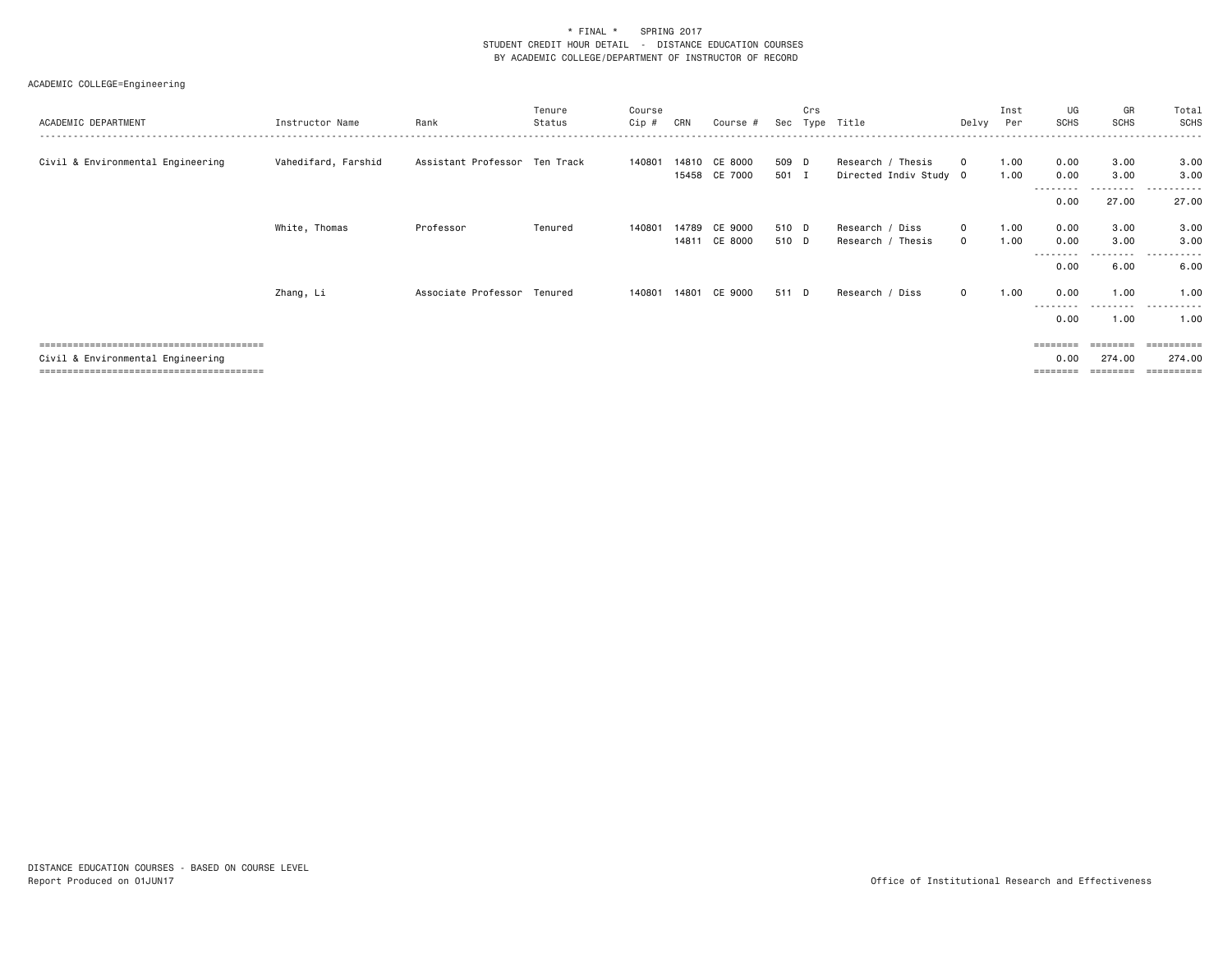\* FINAL \*    SPRING 2017
STUDENT CREDIT HOUR DETAIL - DISTANCE EDUCATION COURSES
BY ACADEMIC COLLEGE/DEPARTMENT OF INSTRUCTOR OF RECORD

ACADEMIC COLLEGE=Engineering

| ACADEMIC DEPARTMENT | Instructor Name | Rank | Tenure Status | Course Cip # | CRN | Course # | Sec | Crs Type | Title | Delvy | Inst Per | UG SCHS | GR SCHS | Total SCHS |
|---|---|---|---|---|---|---|---|---|---|---|---|---|---|---|
| Civil & Environmental Engineering | Vahedifard, Farshid | Assistant Professor | Ten Track | 140801 | 14810 | CE 8000 | 509 | D | Research / Thesis | O | 1.00 | 0.00 | 3.00 | 3.00 |
| | | | | | 15458 | CE 7000 | 501 | I | Directed Indiv Study | O | 1.00 | 0.00 | 3.00 | 3.00 |
| | | | | | | | | | | | | 0.00 | 27.00 | 27.00 |
| | White, Thomas | Professor | Tenured | 140801 | 14789 | CE 9000 | 510 | D | Research / Diss | O | 1.00 | 0.00 | 3.00 | 3.00 |
| | | | | | 14811 | CE 8000 | 510 | D | Research / Thesis | O | 1.00 | 0.00 | 3.00 | 3.00 |
| | | | | | | | | | | | | 0.00 | 6.00 | 6.00 |
| | Zhang, Li | Associate Professor | Tenured | 140801 | 14801 | CE 9000 | 511 | D | Research / Diss | O | 1.00 | 0.00 | 1.00 | 1.00 |
| | | | | | | | | | | | | 0.00 | 1.00 | 1.00 |
| Civil & Environmental Engineering | | | | | | | | | | | | 0.00 | 274.00 | 274.00 |

DISTANCE EDUCATION COURSES - BASED ON COURSE LEVEL
Report Produced on 01JUN17

Office of Institutional Research and Effectiveness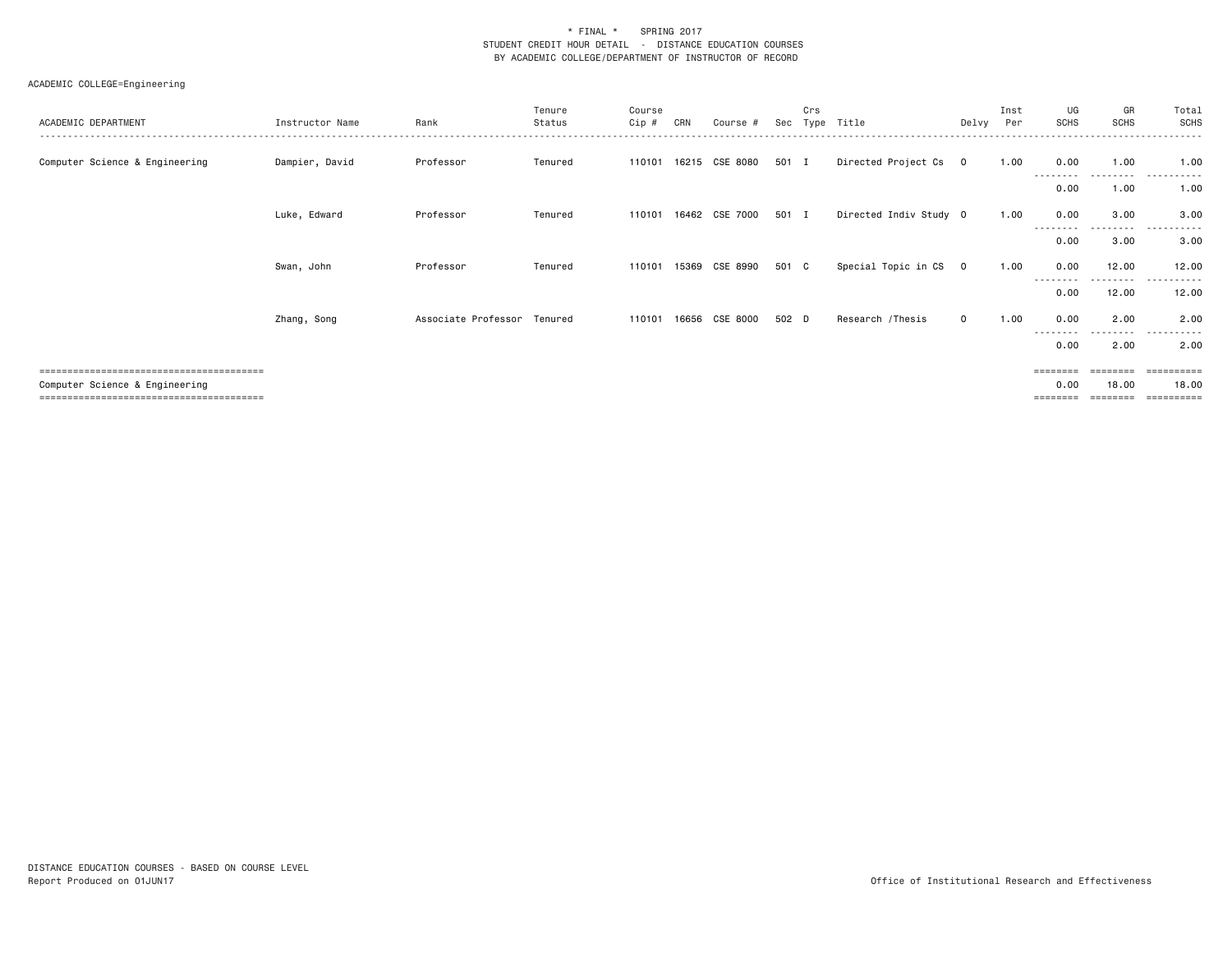\* FINAL \*    SPRING 2017
STUDENT CREDIT HOUR DETAIL - DISTANCE EDUCATION COURSES
BY ACADEMIC COLLEGE/DEPARTMENT OF INSTRUCTOR OF RECORD

ACADEMIC COLLEGE=Engineering

| ACADEMIC DEPARTMENT | Instructor Name | Rank | Tenure Status | Course Cip # | CRN | Course # | Sec | Crs Type | Title | Delvy | Inst Per | UG SCHS | GR SCHS | Total SCHS |
|---|---|---|---|---|---|---|---|---|---|---|---|---|---|---|
| Computer Science & Engineering | Dampier, David | Professor | Tenured | 110101 | 16215 | CSE 8080 | 501 | I | Directed Project Cs | O | 1.00 | 0.00 | 1.00 | 1.00 |
| | | | | | | | | | | | | 0.00 | 1.00 | 1.00 |
| | Luke, Edward | Professor | Tenured | 110101 | 16462 | CSE 7000 | 501 | I | Directed Indiv Study | O | 1.00 | 0.00 | 3.00 | 3.00 |
| | | | | | | | | | | | | 0.00 | 3.00 | 3.00 |
| | Swan, John | Professor | Tenured | 110101 | 15369 | CSE 8990 | 501 | C | Special Topic in CS | O | 1.00 | 0.00 | 12.00 | 12.00 |
| | | | | | | | | | | | | 0.00 | 12.00 | 12.00 |
| | Zhang, Song | Associate Professor | Tenured | 110101 | 16656 | CSE 8000 | 502 | D | Research /Thesis | O | 1.00 | 0.00 | 2.00 | 2.00 |
| | | | | | | | | | | | | 0.00 | 2.00 | 2.00 |
| Computer Science & Engineering | | | | | | | | | | | | 0.00 | 18.00 | 18.00 |

DISTANCE EDUCATION COURSES - BASED ON COURSE LEVEL
Report Produced on 01JUN17

Office of Institutional Research and Effectiveness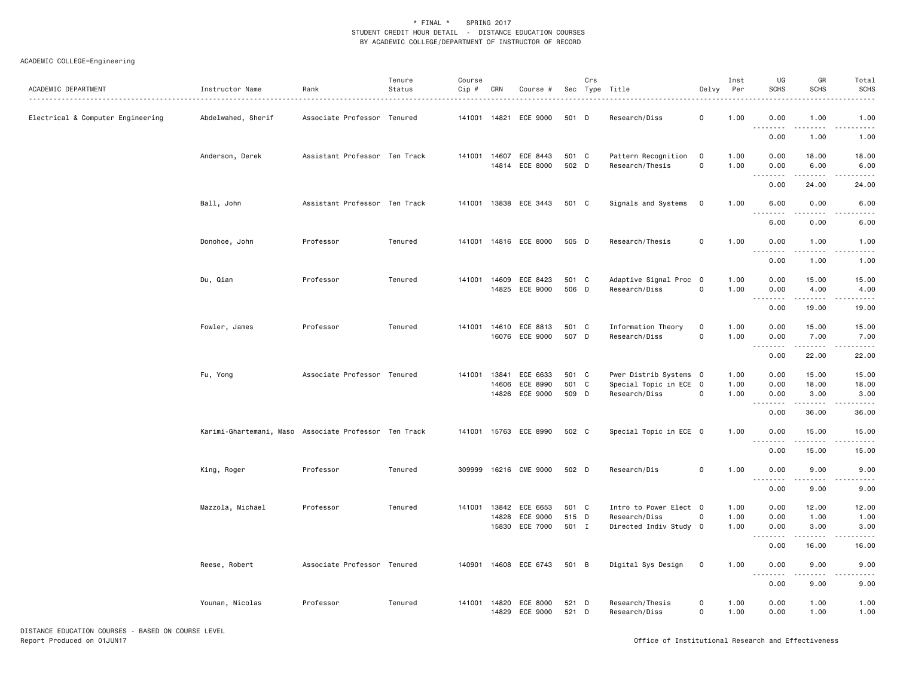\* FINAL \*    SPRING 2017
STUDENT CREDIT HOUR DETAIL - DISTANCE EDUCATION COURSES
BY ACADEMIC COLLEGE/DEPARTMENT OF INSTRUCTOR OF RECORD

ACADEMIC COLLEGE=Engineering

| ACADEMIC DEPARTMENT | Instructor Name | Rank | Tenure Status | Course Cip # | CRN | Course # | Sec | Crs Type | Title | Delvy | Inst Per | UG SCHS | GR SCHS | Total SCHS |
|---|---|---|---|---|---|---|---|---|---|---|---|---|---|---|
| Electrical & Computer Engineering | Abdelwahed, Sherif | Associate Professor | Tenured | 141001 | 14821 | ECE 9000 | 501 | D | Research/Diss | O | 1.00 | 0.00 | 1.00 | 1.00 |
| | | | | | | | | | | | | 0.00 | 1.00 | 1.00 |
| | Anderson, Derek | Assistant Professor | Ten Track | 141001 | 14607 | ECE 8443 | 501 | C | Pattern Recognition | O | 1.00 | 0.00 | 18.00 | 18.00 |
| | | | | | 14814 | ECE 8000 | 502 | D | Research/Thesis | O | 1.00 | 0.00 | 6.00 | 6.00 |
| | | | | | | | | | | | | 0.00 | 24.00 | 24.00 |
| | Ball, John | Assistant Professor | Ten Track | 141001 | 13838 | ECE 3443 | 501 | C | Signals and Systems | O | 1.00 | 6.00 | 0.00 | 6.00 |
| | | | | | | | | | | | | 6.00 | 0.00 | 6.00 |
| | Donohoe, John | Professor | Tenured | 141001 | 14816 | ECE 8000 | 505 | D | Research/Thesis | O | 1.00 | 0.00 | 1.00 | 1.00 |
| | | | | | | | | | | | | 0.00 | 1.00 | 1.00 |
| | Du, Qian | Professor | Tenured | 141001 | 14609 | ECE 8423 | 501 | C | Adaptive Signal Proc | O | 1.00 | 0.00 | 15.00 | 15.00 |
| | | | | | 14825 | ECE 9000 | 506 | D | Research/Diss | O | 1.00 | 0.00 | 4.00 | 4.00 |
| | | | | | | | | | | | | 0.00 | 19.00 | 19.00 |
| | Fowler, James | Professor | Tenured | 141001 | 14610 | ECE 8813 | 501 | C | Information Theory | O | 1.00 | 0.00 | 15.00 | 15.00 |
| | | | | | 16076 | ECE 9000 | 507 | D | Research/Diss | O | 1.00 | 0.00 | 7.00 | 7.00 |
| | | | | | | | | | | | | 0.00 | 22.00 | 22.00 |
| | Fu, Yong | Associate Professor | Tenured | 141001 | 13841 | ECE 6633 | 501 | C | Pwer Distrib Systems | O | 1.00 | 0.00 | 15.00 | 15.00 |
| | | | | | 14606 | ECE 8990 | 501 | C | Special Topic in ECE | O | 1.00 | 0.00 | 18.00 | 18.00 |
| | | | | | 14826 | ECE 9000 | 509 | D | Research/Diss | O | 1.00 | 0.00 | 3.00 | 3.00 |
| | | | | | | | | | | | | 0.00 | 36.00 | 36.00 |
| | Karimi-Ghartemani, Maso | Associate Professor | Ten Track | 141001 | 15763 | ECE 8990 | 502 | C | Special Topic in ECE | O | 1.00 | 0.00 | 15.00 | 15.00 |
| | | | | | | | | | | | | 0.00 | 15.00 | 15.00 |
| | King, Roger | Professor | Tenured | 309999 | 16216 | CME 9000 | 502 | D | Research/Dis | O | 1.00 | 0.00 | 9.00 | 9.00 |
| | | | | | | | | | | | | 0.00 | 9.00 | 9.00 |
| | Mazzola, Michael | Professor | Tenured | 141001 | 13842 | ECE 6653 | 501 | C | Intro to Power Elect | O | 1.00 | 0.00 | 12.00 | 12.00 |
| | | | | | 14828 | ECE 9000 | 515 | D | Research/Diss | O | 1.00 | 0.00 | 1.00 | 1.00 |
| | | | | | 15830 | ECE 7000 | 501 | I | Directed Indiv Study | O | 1.00 | 0.00 | 3.00 | 3.00 |
| | | | | | | | | | | | | 0.00 | 16.00 | 16.00 |
| | Reese, Robert | Associate Professor | Tenured | 140901 | 14608 | ECE 6743 | 501 | B | Digital Sys Design | O | 1.00 | 0.00 | 9.00 | 9.00 |
| | | | | | | | | | | | | 0.00 | 9.00 | 9.00 |
| | Younan, Nicolas | Professor | Tenured | 141001 | 14820 | ECE 8000 | 521 | D | Research/Thesis | O | 1.00 | 0.00 | 1.00 | 1.00 |
| | | | | | 14829 | ECE 9000 | 521 | D | Research/Diss | O | 1.00 | 0.00 | 1.00 | 1.00 |

DISTANCE EDUCATION COURSES - BASED ON COURSE LEVEL
Report Produced on 01JUN17

Office of Institutional Research and Effectiveness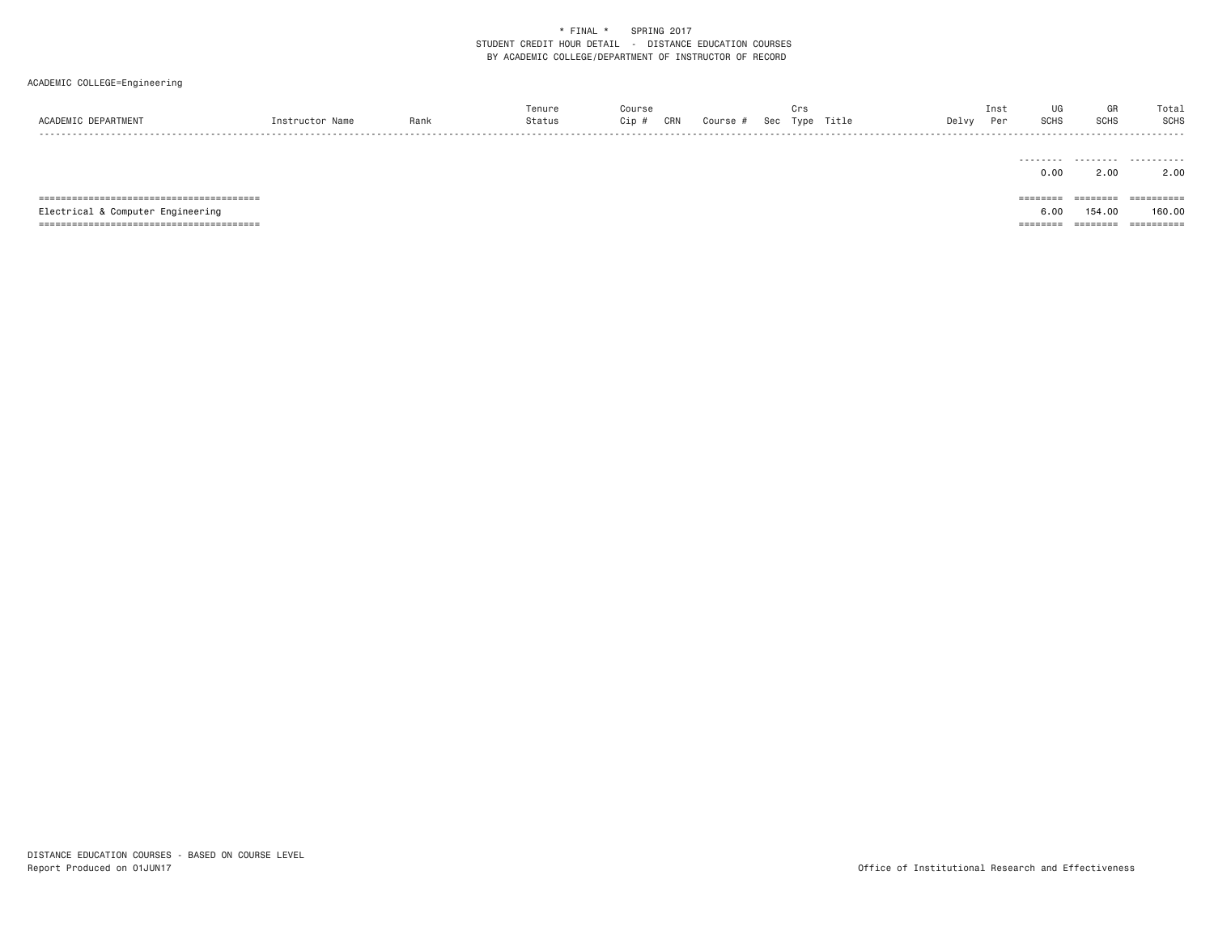\* FINAL \* SPRING 2017
STUDENT CREDIT HOUR DETAIL - DISTANCE EDUCATION COURSES
BY ACADEMIC COLLEGE/DEPARTMENT OF INSTRUCTOR OF RECORD

ACADEMIC COLLEGE=Engineering

| ACADEMIC DEPARTMENT | Instructor Name | Rank | Tenure Status | Course Cip # | CRN | Course # | Sec | Crs Type | Title | Delvy | Inst Per | UG SCHS | GR SCHS | Total SCHS |
|---|---|---|---|---|---|---|---|---|---|---|---|---|---|---|
| | | | | | | | | | | | | 0.00 | 2.00 | 2.00 |
| Electrical & Computer Engineering | | | | | | | | | | | | 6.00 | 154.00 | 160.00 |

DISTANCE EDUCATION COURSES - BASED ON COURSE LEVEL
Report Produced on 01JUN17

Office of Institutional Research and Effectiveness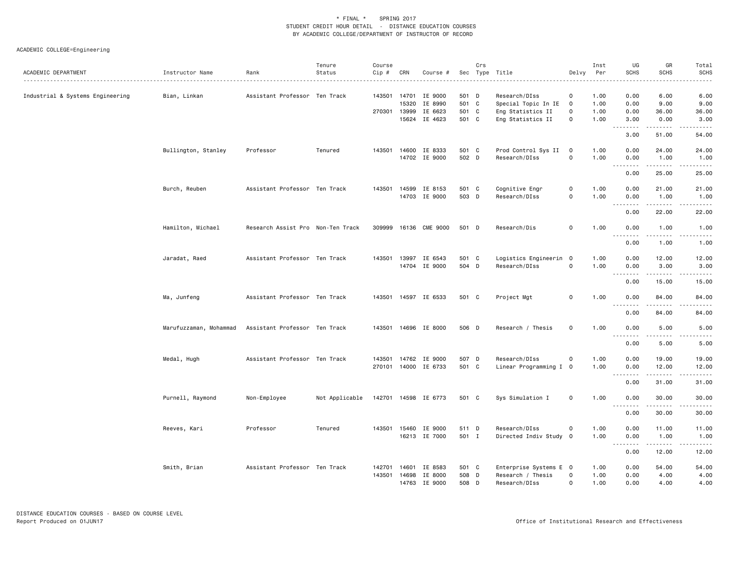\* FINAL \* SPRING 2017
STUDENT CREDIT HOUR DETAIL - DISTANCE EDUCATION COURSES
BY ACADEMIC COLLEGE/DEPARTMENT OF INSTRUCTOR OF RECORD

ACADEMIC COLLEGE=Engineering

| ACADEMIC DEPARTMENT | Instructor Name | Rank | Tenure Status | Course Cip # | CRN | Course # | Sec | Crs Type | Title | Delvy | Inst Per | UG SCHS | GR SCHS | Total SCHS |
|---|---|---|---|---|---|---|---|---|---|---|---|---|---|---|
| Industrial & Systems Engineering | Bian, Linkan | Assistant Professor | Ten Track | 143501 | 14701 | IE 9000 | 501 | D | Research/DIss | O | 1.00 | 0.00 | 6.00 | 6.00 |
| | | | | | 15320 | IE 8990 | 501 | C | Special Topic In IE | O | 1.00 | 0.00 | 9.00 | 9.00 |
| | | | | 270301 | 13999 | IE 6623 | 501 | C | Eng Statistics II | O | 1.00 | 0.00 | 36.00 | 36.00 |
| | | | | | 15624 | IE 4623 | 501 | C | Eng Statistics II | O | 1.00 | 3.00 | 0.00 | 3.00 |
| | | | | | | | | | | | | 3.00 | 51.00 | 54.00 |
| | Bullington, Stanley | Professor | Tenured | 143501 | 14600 | IE 8333 | 501 | C | Prod Control Sys II | O | 1.00 | 0.00 | 24.00 | 24.00 |
| | | | | | 14702 | IE 9000 | 502 | D | Research/DIss | O | 1.00 | 0.00 | 1.00 | 1.00 |
| | | | | | | | | | | | | 0.00 | 25.00 | 25.00 |
| | Burch, Reuben | Assistant Professor | Ten Track | 143501 | 14599 | IE 8153 | 501 | C | Cognitive Engr | O | 1.00 | 0.00 | 21.00 | 21.00 |
| | | | | | 14703 | IE 9000 | 503 | D | Research/DIss | O | 1.00 | 0.00 | 1.00 | 1.00 |
| | | | | | | | | | | | | 0.00 | 22.00 | 22.00 |
| | Hamilton, Michael | Research Assist Pro | Non-Ten Track | 309999 | 16136 | CME 9000 | 501 | D | Research/Dis | O | 1.00 | 0.00 | 1.00 | 1.00 |
| | | | | | | | | | | | | 0.00 | 1.00 | 1.00 |
| | Jaradat, Raed | Assistant Professor | Ten Track | 143501 | 13997 | IE 6543 | 501 | C | Logistics Engineerin | O | 1.00 | 0.00 | 12.00 | 12.00 |
| | | | | | 14704 | IE 9000 | 504 | D | Research/DIss | O | 1.00 | 0.00 | 3.00 | 3.00 |
| | | | | | | | | | | | | 0.00 | 15.00 | 15.00 |
| | Ma, Junfeng | Assistant Professor | Ten Track | 143501 | 14597 | IE 6533 | 501 | C | Project Mgt | O | 1.00 | 0.00 | 84.00 | 84.00 |
| | | | | | | | | | | | | 0.00 | 84.00 | 84.00 |
| | Marufuzzaman, Mohammad | Assistant Professor | Ten Track | 143501 | 14696 | IE 8000 | 506 | D | Research / Thesis | O | 1.00 | 0.00 | 5.00 | 5.00 |
| | | | | | | | | | | | | 0.00 | 5.00 | 5.00 |
| | Medal, Hugh | Assistant Professor | Ten Track | 143501 | 14762 | IE 9000 | 507 | D | Research/DIss | O | 1.00 | 0.00 | 19.00 | 19.00 |
| | | | | 270101 | 14000 | IE 6733 | 501 | C | Linear Programming I | O | 1.00 | 0.00 | 12.00 | 12.00 |
| | | | | | | | | | | | | 0.00 | 31.00 | 31.00 |
| | Purnell, Raymond | Non-Employee | Not Applicable | 142701 | 14598 | IE 6773 | 501 | C | Sys Simulation I | O | 1.00 | 0.00 | 30.00 | 30.00 |
| | | | | | | | | | | | | 0.00 | 30.00 | 30.00 |
| | Reeves, Kari | Professor | Tenured | 143501 | 15460 | IE 9000 | 511 | D | Research/DIss | O | 1.00 | 0.00 | 11.00 | 11.00 |
| | | | | | 16213 | IE 7000 | 501 | I | Directed Indiv Study | O | 1.00 | 0.00 | 1.00 | 1.00 |
| | | | | | | | | | | | | 0.00 | 12.00 | 12.00 |
| | Smith, Brian | Assistant Professor | Ten Track | 142701 | 14601 | IE 8583 | 501 | C | Enterprise Systems E | O | 1.00 | 0.00 | 54.00 | 54.00 |
| | | | | 143501 | 14698 | IE 8000 | 508 | D | Research / Thesis | O | 1.00 | 0.00 | 4.00 | 4.00 |
| | | | | | 14763 | IE 9000 | 508 | D | Research/DIss | O | 1.00 | 0.00 | 4.00 | 4.00 |

DISTANCE EDUCATION COURSES - BASED ON COURSE LEVEL
Report Produced on 01JUN17

Office of Institutional Research and Effectiveness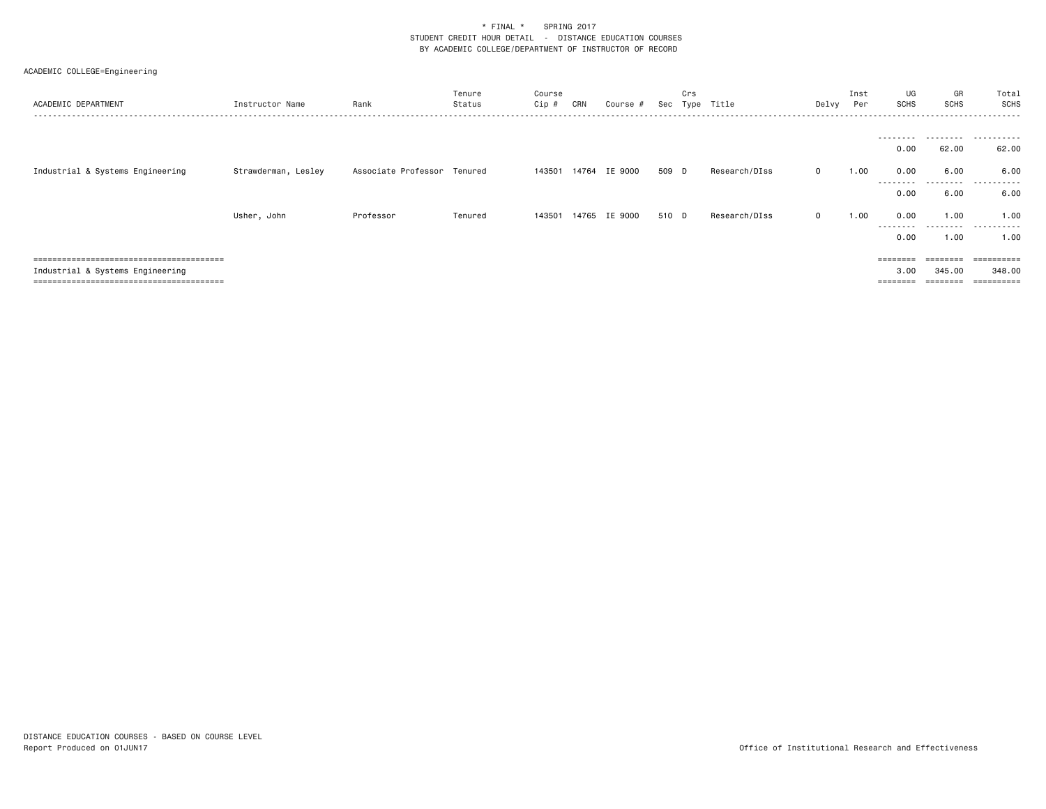\* FINAL \*    SPRING 2017
STUDENT CREDIT HOUR DETAIL - DISTANCE EDUCATION COURSES
BY ACADEMIC COLLEGE/DEPARTMENT OF INSTRUCTOR OF RECORD

ACADEMIC COLLEGE=Engineering

| ACADEMIC DEPARTMENT | Instructor Name | Rank | Tenure Status | Course Cip # | CRN | Course # | Sec | Crs Type | Title | Delvy | Inst Per | UG SCHS | GR SCHS | Total SCHS |
|---|---|---|---|---|---|---|---|---|---|---|---|---|---|---|
| | | | | | | | | | | | | 0.00 | 62.00 | 62.00 |
| Industrial & Systems Engineering | Strawderman, Lesley | Associate Professor | Tenured | 143501 | 14764 | IE 9000 | 509 | D | Research/DIss | 0 | 1.00 | 0.00 | 6.00 | 6.00 |
| | | | | | | | | | | | | 0.00 | 6.00 | 6.00 |
| | Usher, John | Professor | Tenured | 143501 | 14765 | IE 9000 | 510 | D | Research/DIss | 0 | 1.00 | 0.00 | 1.00 | 1.00 |
| | | | | | | | | | | | | 0.00 | 1.00 | 1.00 |
| Industrial & Systems Engineering | | | | | | | | | | | | 3.00 | 345.00 | 348.00 |

DISTANCE EDUCATION COURSES - BASED ON COURSE LEVEL
Report Produced on 01JUN17

Office of Institutional Research and Effectiveness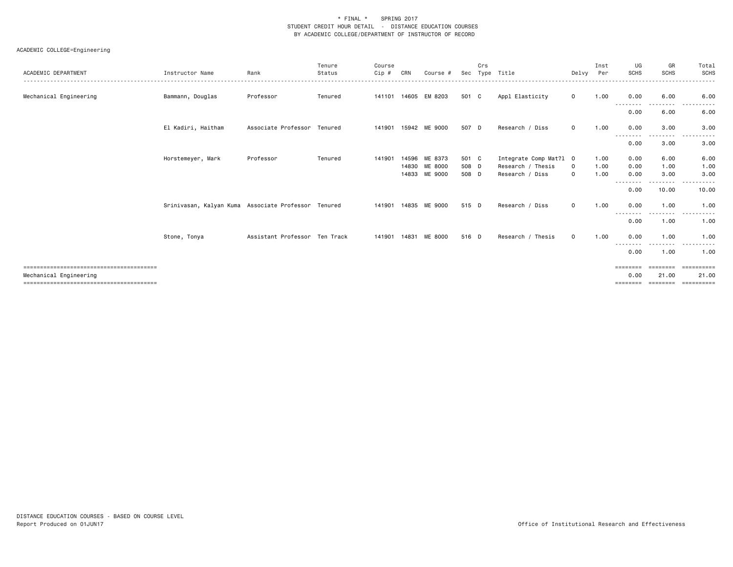\* FINAL \* SPRING 2017
STUDENT CREDIT HOUR DETAIL - DISTANCE EDUCATION COURSES
BY ACADEMIC COLLEGE/DEPARTMENT OF INSTRUCTOR OF RECORD

ACADEMIC COLLEGE=Engineering

| ACADEMIC DEPARTMENT | Instructor Name | Rank | Tenure Status | Course Cip # | CRN | Course # | Sec | Crs Type | Title | Delvy | Inst Per | UG SCHS | GR SCHS | Total SCHS |
|---|---|---|---|---|---|---|---|---|---|---|---|---|---|---|
| Mechanical Engineering | Bammann, Douglas | Professor | Tenured | 141101 | 14605 | EM 8203 | 501 | C | Appl Elasticity | O | 1.00 | 0.00 | 6.00 | 6.00 |
| | | | | | | | | | | | | 0.00 | 6.00 | 6.00 |
| | El Kadiri, Haitham | Associate Professor | Tenured | 141901 | 15942 | ME 9000 | 507 | D | Research / Diss | O | 1.00 | 0.00 | 3.00 | 3.00 |
| | | | | | | | | | | | | 0.00 | 3.00 | 3.00 |
| | Horstemeyer, Mark | Professor | Tenured | 141901 | 14596 | ME 8373 | 501 | C | Integrate Comp Mat?l | O | 1.00 | 0.00 | 6.00 | 6.00 |
| | | | | | 14830 | ME 8000 | 508 | D | Research / Thesis | O | 1.00 | 0.00 | 1.00 | 1.00 |
| | | | | | 14833 | ME 9000 | 508 | D | Research / Diss | O | 1.00 | 0.00 | 3.00 | 3.00 |
| | | | | | | | | | | | | 0.00 | 10.00 | 10.00 |
| | Srinivasan, Kalyan Kuma | Associate Professor | Tenured | 141901 | 14835 | ME 9000 | 515 | D | Research / Diss | O | 1.00 | 0.00 | 1.00 | 1.00 |
| | | | | | | | | | | | | 0.00 | 1.00 | 1.00 |
| | Stone, Tonya | Assistant Professor | Ten Track | 141901 | 14831 | ME 8000 | 516 | D | Research / Thesis | O | 1.00 | 0.00 | 1.00 | 1.00 |
| | | | | | | | | | | | | 0.00 | 1.00 | 1.00 |
| Mechanical Engineering | | | | | | | | | | | | 0.00 | 21.00 | 21.00 |

DISTANCE EDUCATION COURSES - BASED ON COURSE LEVEL
Report Produced on 01JUN17

Office of Institutional Research and Effectiveness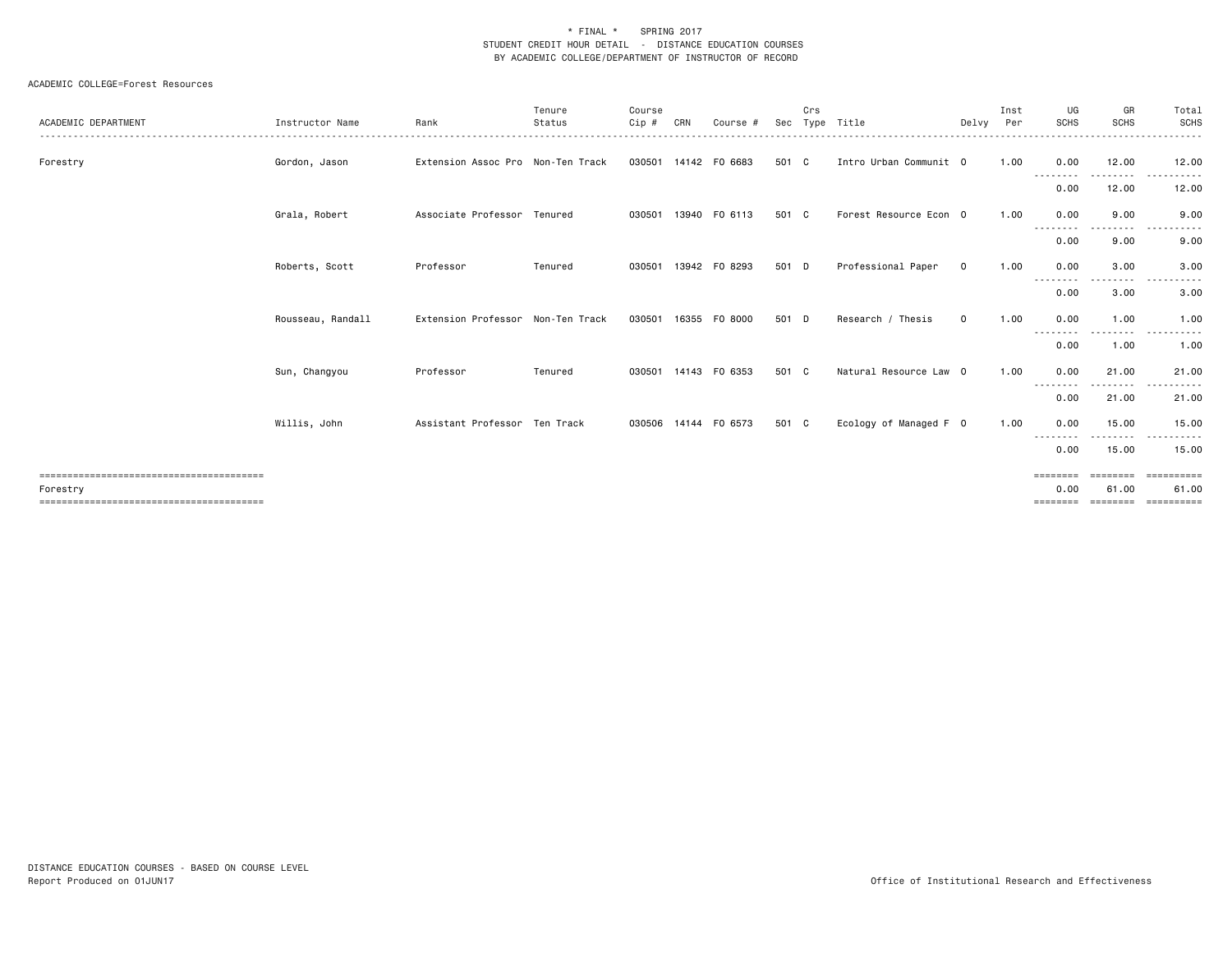\* FINAL \* SPRING 2017
STUDENT CREDIT HOUR DETAIL - DISTANCE EDUCATION COURSES
BY ACADEMIC COLLEGE/DEPARTMENT OF INSTRUCTOR OF RECORD

ACADEMIC COLLEGE=Forest Resources

| ACADEMIC DEPARTMENT | Instructor Name | Rank | Tenure Status | Course Cip # | CRN | Course # | Sec | Crs Type | Title | Delvy | Inst Per | UG SCHS | GR SCHS | Total SCHS |
|---|---|---|---|---|---|---|---|---|---|---|---|---|---|---|
| Forestry | Gordon, Jason | Extension Assoc Pro | Non-Ten Track | 030501 | 14142 | FO 6683 | 501 | C | Intro Urban Communit | O | 1.00 | 0.00 | 12.00 | 12.00 |
| | | | | | | | | | | | | 0.00 | 12.00 | 12.00 |
| | Grala, Robert | Associate Professor | Tenured | 030501 | 13940 | FO 6113 | 501 | C | Forest Resource Econ | O | 1.00 | 0.00 | 9.00 | 9.00 |
| | | | | | | | | | | | | 0.00 | 9.00 | 9.00 |
| | Roberts, Scott | Professor | Tenured | 030501 | 13942 | FO 8293 | 501 | D | Professional Paper | O | 1.00 | 0.00 | 3.00 | 3.00 |
| | | | | | | | | | | | | 0.00 | 3.00 | 3.00 |
| | Rousseau, Randall | Extension Professor | Non-Ten Track | 030501 | 16355 | FO 8000 | 501 | D | Research / Thesis | O | 1.00 | 0.00 | 1.00 | 1.00 |
| | | | | | | | | | | | | 0.00 | 1.00 | 1.00 |
| | Sun, Changyou | Professor | Tenured | 030501 | 14143 | FO 6353 | 501 | C | Natural Resource Law | O | 1.00 | 0.00 | 21.00 | 21.00 |
| | | | | | | | | | | | | 0.00 | 21.00 | 21.00 |
| | Willis, John | Assistant Professor | Ten Track | 030506 | 14144 | FO 6573 | 501 | C | Ecology of Managed F | O | 1.00 | 0.00 | 15.00 | 15.00 |
| | | | | | | | | | | | | 0.00 | 15.00 | 15.00 |
| Forestry | | | | | | | | | | | | 0.00 | 61.00 | 61.00 |

DISTANCE EDUCATION COURSES - BASED ON COURSE LEVEL
Report Produced on 01JUN17

Office of Institutional Research and Effectiveness